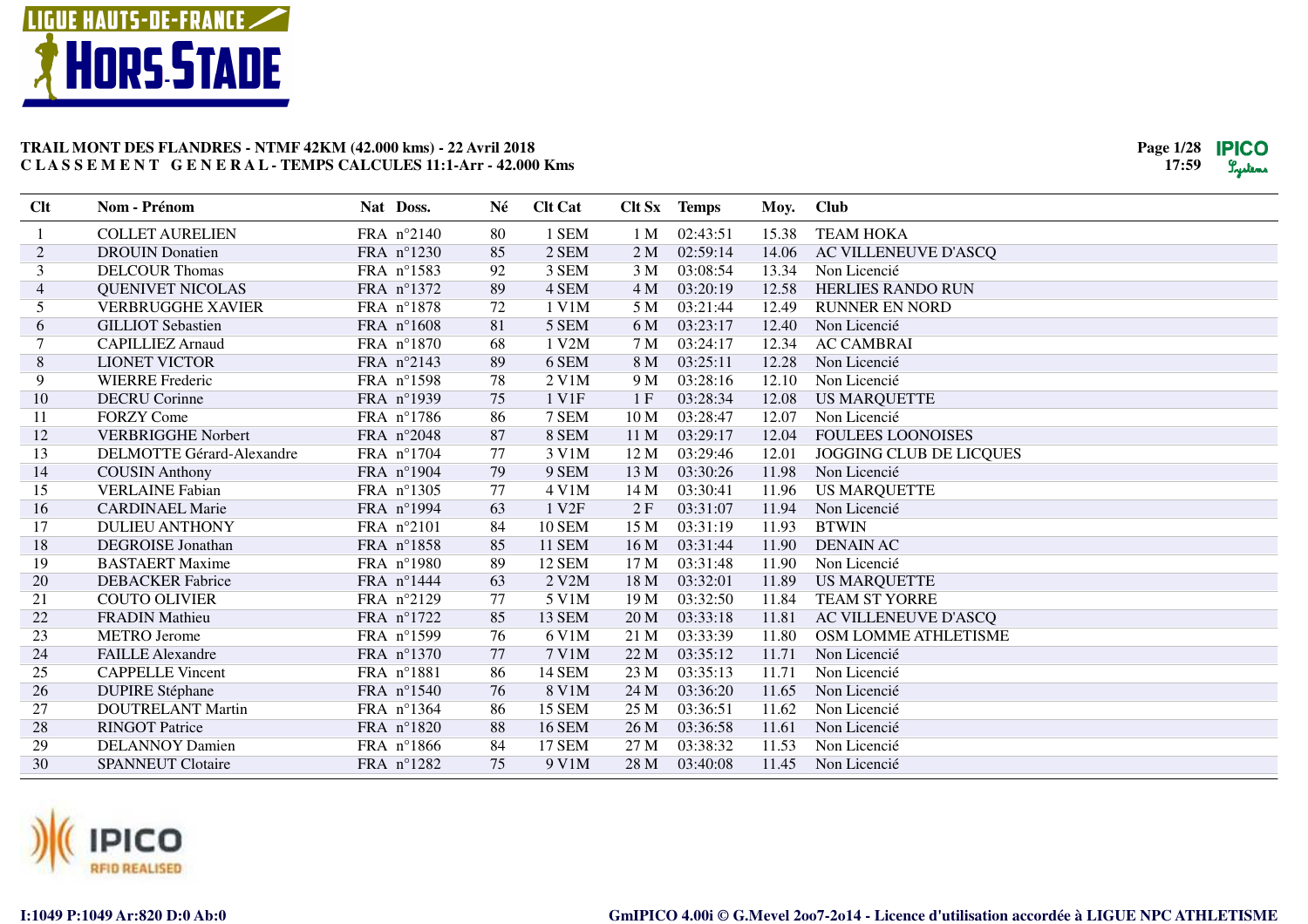**TRAIL MONT DES FLANDRES - NTMF 42KM (42.000 kms) - 22 Avril 2018**
**C L A S S E M E N T   G E N E R A L - TEMPS CALCULES 11:1-Arr - 42.000 Kms**

| Clt | Nom - Prénom | Nat | Doss. | Né | Clt Cat | Clt Sx | Temps | Moy. | Club |
|---|---|---|---|---|---|---|---|---|---|
| 1 | COLLET AURELIEN | FRA | n°2140 | 80 | 1 SEM | 1 M | 02:43:51 | 15.38 | TEAM HOKA |
| 2 | DROUIN Donatien | FRA | n°1230 | 85 | 2 SEM | 2 M | 02:59:14 | 14.06 | AC VILLENEUVE D'ASCQ |
| 3 | DELCOUR Thomas | FRA | n°1583 | 92 | 3 SEM | 3 M | 03:08:54 | 13.34 | Non Licencié |
| 4 | QUENIVET NICOLAS | FRA | n°1372 | 89 | 4 SEM | 4 M | 03:20:19 | 12.58 | HERLIES RANDO RUN |
| 5 | VERBRUGGHE XAVIER | FRA | n°1878 | 72 | 1 V1M | 5 M | 03:21:44 | 12.49 | RUNNER EN NORD |
| 6 | GILLIOT Sebastien | FRA | n°1608 | 81 | 5 SEM | 6 M | 03:23:17 | 12.40 | Non Licencié |
| 7 | CAPILLIEZ Arnaud | FRA | n°1870 | 68 | 1 V2M | 7 M | 03:24:17 | 12.34 | AC CAMBRAI |
| 8 | LIONET VICTOR | FRA | n°2143 | 89 | 6 SEM | 8 M | 03:25:11 | 12.28 | Non Licencié |
| 9 | WIERRE Frederic | FRA | n°1598 | 78 | 2 V1M | 9 M | 03:28:16 | 12.10 | Non Licencié |
| 10 | DECRU Corinne | FRA | n°1939 | 75 | 1 V1F | 1 F | 03:28:34 | 12.08 | US MARQUETTE |
| 11 | FORZY Come | FRA | n°1786 | 86 | 7 SEM | 10 M | 03:28:47 | 12.07 | Non Licencié |
| 12 | VERBRIGGHE Norbert | FRA | n°2048 | 87 | 8 SEM | 11 M | 03:29:17 | 12.04 | FOULEES LOONOISES |
| 13 | DELMOTTE Gérard-Alexandre | FRA | n°1704 | 77 | 3 V1M | 12 M | 03:29:46 | 12.01 | JOGGING CLUB DE LICQUES |
| 14 | COUSIN Anthony | FRA | n°1904 | 79 | 9 SEM | 13 M | 03:30:26 | 11.98 | Non Licencié |
| 15 | VERLAINE Fabian | FRA | n°1305 | 77 | 4 V1M | 14 M | 03:30:41 | 11.96 | US MARQUETTE |
| 16 | CARDINAEL Marie | FRA | n°1994 | 63 | 1 V2F | 2 F | 03:31:07 | 11.94 | Non Licencié |
| 17 | DULIEU ANTHONY | FRA | n°2101 | 84 | 10 SEM | 15 M | 03:31:19 | 11.93 | BTWIN |
| 18 | DEGROISE Jonathan | FRA | n°1858 | 85 | 11 SEM | 16 M | 03:31:44 | 11.90 | DENAIN AC |
| 19 | BASTAERT Maxime | FRA | n°1980 | 89 | 12 SEM | 17 M | 03:31:48 | 11.90 | Non Licencié |
| 20 | DEBACKER Fabrice | FRA | n°1444 | 63 | 2 V2M | 18 M | 03:32:01 | 11.89 | US MARQUETTE |
| 21 | COUTO OLIVIER | FRA | n°2129 | 77 | 5 V1M | 19 M | 03:32:50 | 11.84 | TEAM ST YORRE |
| 22 | FRADIN Mathieu | FRA | n°1722 | 85 | 13 SEM | 20 M | 03:33:18 | 11.81 | AC VILLENEUVE D'ASCQ |
| 23 | METRO Jerome | FRA | n°1599 | 76 | 6 V1M | 21 M | 03:33:39 | 11.80 | OSM LOMME ATHLETISME |
| 24 | FAILLE Alexandre | FRA | n°1370 | 77 | 7 V1M | 22 M | 03:35:12 | 11.71 | Non Licencié |
| 25 | CAPPELLE Vincent | FRA | n°1881 | 86 | 14 SEM | 23 M | 03:35:13 | 11.71 | Non Licencié |
| 26 | DUPIRE Stéphane | FRA | n°1540 | 76 | 8 V1M | 24 M | 03:36:20 | 11.65 | Non Licencié |
| 27 | DOUTRELANT Martin | FRA | n°1364 | 86 | 15 SEM | 25 M | 03:36:51 | 11.62 | Non Licencié |
| 28 | RINGOT Patrice | FRA | n°1820 | 88 | 16 SEM | 26 M | 03:36:58 | 11.61 | Non Licencié |
| 29 | DELANNOY Damien | FRA | n°1866 | 84 | 17 SEM | 27 M | 03:38:32 | 11.53 | Non Licencié |
| 30 | SPANNEUT Clotaire | FRA | n°1282 | 75 | 9 V1M | 28 M | 03:40:08 | 11.45 | Non Licencié |

I:1049 P:1049 Ar:820 D:0 Ab:0

GmIPICO 4.00i © G.Mevel 2oo7-2o14 - Licence d'utilisation accordée à LIGUE NPC ATHLETISME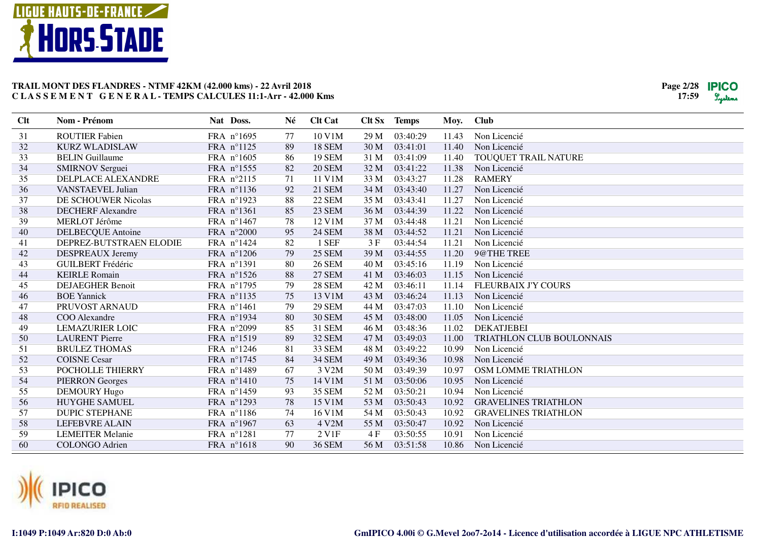# TRAIL MONT DES FLANDRES - NTMF 42KM (42.000 kms) - 22 Avril 2018
## C L A S S E M E N T G E N E R A L - TEMPS CALCULES 11:1-Arr - 42.000 Kms

| Clt | Nom - Prénom | Nat | Doss. | Né | Clt Cat | Clt Sx | Temps | Moy. | Club |
|---|---|---|---|---|---|---|---|---|---|
| 31 | ROUTIER Fabien | FRA | n°1695 | 77 | 10 V1M | 29 M | 03:40:29 | 11.43 | Non Licencié |
| 32 | KURZ WLADISLAW | FRA | n°1125 | 89 | 18 SEM | 30 M | 03:41:01 | 11.40 | Non Licencié |
| 33 | BELIN Guillaume | FRA | n°1605 | 86 | 19 SEM | 31 M | 03:41:09 | 11.40 | TOUQUET TRAIL NATURE |
| 34 | SMIRNOV Serguei | FRA | n°1555 | 82 | 20 SEM | 32 M | 03:41:22 | 11.38 | Non Licencié |
| 35 | DELPLACE ALEXANDRE | FRA | n°2115 | 71 | 11 V1M | 33 M | 03:43:27 | 11.28 | RAMERY |
| 36 | VANSTAEVEL Julian | FRA | n°1136 | 92 | 21 SEM | 34 M | 03:43:40 | 11.27 | Non Licencié |
| 37 | DE SCHOUWER Nicolas | FRA | n°1923 | 88 | 22 SEM | 35 M | 03:43:41 | 11.27 | Non Licencié |
| 38 | DECHERF Alexandre | FRA | n°1361 | 85 | 23 SEM | 36 M | 03:44:39 | 11.22 | Non Licencié |
| 39 | MERLOT Jérôme | FRA | n°1467 | 78 | 12 V1M | 37 M | 03:44:48 | 11.21 | Non Licencié |
| 40 | DELBECQUE Antoine | FRA | n°2000 | 95 | 24 SEM | 38 M | 03:44:52 | 11.21 | Non Licencié |
| 41 | DEPREZ-BUTSTRAEN ELODIE | FRA | n°1424 | 82 | 1 SEF | 3 F | 03:44:54 | 11.21 | Non Licencié |
| 42 | DESPREAUX Jeremy | FRA | n°1206 | 79 | 25 SEM | 39 M | 03:44:55 | 11.20 | 9@THE TREE |
| 43 | GUILBERT Frédéric | FRA | n°1391 | 80 | 26 SEM | 40 M | 03:45:16 | 11.19 | Non Licencié |
| 44 | KEIRLE Romain | FRA | n°1526 | 88 | 27 SEM | 41 M | 03:46:03 | 11.15 | Non Licencié |
| 45 | DEJAEGHER Benoit | FRA | n°1795 | 79 | 28 SEM | 42 M | 03:46:11 | 11.14 | FLEURBAIX J'Y COURS |
| 46 | BOE Yannick | FRA | n°1135 | 75 | 13 V1M | 43 M | 03:46:24 | 11.13 | Non Licencié |
| 47 | PRUVOST ARNAUD | FRA | n°1461 | 79 | 29 SEM | 44 M | 03:47:03 | 11.10 | Non Licencié |
| 48 | COO Alexandre | FRA | n°1934 | 80 | 30 SEM | 45 M | 03:48:00 | 11.05 | Non Licencié |
| 49 | LEMAZURIER LOIC | FRA | n°2099 | 85 | 31 SEM | 46 M | 03:48:36 | 11.02 | DEKATJEBEI |
| 50 | LAURENT Pierre | FRA | n°1519 | 89 | 32 SEM | 47 M | 03:49:03 | 11.00 | TRIATHLON CLUB BOULONNAIS |
| 51 | BRULEZ THOMAS | FRA | n°1246 | 81 | 33 SEM | 48 M | 03:49:22 | 10.99 | Non Licencié |
| 52 | COISNE Cesar | FRA | n°1745 | 84 | 34 SEM | 49 M | 03:49:36 | 10.98 | Non Licencié |
| 53 | POCHOLLE THIERRY | FRA | n°1489 | 67 | 3 V2M | 50 M | 03:49:39 | 10.97 | OSM LOMME TRIATHLON |
| 54 | PIERRON Georges | FRA | n°1410 | 75 | 14 V1M | 51 M | 03:50:06 | 10.95 | Non Licencié |
| 55 | DEMOURY Hugo | FRA | n°1459 | 93 | 35 SEM | 52 M | 03:50:21 | 10.94 | Non Licencié |
| 56 | HUYGHE SAMUEL | FRA | n°1293 | 78 | 15 V1M | 53 M | 03:50:43 | 10.92 | GRAVELINES TRIATHLON |
| 57 | DUPIC STEPHANE | FRA | n°1186 | 74 | 16 V1M | 54 M | 03:50:43 | 10.92 | GRAVELINES TRIATHLON |
| 58 | LEFEBVRE ALAIN | FRA | n°1967 | 63 | 4 V2M | 55 M | 03:50:47 | 10.92 | Non Licencié |
| 59 | LEMEITER Melanie | FRA | n°1281 | 77 | 2 V1F | 4 F | 03:50:55 | 10.91 | Non Licencié |
| 60 | COLONGO Adrien | FRA | n°1618 | 90 | 36 SEM | 56 M | 03:51:58 | 10.86 | Non Licencié |

I:1049 P:1049 Ar:820 D:0 Ab:0

GmIPICO 4.00i © G.Mevel 2oo7-2o14 - Licence d'utilisation accordée à LIGUE NPC ATHLETISME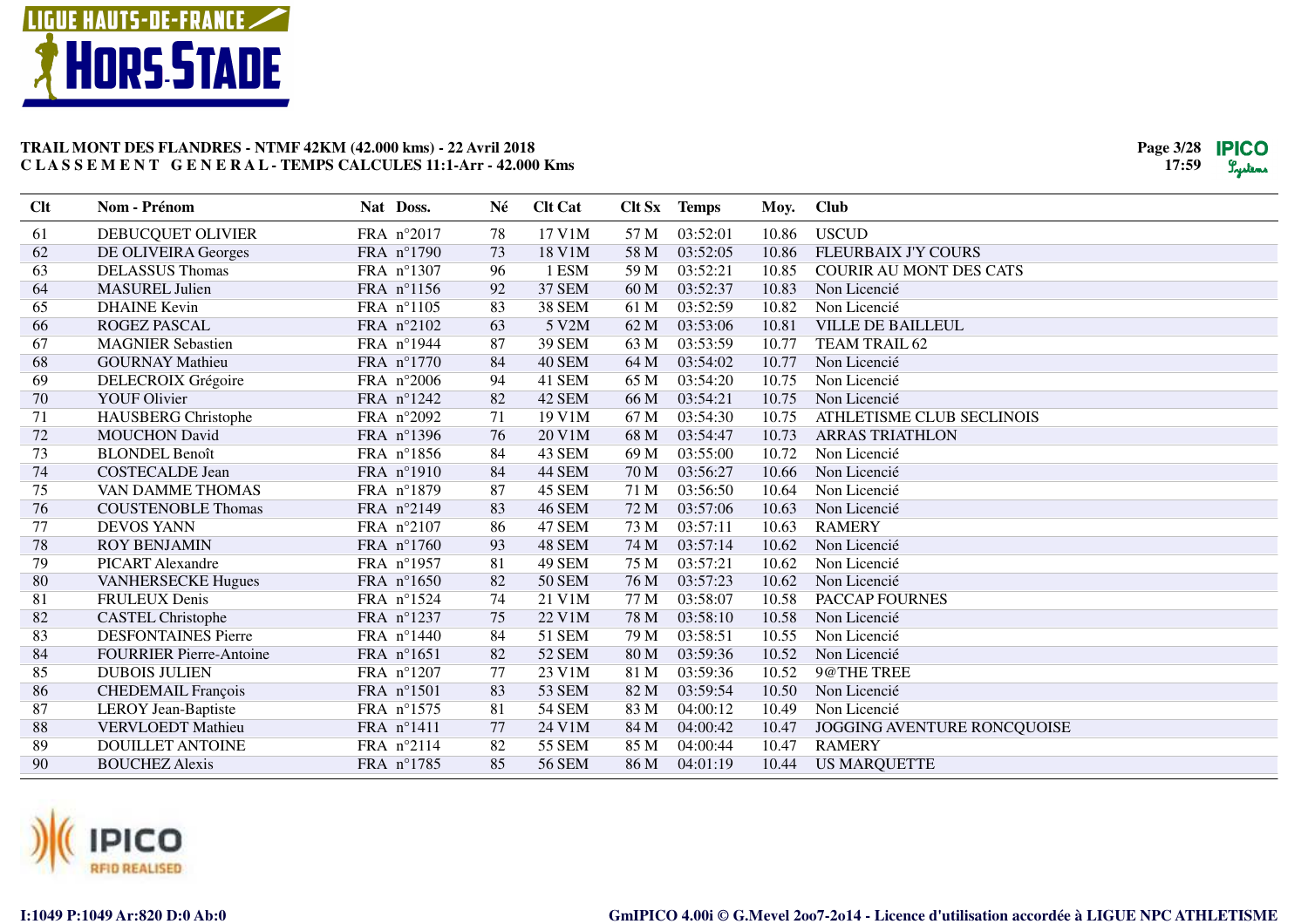**TRAIL MONT DES FLANDRES - NTMF 42KM (42.000 kms) - 22 Avril 2018**
**C L A S S E M E N T   G E N E R A L - TEMPS CALCULES 11:1-Arr - 42.000 Kms**

| Clt | Nom - Prénom | Nat | Doss. | Né | Clt Cat | Clt Sx | Temps | Moy. | Club |
|---|---|---|---|---|---|---|---|---|---|
| 61 | DEBUCQUET OLIVIER | FRA | n°2017 | 78 | 17 V1M | 57 M | 03:52:01 | 10.86 | USCUD |
| 62 | DE OLIVEIRA Georges | FRA | n°1790 | 73 | 18 V1M | 58 M | 03:52:05 | 10.86 | FLEURBAIX J'Y COURS |
| 63 | DELASSUS Thomas | FRA | n°1307 | 96 | 1 ESM | 59 M | 03:52:21 | 10.85 | COURIR AU MONT DES CATS |
| 64 | MASUREL Julien | FRA | n°1156 | 92 | 37 SEM | 60 M | 03:52:37 | 10.83 | Non Licencié |
| 65 | DHAINE Kevin | FRA | n°1105 | 83 | 38 SEM | 61 M | 03:52:59 | 10.82 | Non Licencié |
| 66 | ROGEZ PASCAL | FRA | n°2102 | 63 | 5 V2M | 62 M | 03:53:06 | 10.81 | VILLE DE BAILLEUL |
| 67 | MAGNIER Sebastien | FRA | n°1944 | 87 | 39 SEM | 63 M | 03:53:59 | 10.77 | TEAM TRAIL 62 |
| 68 | GOURNAY Mathieu | FRA | n°1770 | 84 | 40 SEM | 64 M | 03:54:02 | 10.77 | Non Licencié |
| 69 | DELECROIX Grégoire | FRA | n°2006 | 94 | 41 SEM | 65 M | 03:54:20 | 10.75 | Non Licencié |
| 70 | YOUF Olivier | FRA | n°1242 | 82 | 42 SEM | 66 M | 03:54:21 | 10.75 | Non Licencié |
| 71 | HAUSBERG Christophe | FRA | n°2092 | 71 | 19 V1M | 67 M | 03:54:30 | 10.75 | ATHLETISME CLUB SECLINOIS |
| 72 | MOUCHON David | FRA | n°1396 | 76 | 20 V1M | 68 M | 03:54:47 | 10.73 | ARRAS TRIATHLON |
| 73 | BLONDEL Benoît | FRA | n°1856 | 84 | 43 SEM | 69 M | 03:55:00 | 10.72 | Non Licencié |
| 74 | COSTECALDE Jean | FRA | n°1910 | 84 | 44 SEM | 70 M | 03:56:27 | 10.66 | Non Licencié |
| 75 | VAN DAMME THOMAS | FRA | n°1879 | 87 | 45 SEM | 71 M | 03:56:50 | 10.64 | Non Licencié |
| 76 | COUSTENOBLE Thomas | FRA | n°2149 | 83 | 46 SEM | 72 M | 03:57:06 | 10.63 | Non Licencié |
| 77 | DEVOS YANN | FRA | n°2107 | 86 | 47 SEM | 73 M | 03:57:11 | 10.63 | RAMERY |
| 78 | ROY BENJAMIN | FRA | n°1760 | 93 | 48 SEM | 74 M | 03:57:14 | 10.62 | Non Licencié |
| 79 | PICART Alexandre | FRA | n°1957 | 81 | 49 SEM | 75 M | 03:57:21 | 10.62 | Non Licencié |
| 80 | VANHERSECKE Hugues | FRA | n°1650 | 82 | 50 SEM | 76 M | 03:57:23 | 10.62 | Non Licencié |
| 81 | FRULEUX Denis | FRA | n°1524 | 74 | 21 V1M | 77 M | 03:58:07 | 10.58 | PACCAP FOURNES |
| 82 | CASTEL Christophe | FRA | n°1237 | 75 | 22 V1M | 78 M | 03:58:10 | 10.58 | Non Licencié |
| 83 | DESFONTAINES Pierre | FRA | n°1440 | 84 | 51 SEM | 79 M | 03:58:51 | 10.55 | Non Licencié |
| 84 | FOURRIER Pierre-Antoine | FRA | n°1651 | 82 | 52 SEM | 80 M | 03:59:36 | 10.52 | Non Licencié |
| 85 | DUBOIS JULIEN | FRA | n°1207 | 77 | 23 V1M | 81 M | 03:59:36 | 10.52 | 9@THE TREE |
| 86 | CHEDEMAIL François | FRA | n°1501 | 83 | 53 SEM | 82 M | 03:59:54 | 10.50 | Non Licencié |
| 87 | LEROY Jean-Baptiste | FRA | n°1575 | 81 | 54 SEM | 83 M | 04:00:12 | 10.49 | Non Licencié |
| 88 | VERVLOEDT Mathieu | FRA | n°1411 | 77 | 24 V1M | 84 M | 04:00:42 | 10.47 | JOGGING AVENTURE RONCQUOISE |
| 89 | DOUILLET ANTOINE | FRA | n°2114 | 82 | 55 SEM | 85 M | 04:00:44 | 10.47 | RAMERY |
| 90 | BOUCHEZ Alexis | FRA | n°1785 | 85 | 56 SEM | 86 M | 04:01:19 | 10.44 | US MARQUETTE |

I:1049 P:1049 Ar:820 D:0 Ab:0

GmIPICO 4.00i © G.Mevel 2oo7-2o14 - Licence d'utilisation accordée à LIGUE NPC ATHLETISME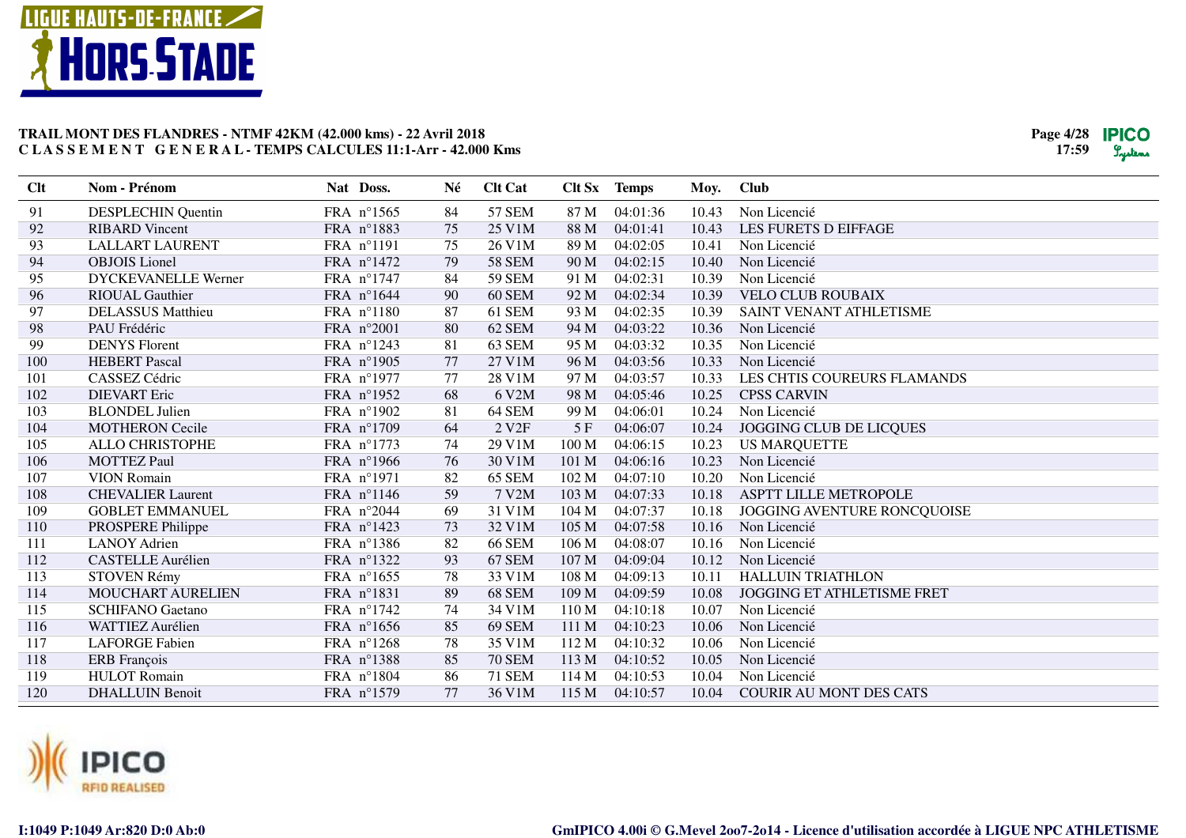**TRAIL MONT DES FLANDRES - NTMF 42KM (42.000 kms) - 22 Avril 2018**
**C L A S S E M E N T   G E N E R A L - TEMPS CALCULES 11:1-Arr - 42.000 Kms**

| Clt | Nom - Prénom | Nat | Doss. | Né | Clt Cat | Clt Sx | Temps | Moy. | Club |
|---|---|---|---|---|---|---|---|---|---|
| 91 | DESPLECHIN Quentin | FRA | n°1565 | 84 | 57 SEM | 87 M | 04:01:36 | 10.43 | Non Licencié |
| 92 | RIBARD Vincent | FRA | n°1883 | 75 | 25 V1M | 88 M | 04:01:41 | 10.43 | LES FURETS D EIFFAGE |
| 93 | LALLART LAURENT | FRA | n°1191 | 75 | 26 V1M | 89 M | 04:02:05 | 10.41 | Non Licencié |
| 94 | OBJOIS Lionel | FRA | n°1472 | 79 | 58 SEM | 90 M | 04:02:15 | 10.40 | Non Licencié |
| 95 | DYCKEVANELLE Werner | FRA | n°1747 | 84 | 59 SEM | 91 M | 04:02:31 | 10.39 | Non Licencié |
| 96 | RIOUAL Gauthier | FRA | n°1644 | 90 | 60 SEM | 92 M | 04:02:34 | 10.39 | VELO CLUB ROUBAIX |
| 97 | DELASSUS Matthieu | FRA | n°1180 | 87 | 61 SEM | 93 M | 04:02:35 | 10.39 | SAINT VENANT ATHLETISME |
| 98 | PAU Frédéric | FRA | n°2001 | 80 | 62 SEM | 94 M | 04:03:22 | 10.36 | Non Licencié |
| 99 | DENYS Florent | FRA | n°1243 | 81 | 63 SEM | 95 M | 04:03:32 | 10.35 | Non Licencié |
| 100 | HEBERT Pascal | FRA | n°1905 | 77 | 27 V1M | 96 M | 04:03:56 | 10.33 | Non Licencié |
| 101 | CASSEZ Cédric | FRA | n°1977 | 77 | 28 V1M | 97 M | 04:03:57 | 10.33 | LES CHTIS COUREURS FLAMANDS |
| 102 | DIEVART Eric | FRA | n°1952 | 68 | 6 V2M | 98 M | 04:05:46 | 10.25 | CPSS CARVIN |
| 103 | BLONDEL Julien | FRA | n°1902 | 81 | 64 SEM | 99 M | 04:06:01 | 10.24 | Non Licencié |
| 104 | MOTHERON Cecile | FRA | n°1709 | 64 | 2 V2F | 5 F | 04:06:07 | 10.24 | JOGGING CLUB DE LICQUES |
| 105 | ALLO CHRISTOPHE | FRA | n°1773 | 74 | 29 V1M | 100 M | 04:06:15 | 10.23 | US MARQUETTE |
| 106 | MOTTEZ Paul | FRA | n°1966 | 76 | 30 V1M | 101 M | 04:06:16 | 10.23 | Non Licencié |
| 107 | VION Romain | FRA | n°1971 | 82 | 65 SEM | 102 M | 04:07:10 | 10.20 | Non Licencié |
| 108 | CHEVALIER Laurent | FRA | n°1146 | 59 | 7 V2M | 103 M | 04:07:33 | 10.18 | ASPTT LILLE METROPOLE |
| 109 | GOBLET EMMANUEL | FRA | n°2044 | 69 | 31 V1M | 104 M | 04:07:37 | 10.18 | JOGGING AVENTURE RONCQUOISE |
| 110 | PROSPERE Philippe | FRA | n°1423 | 73 | 32 V1M | 105 M | 04:07:58 | 10.16 | Non Licencié |
| 111 | LANOY Adrien | FRA | n°1386 | 82 | 66 SEM | 106 M | 04:08:07 | 10.16 | Non Licencié |
| 112 | CASTELLE Aurélien | FRA | n°1322 | 93 | 67 SEM | 107 M | 04:09:04 | 10.12 | Non Licencié |
| 113 | STOVEN Rémy | FRA | n°1655 | 78 | 33 V1M | 108 M | 04:09:13 | 10.11 | HALLUIN TRIATHLON |
| 114 | MOUCHART AURELIEN | FRA | n°1831 | 89 | 68 SEM | 109 M | 04:09:59 | 10.08 | JOGGING ET ATHLETISME FRET |
| 115 | SCHIFANO Gaetano | FRA | n°1742 | 74 | 34 V1M | 110 M | 04:10:18 | 10.07 | Non Licencié |
| 116 | WATTIEZ Aurélien | FRA | n°1656 | 85 | 69 SEM | 111 M | 04:10:23 | 10.06 | Non Licencié |
| 117 | LAFORGE Fabien | FRA | n°1268 | 78 | 35 V1M | 112 M | 04:10:32 | 10.06 | Non Licencié |
| 118 | ERB François | FRA | n°1388 | 85 | 70 SEM | 113 M | 04:10:52 | 10.05 | Non Licencié |
| 119 | HULOT Romain | FRA | n°1804 | 86 | 71 SEM | 114 M | 04:10:53 | 10.04 | Non Licencié |
| 120 | DHALLUIN Benoit | FRA | n°1579 | 77 | 36 V1M | 115 M | 04:10:57 | 10.04 | COURIR AU MONT DES CATS |

I:1049 P:1049 Ar:820 D:0 Ab:0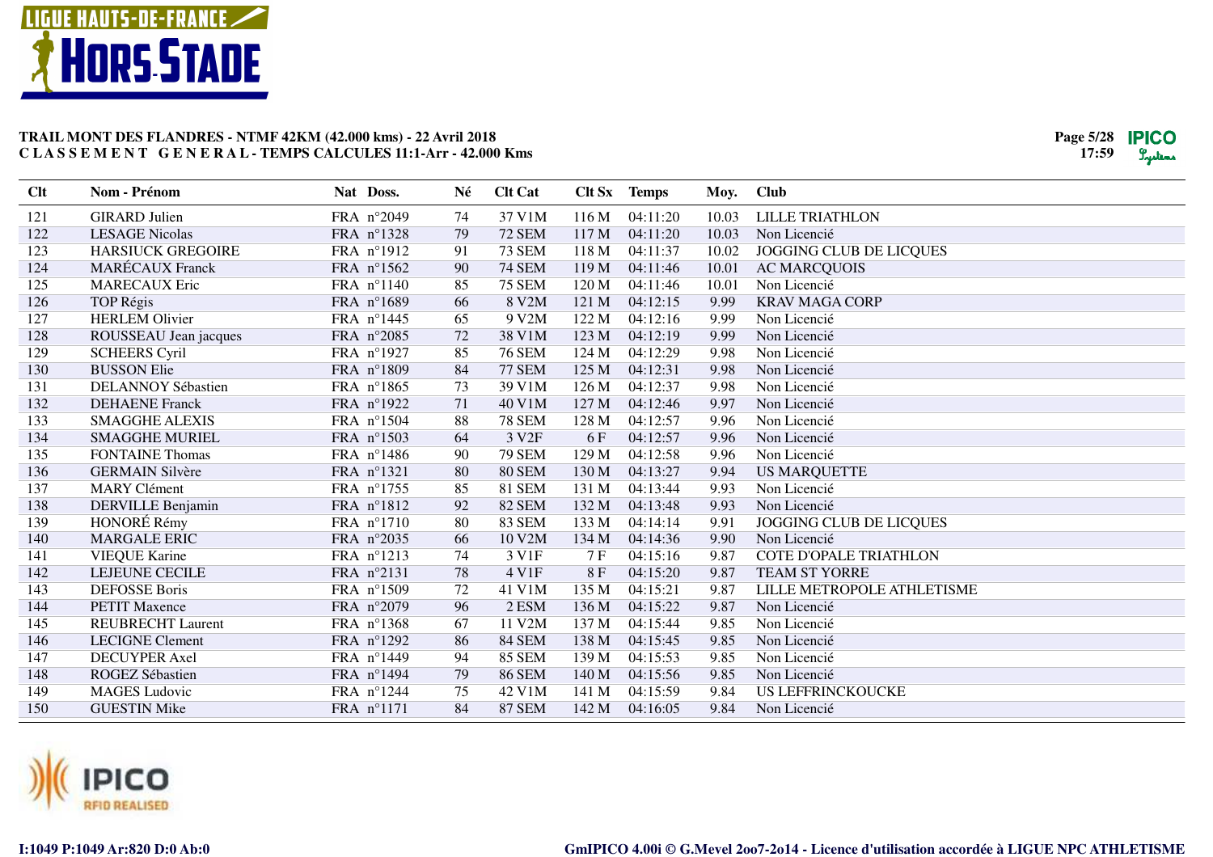**TRAIL MONT DES FLANDRES - NTMF 42KM (42.000 kms) - 22 Avril 2018**
**C L A S S E M E N T   G E N E R A L - TEMPS CALCULES 11:1-Arr - 42.000 Kms**

| Clt | Nom - Prénom | Nat | Doss. | Né | Clt Cat | Clt Sx | Temps | Moy. | Club |
|---|---|---|---|---|---|---|---|---|---|
| 121 | GIRARD Julien | FRA | n°2049 | 74 | 37 V1M | 116 M | 04:11:20 | 10.03 | LILLE TRIATHLON |
| 122 | LESAGE Nicolas | FRA | n°1328 | 79 | 72 SEM | 117 M | 04:11:20 | 10.03 | Non Licencié |
| 123 | HARSIUCK GREGOIRE | FRA | n°1912 | 91 | 73 SEM | 118 M | 04:11:37 | 10.02 | JOGGING CLUB DE LICQUES |
| 124 | MARÉCAUX Franck | FRA | n°1562 | 90 | 74 SEM | 119 M | 04:11:46 | 10.01 | AC MARCQUOIS |
| 125 | MARECAUX Eric | FRA | n°1140 | 85 | 75 SEM | 120 M | 04:11:46 | 10.01 | Non Licencié |
| 126 | TOP Régis | FRA | n°1689 | 66 | 8 V2M | 121 M | 04:12:15 | 9.99 | KRAV MAGA CORP |
| 127 | HERLEM Olivier | FRA | n°1445 | 65 | 9 V2M | 122 M | 04:12:16 | 9.99 | Non Licencié |
| 128 | ROUSSEAU Jean jacques | FRA | n°2085 | 72 | 38 V1M | 123 M | 04:12:19 | 9.99 | Non Licencié |
| 129 | SCHEERS Cyril | FRA | n°1927 | 85 | 76 SEM | 124 M | 04:12:29 | 9.98 | Non Licencié |
| 130 | BUSSON Elie | FRA | n°1809 | 84 | 77 SEM | 125 M | 04:12:31 | 9.98 | Non Licencié |
| 131 | DELANNOY Sébastien | FRA | n°1865 | 73 | 39 V1M | 126 M | 04:12:37 | 9.98 | Non Licencié |
| 132 | DEHAENE Franck | FRA | n°1922 | 71 | 40 V1M | 127 M | 04:12:46 | 9.97 | Non Licencié |
| 133 | SMAGGHE ALEXIS | FRA | n°1504 | 88 | 78 SEM | 128 M | 04:12:57 | 9.96 | Non Licencié |
| 134 | SMAGGHE MURIEL | FRA | n°1503 | 64 | 3 V2F | 6 F | 04:12:57 | 9.96 | Non Licencié |
| 135 | FONTAINE Thomas | FRA | n°1486 | 90 | 79 SEM | 129 M | 04:12:58 | 9.96 | Non Licencié |
| 136 | GERMAIN Silvère | FRA | n°1321 | 80 | 80 SEM | 130 M | 04:13:27 | 9.94 | US MARQUETTE |
| 137 | MARY Clément | FRA | n°1755 | 85 | 81 SEM | 131 M | 04:13:44 | 9.93 | Non Licencié |
| 138 | DERVILLE Benjamin | FRA | n°1812 | 92 | 82 SEM | 132 M | 04:13:48 | 9.93 | Non Licencié |
| 139 | HONORÉ Rémy | FRA | n°1710 | 80 | 83 SEM | 133 M | 04:14:14 | 9.91 | JOGGING CLUB DE LICQUES |
| 140 | MARGALE ERIC | FRA | n°2035 | 66 | 10 V2M | 134 M | 04:14:36 | 9.90 | Non Licencié |
| 141 | VIEQUE Karine | FRA | n°1213 | 74 | 3 V1F | 7 F | 04:15:16 | 9.87 | COTE D'OPALE TRIATHLON |
| 142 | LEJEUNE CECILE | FRA | n°2131 | 78 | 4 V1F | 8 F | 04:15:20 | 9.87 | TEAM ST YORRE |
| 143 | DEFOSSE Boris | FRA | n°1509 | 72 | 41 V1M | 135 M | 04:15:21 | 9.87 | LILLE METROPOLE ATHLETISME |
| 144 | PETIT Maxence | FRA | n°2079 | 96 | 2 ESM | 136 M | 04:15:22 | 9.87 | Non Licencié |
| 145 | REUBRECHT Laurent | FRA | n°1368 | 67 | 11 V2M | 137 M | 04:15:44 | 9.85 | Non Licencié |
| 146 | LECIGNE Clement | FRA | n°1292 | 86 | 84 SEM | 138 M | 04:15:45 | 9.85 | Non Licencié |
| 147 | DECUYPER Axel | FRA | n°1449 | 94 | 85 SEM | 139 M | 04:15:53 | 9.85 | Non Licencié |
| 148 | ROGEZ Sébastien | FRA | n°1494 | 79 | 86 SEM | 140 M | 04:15:56 | 9.85 | Non Licencié |
| 149 | MAGES Ludovic | FRA | n°1244 | 75 | 42 V1M | 141 M | 04:15:59 | 9.84 | US LEFFRINCKOUCKE |
| 150 | GUESTIN Mike | FRA | n°1171 | 84 | 87 SEM | 142 M | 04:16:05 | 9.84 | Non Licencié |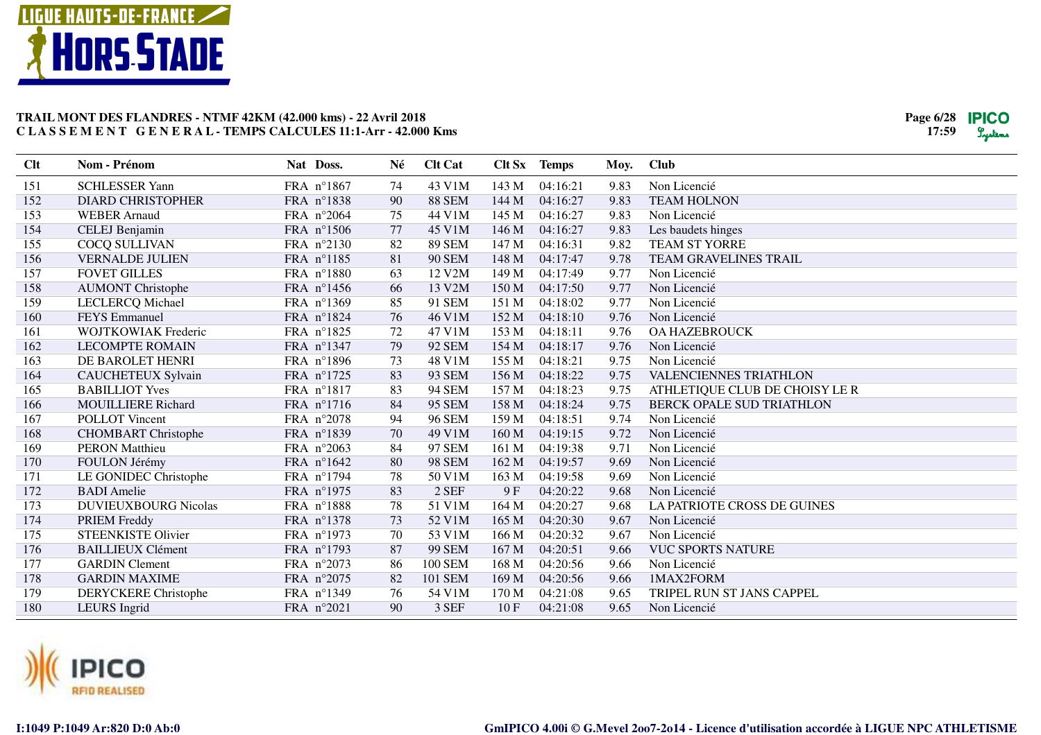# TRAIL MONT DES FLANDRES - NTMF 42KM (42.000 kms) - 22 Avril 2018

**C L A S S E M E N T   G E N E R A L - TEMPS CALCULES 11:1-Arr - 42.000 Kms**

| Clt | Nom - Prénom | Nat | Doss. | Né | Clt Cat | Clt Sx | Temps | Moy. | Club |
|---|---|---|---|---|---|---|---|---|---|
| 151 | SCHLESSER Yann | FRA | n°1867 | 74 | 43 V1M | 143 M | 04:16:21 | 9.83 | Non Licencié |
| 152 | DIARD CHRISTOPHER | FRA | n°1838 | 90 | 88 SEM | 144 M | 04:16:27 | 9.83 | TEAM HOLNON |
| 153 | WEBER Arnaud | FRA | n°2064 | 75 | 44 V1M | 145 M | 04:16:27 | 9.83 | Non Licencié |
| 154 | CELEJ Benjamin | FRA | n°1506 | 77 | 45 V1M | 146 M | 04:16:27 | 9.83 | Les baudets hinges |
| 155 | COCQ SULLIVAN | FRA | n°2130 | 82 | 89 SEM | 147 M | 04:16:31 | 9.82 | TEAM ST YORRE |
| 156 | VERNALDE JULIEN | FRA | n°1185 | 81 | 90 SEM | 148 M | 04:17:47 | 9.78 | TEAM GRAVELINES TRAIL |
| 157 | FOVET GILLES | FRA | n°1880 | 63 | 12 V2M | 149 M | 04:17:49 | 9.77 | Non Licencié |
| 158 | AUMONT Christophe | FRA | n°1456 | 66 | 13 V2M | 150 M | 04:17:50 | 9.77 | Non Licencié |
| 159 | LECLERCQ Michael | FRA | n°1369 | 85 | 91 SEM | 151 M | 04:18:02 | 9.77 | Non Licencié |
| 160 | FEYS Emmanuel | FRA | n°1824 | 76 | 46 V1M | 152 M | 04:18:10 | 9.76 | Non Licencié |
| 161 | WOJTKOWIAK Frederic | FRA | n°1825 | 72 | 47 V1M | 153 M | 04:18:11 | 9.76 | OA HAZEBROUCK |
| 162 | LECOMPTE ROMAIN | FRA | n°1347 | 79 | 92 SEM | 154 M | 04:18:17 | 9.76 | Non Licencié |
| 163 | DE BAROLET HENRI | FRA | n°1896 | 73 | 48 V1M | 155 M | 04:18:21 | 9.75 | Non Licencié |
| 164 | CAUCHETEUX Sylvain | FRA | n°1725 | 83 | 93 SEM | 156 M | 04:18:22 | 9.75 | VALENCIENNES TRIATHLON |
| 165 | BABILLIOT Yves | FRA | n°1817 | 83 | 94 SEM | 157 M | 04:18:23 | 9.75 | ATHLETIQUE CLUB DE CHOISY LE R |
| 166 | MOUILLIERE Richard | FRA | n°1716 | 84 | 95 SEM | 158 M | 04:18:24 | 9.75 | BERCK OPALE SUD TRIATHLON |
| 167 | POLLOT Vincent | FRA | n°2078 | 94 | 96 SEM | 159 M | 04:18:51 | 9.74 | Non Licencié |
| 168 | CHOMBART Christophe | FRA | n°1839 | 70 | 49 V1M | 160 M | 04:19:15 | 9.72 | Non Licencié |
| 169 | PERON Matthieu | FRA | n°2063 | 84 | 97 SEM | 161 M | 04:19:38 | 9.71 | Non Licencié |
| 170 | FOULON Jérémy | FRA | n°1642 | 80 | 98 SEM | 162 M | 04:19:57 | 9.69 | Non Licencié |
| 171 | LE GONIDEC Christophe | FRA | n°1794 | 78 | 50 V1M | 163 M | 04:19:58 | 9.69 | Non Licencié |
| 172 | BADI Amelie | FRA | n°1975 | 83 | 2 SEF | 9 F | 04:20:22 | 9.68 | Non Licencié |
| 173 | DUVIEUXBOURG Nicolas | FRA | n°1888 | 78 | 51 V1M | 164 M | 04:20:27 | 9.68 | LA PATRIOTE CROSS DE GUINES |
| 174 | PRIEM Freddy | FRA | n°1378 | 73 | 52 V1M | 165 M | 04:20:30 | 9.67 | Non Licencié |
| 175 | STEENKISTE Olivier | FRA | n°1973 | 70 | 53 V1M | 166 M | 04:20:32 | 9.67 | Non Licencié |
| 176 | BAILLIEUX Clément | FRA | n°1793 | 87 | 99 SEM | 167 M | 04:20:51 | 9.66 | VUC SPORTS NATURE |
| 177 | GARDIN Clement | FRA | n°2073 | 86 | 100 SEM | 168 M | 04:20:56 | 9.66 | Non Licencié |
| 178 | GARDIN MAXIME | FRA | n°2075 | 82 | 101 SEM | 169 M | 04:20:56 | 9.66 | 1MAX2FORM |
| 179 | DERYCKERE Christophe | FRA | n°1349 | 76 | 54 V1M | 170 M | 04:21:08 | 9.65 | TRIPEL RUN ST JANS CAPPEL |
| 180 | LEURS Ingrid | FRA | n°2021 | 90 | 3 SEF | 10 F | 04:21:08 | 9.65 | Non Licencié |

I:1049 P:1049 Ar:820 D:0 Ab:0

GmIPICO 4.00i © G.Mevel 2oo7-2o14 - Licence d'utilisation accordée à LIGUE NPC ATHLETISME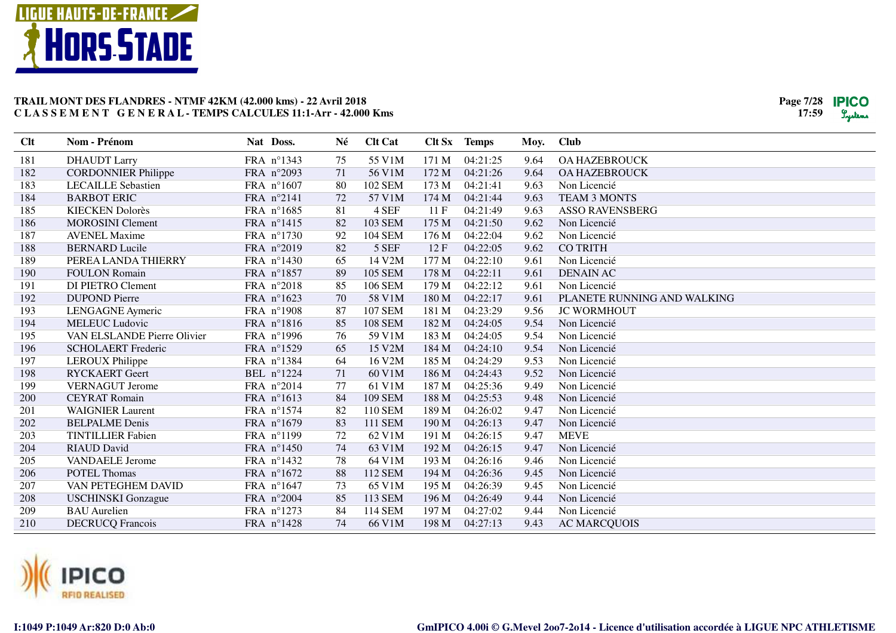**TRAIL MONT DES FLANDRES - NTMF 42KM (42.000 kms) - 22 Avril 2018**
**C L A S S E M E N T   G E N E R A L - TEMPS CALCULES 11:1-Arr - 42.000 Kms**

| Clt | Nom - Prénom | Nat | Doss. | Né | Clt Cat | Clt Sx | Temps | Moy. | Club |
|---|---|---|---|---|---|---|---|---|---|
| 181 | DHAUDT Larry | FRA | n°1343 | 75 | 55 V1M | 171 M | 04:21:25 | 9.64 | OA HAZEBROUCK |
| 182 | CORDONNIER Philippe | FRA | n°2093 | 71 | 56 V1M | 172 M | 04:21:26 | 9.64 | OA HAZEBROUCK |
| 183 | LECAILLE Sebastien | FRA | n°1607 | 80 | 102 SEM | 173 M | 04:21:41 | 9.63 | Non Licencié |
| 184 | BARBOT ERIC | FRA | n°2141 | 72 | 57 V1M | 174 M | 04:21:44 | 9.63 | TEAM 3 MONTS |
| 185 | KIECKEN Dolorès | FRA | n°1685 | 81 | 4 SEF | 11 F | 04:21:49 | 9.63 | ASSO RAVENSBERG |
| 186 | MOROSINI Clement | FRA | n°1415 | 82 | 103 SEM | 175 M | 04:21:50 | 9.62 | Non Licencié |
| 187 | AVENEL Maxime | FRA | n°1730 | 92 | 104 SEM | 176 M | 04:22:04 | 9.62 | Non Licencié |
| 188 | BERNARD Lucile | FRA | n°2019 | 82 | 5 SEF | 12 F | 04:22:05 | 9.62 | CO TRITH |
| 189 | PEREA LANDA THIERRY | FRA | n°1430 | 65 | 14 V2M | 177 M | 04:22:10 | 9.61 | Non Licencié |
| 190 | FOULON Romain | FRA | n°1857 | 89 | 105 SEM | 178 M | 04:22:11 | 9.61 | DENAIN AC |
| 191 | DI PIETRO Clement | FRA | n°2018 | 85 | 106 SEM | 179 M | 04:22:12 | 9.61 | Non Licencié |
| 192 | DUPOND Pierre | FRA | n°1623 | 70 | 58 V1M | 180 M | 04:22:17 | 9.61 | PLANETE RUNNING AND WALKING |
| 193 | LENGAGNE Aymeric | FRA | n°1908 | 87 | 107 SEM | 181 M | 04:23:29 | 9.56 | JC WORMHOUT |
| 194 | MELEUC Ludovic | FRA | n°1816 | 85 | 108 SEM | 182 M | 04:24:05 | 9.54 | Non Licencié |
| 195 | VAN ELSLANDE Pierre Olivier | FRA | n°1996 | 76 | 59 V1M | 183 M | 04:24:05 | 9.54 | Non Licencié |
| 196 | SCHOLAERT Frederic | FRA | n°1529 | 65 | 15 V2M | 184 M | 04:24:10 | 9.54 | Non Licencié |
| 197 | LEROUX Philippe | FRA | n°1384 | 64 | 16 V2M | 185 M | 04:24:29 | 9.53 | Non Licencié |
| 198 | RYCKAERT Geert | BEL | n°1224 | 71 | 60 V1M | 186 M | 04:24:43 | 9.52 | Non Licencié |
| 199 | VERNAGUT Jerome | FRA | n°2014 | 77 | 61 V1M | 187 M | 04:25:36 | 9.49 | Non Licencié |
| 200 | CEYRAT Romain | FRA | n°1613 | 84 | 109 SEM | 188 M | 04:25:53 | 9.48 | Non Licencié |
| 201 | WAIGNIER Laurent | FRA | n°1574 | 82 | 110 SEM | 189 M | 04:26:02 | 9.47 | Non Licencié |
| 202 | BELPALME Denis | FRA | n°1679 | 83 | 111 SEM | 190 M | 04:26:13 | 9.47 | Non Licencié |
| 203 | TINTILLIER Fabien | FRA | n°1199 | 72 | 62 V1M | 191 M | 04:26:15 | 9.47 | MEVE |
| 204 | RIAUD David | FRA | n°1450 | 74 | 63 V1M | 192 M | 04:26:15 | 9.47 | Non Licencié |
| 205 | VANDAELE Jerome | FRA | n°1432 | 78 | 64 V1M | 193 M | 04:26:16 | 9.46 | Non Licencié |
| 206 | POTEL Thomas | FRA | n°1672 | 88 | 112 SEM | 194 M | 04:26:36 | 9.45 | Non Licencié |
| 207 | VAN PETEGHEM DAVID | FRA | n°1647 | 73 | 65 V1M | 195 M | 04:26:39 | 9.45 | Non Licencié |
| 208 | USCHINSKI Gonzague | FRA | n°2004 | 85 | 113 SEM | 196 M | 04:26:49 | 9.44 | Non Licencié |
| 209 | BAU Aurelien | FRA | n°1273 | 84 | 114 SEM | 197 M | 04:27:02 | 9.44 | Non Licencié |
| 210 | DECRUCQ Francois | FRA | n°1428 | 74 | 66 V1M | 198 M | 04:27:13 | 9.43 | AC MARCQUOIS |

I:1049 P:1049 Ar:820 D:0 Ab:0

GmIPICO 4.00i © G.Mevel 2oo7-2o14 - Licence d'utilisation accordée à LIGUE NPC ATHLETISME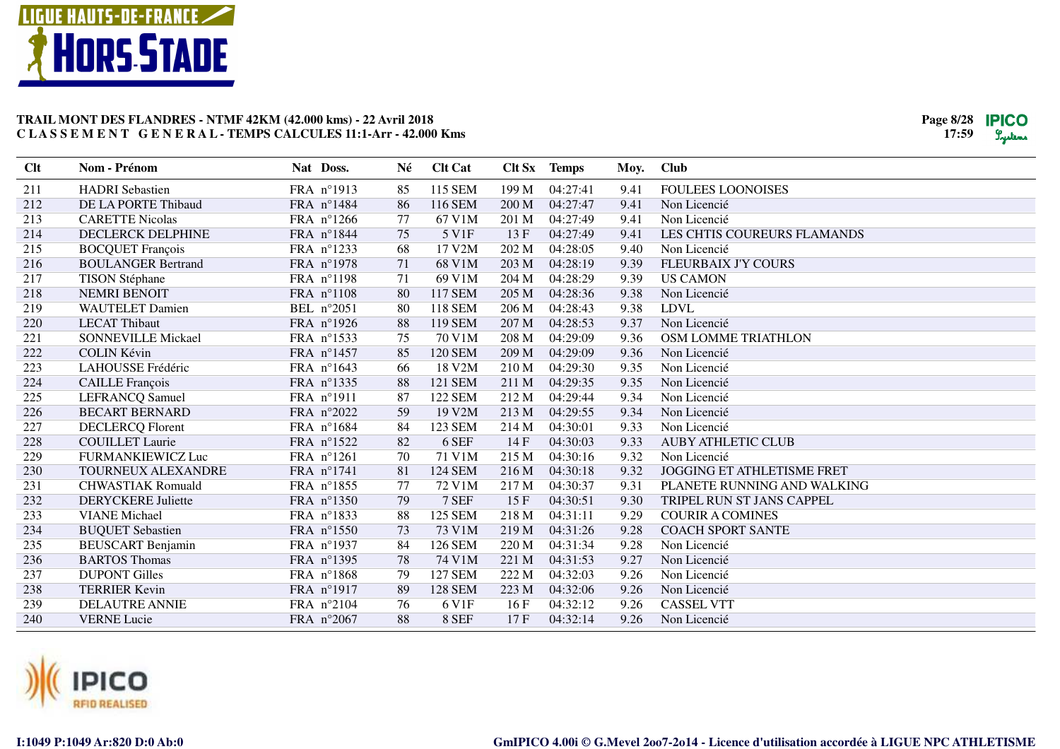**TRAIL MONT DES FLANDRES - NTMF 42KM (42.000 kms) - 22 Avril 2018**
**C L A S S E M E N T G E N E R A L - TEMPS CALCULES 11:1-Arr - 42.000 Kms**

| Clt | Nom - Prénom | Nat | Doss. | Né | Clt Cat | Clt Sx | Temps | Moy. | Club |
|---|---|---|---|---|---|---|---|---|---|
| 211 | HADRI Sebastien | FRA | n°1913 | 85 | 115 SEM | 199 M | 04:27:41 | 9.41 | FOULEES LOONOISES |
| 212 | DE LA PORTE Thibaud | FRA | n°1484 | 86 | 116 SEM | 200 M | 04:27:47 | 9.41 | Non Licencié |
| 213 | CARETTE Nicolas | FRA | n°1266 | 77 | 67 V1M | 201 M | 04:27:49 | 9.41 | Non Licencié |
| 214 | DECLERCK DELPHINE | FRA | n°1844 | 75 | 5 V1F | 13 F | 04:27:49 | 9.41 | LES CHTIS COUREURS FLAMANDS |
| 215 | BOCQUET François | FRA | n°1233 | 68 | 17 V2M | 202 M | 04:28:05 | 9.40 | Non Licencié |
| 216 | BOULANGER Bertrand | FRA | n°1978 | 71 | 68 V1M | 203 M | 04:28:19 | 9.39 | FLEURBAIX J'Y COURS |
| 217 | TISON Stéphane | FRA | n°1198 | 71 | 69 V1M | 204 M | 04:28:29 | 9.39 | US CAMON |
| 218 | NEMRI BENOIT | FRA | n°1108 | 80 | 117 SEM | 205 M | 04:28:36 | 9.38 | Non Licencié |
| 219 | WAUTELET Damien | BEL | n°2051 | 80 | 118 SEM | 206 M | 04:28:43 | 9.38 | LDVL |
| 220 | LECAT Thibaut | FRA | n°1926 | 88 | 119 SEM | 207 M | 04:28:53 | 9.37 | Non Licencié |
| 221 | SONNEVILLE Mickael | FRA | n°1533 | 75 | 70 V1M | 208 M | 04:29:09 | 9.36 | OSM LOMME TRIATHLON |
| 222 | COLIN Kévin | FRA | n°1457 | 85 | 120 SEM | 209 M | 04:29:09 | 9.36 | Non Licencié |
| 223 | LAHOUSSE Frédéric | FRA | n°1643 | 66 | 18 V2M | 210 M | 04:29:30 | 9.35 | Non Licencié |
| 224 | CAILLE François | FRA | n°1335 | 88 | 121 SEM | 211 M | 04:29:35 | 9.35 | Non Licencié |
| 225 | LEFRANCQ Samuel | FRA | n°1911 | 87 | 122 SEM | 212 M | 04:29:44 | 9.34 | Non Licencié |
| 226 | BECART BERNARD | FRA | n°2022 | 59 | 19 V2M | 213 M | 04:29:55 | 9.34 | Non Licencié |
| 227 | DECLERCQ Florent | FRA | n°1684 | 84 | 123 SEM | 214 M | 04:30:01 | 9.33 | Non Licencié |
| 228 | COUILLET Laurie | FRA | n°1522 | 82 | 6 SEF | 14 F | 04:30:03 | 9.33 | AUBY ATHLETIC CLUB |
| 229 | FURMANKIEWICZ Luc | FRA | n°1261 | 70 | 71 V1M | 215 M | 04:30:16 | 9.32 | Non Licencié |
| 230 | TOURNEUX ALEXANDRE | FRA | n°1741 | 81 | 124 SEM | 216 M | 04:30:18 | 9.32 | JOGGING ET ATHLETISME FRET |
| 231 | CHWASTIAK Romuald | FRA | n°1855 | 77 | 72 V1M | 217 M | 04:30:37 | 9.31 | PLANETE RUNNING AND WALKING |
| 232 | DERYCKERE Juliette | FRA | n°1350 | 79 | 7 SEF | 15 F | 04:30:51 | 9.30 | TRIPEL RUN ST JANS CAPPEL |
| 233 | VIANE Michael | FRA | n°1833 | 88 | 125 SEM | 218 M | 04:31:11 | 9.29 | COURIR A COMINES |
| 234 | BUQUET Sebastien | FRA | n°1550 | 73 | 73 V1M | 219 M | 04:31:26 | 9.28 | COACH SPORT SANTE |
| 235 | BEUSCART Benjamin | FRA | n°1937 | 84 | 126 SEM | 220 M | 04:31:34 | 9.28 | Non Licencié |
| 236 | BARTOS Thomas | FRA | n°1395 | 78 | 74 V1M | 221 M | 04:31:53 | 9.27 | Non Licencié |
| 237 | DUPONT Gilles | FRA | n°1868 | 79 | 127 SEM | 222 M | 04:32:03 | 9.26 | Non Licencié |
| 238 | TERRIER Kevin | FRA | n°1917 | 89 | 128 SEM | 223 M | 04:32:06 | 9.26 | Non Licencié |
| 239 | DELAUTRE ANNIE | FRA | n°2104 | 76 | 6 V1F | 16 F | 04:32:12 | 9.26 | CASSEL VTT |
| 240 | VERNE Lucie | FRA | n°2067 | 88 | 8 SEF | 17 F | 04:32:14 | 9.26 | Non Licencié |

I:1049 P:1049 Ar:820 D:0 Ab:0

GmIPICO 4.00i © G.Mevel 2oo7-2o14 - Licence d'utilisation accordée à LIGUE NPC ATHLETISME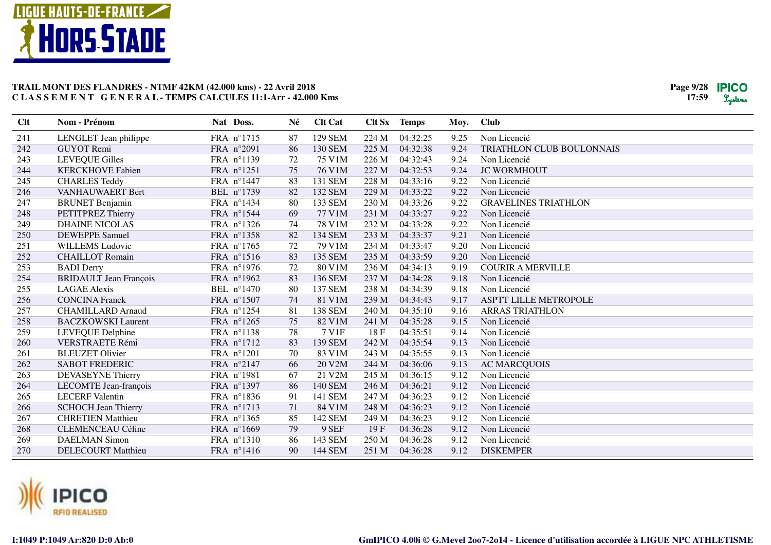**TRAIL MONT DES FLANDRES - NTMF 42KM (42.000 kms) - 22 Avril 2018**
**C L A S S E M E N T   G E N E R A L - TEMPS CALCULES 11:1-Arr - 42.000 Kms**

| Clt | Nom - Prénom | Nat | Doss. | Né | Clt Cat | Clt Sx | Temps | Moy. | Club |
|---|---|---|---|---|---|---|---|---|---|
| 241 | LENGLET Jean philippe | FRA | n°1715 | 87 | 129 SEM | 224 M | 04:32:25 | 9.25 | Non Licencié |
| 242 | GUYOT Remi | FRA | n°2091 | 86 | 130 SEM | 225 M | 04:32:38 | 9.24 | TRIATHLON CLUB BOULONNAIS |
| 243 | LEVEQUE Gilles | FRA | n°1139 | 72 | 75 V1M | 226 M | 04:32:43 | 9.24 | Non Licencié |
| 244 | KERCKHOVE Fabien | FRA | n°1251 | 75 | 76 V1M | 227 M | 04:32:53 | 9.24 | JC WORMHOUT |
| 245 | CHARLES Teddy | FRA | n°1447 | 83 | 131 SEM | 228 M | 04:33:16 | 9.22 | Non Licencié |
| 246 | VANHAUWAERT Bert | BEL | n°1739 | 82 | 132 SEM | 229 M | 04:33:22 | 9.22 | Non Licencié |
| 247 | BRUNET Benjamin | FRA | n°1434 | 80 | 133 SEM | 230 M | 04:33:26 | 9.22 | GRAVELINES TRIATHLON |
| 248 | PETITPREZ Thierry | FRA | n°1544 | 69 | 77 V1M | 231 M | 04:33:27 | 9.22 | Non Licencié |
| 249 | DHAINE NICOLAS | FRA | n°1326 | 74 | 78 V1M | 232 M | 04:33:28 | 9.22 | Non Licencié |
| 250 | DEWEPPE Samuel | FRA | n°1358 | 82 | 134 SEM | 233 M | 04:33:37 | 9.21 | Non Licencié |
| 251 | WILLEMS Ludovic | FRA | n°1765 | 72 | 79 V1M | 234 M | 04:33:47 | 9.20 | Non Licencié |
| 252 | CHAILLOT Romain | FRA | n°1516 | 83 | 135 SEM | 235 M | 04:33:59 | 9.20 | Non Licencié |
| 253 | BADI Derry | FRA | n°1976 | 72 | 80 V1M | 236 M | 04:34:13 | 9.19 | COURIR A MERVILLE |
| 254 | BRIDAULT Jean François | FRA | n°1962 | 83 | 136 SEM | 237 M | 04:34:28 | 9.18 | Non Licencié |
| 255 | LAGAE Alexis | BEL | n°1470 | 80 | 137 SEM | 238 M | 04:34:39 | 9.18 | Non Licencié |
| 256 | CONCINA Franck | FRA | n°1507 | 74 | 81 V1M | 239 M | 04:34:43 | 9.17 | ASPTT LILLE METROPOLE |
| 257 | CHAMILLARD Arnaud | FRA | n°1254 | 81 | 138 SEM | 240 M | 04:35:10 | 9.16 | ARRAS TRIATHLON |
| 258 | BACZKOWSKI Laurent | FRA | n°1265 | 75 | 82 V1M | 241 M | 04:35:28 | 9.15 | Non Licencié |
| 259 | LEVEQUE Delphine | FRA | n°1138 | 78 | 7 V1F | 18 F | 04:35:51 | 9.14 | Non Licencié |
| 260 | VERSTRAETE Rémi | FRA | n°1712 | 83 | 139 SEM | 242 M | 04:35:54 | 9.13 | Non Licencié |
| 261 | BLEUZET Olivier | FRA | n°1201 | 70 | 83 V1M | 243 M | 04:35:55 | 9.13 | Non Licencié |
| 262 | SABOT FREDERIC | FRA | n°2147 | 66 | 20 V2M | 244 M | 04:36:06 | 9.13 | AC MARCQUOIS |
| 263 | DEVASEYNE Thierry | FRA | n°1981 | 67 | 21 V2M | 245 M | 04:36:15 | 9.12 | Non Licencié |
| 264 | LECOMTE Jean-françois | FRA | n°1397 | 86 | 140 SEM | 246 M | 04:36:21 | 9.12 | Non Licencié |
| 265 | LECERF Valentin | FRA | n°1836 | 91 | 141 SEM | 247 M | 04:36:23 | 9.12 | Non Licencié |
| 266 | SCHOCH Jean Thierry | FRA | n°1713 | 71 | 84 V1M | 248 M | 04:36:23 | 9.12 | Non Licencié |
| 267 | CHRETIEN Matthieu | FRA | n°1365 | 85 | 142 SEM | 249 M | 04:36:23 | 9.12 | Non Licencié |
| 268 | CLEMENCEAU Céline | FRA | n°1669 | 79 | 9 SEF | 19 F | 04:36:28 | 9.12 | Non Licencié |
| 269 | DAELMAN Simon | FRA | n°1310 | 86 | 143 SEM | 250 M | 04:36:28 | 9.12 | Non Licencié |
| 270 | DELECOURT Matthieu | FRA | n°1416 | 90 | 144 SEM | 251 M | 04:36:28 | 9.12 | DISKEMPER |

I:1049 P:1049 Ar:820 D:0 Ab:0

GmIPICO 4.00i © G.Mevel 2oo7-2o14 - Licence d'utilisation accordée à LIGUE NPC ATHLETISME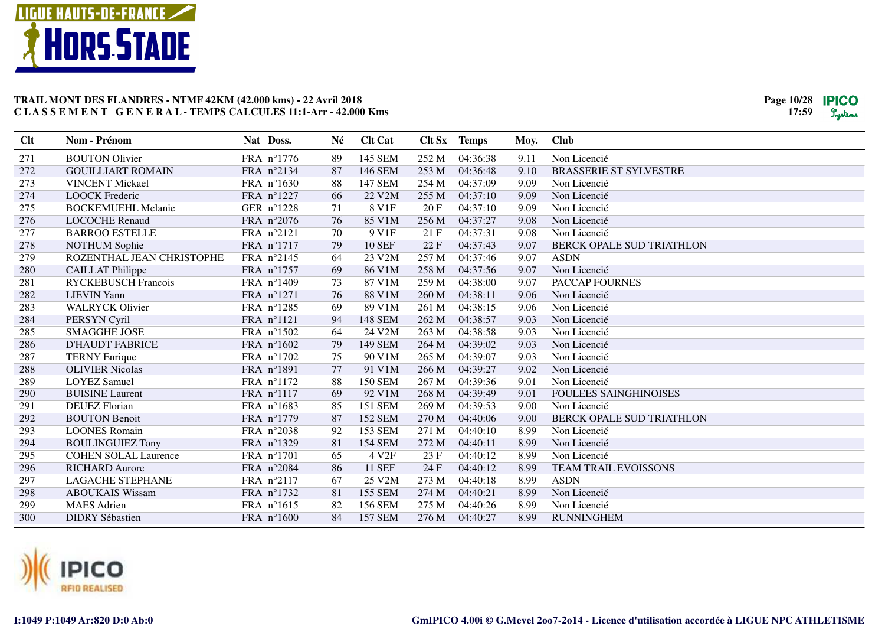**TRAIL MONT DES FLANDRES - NTMF 42KM (42.000 kms) - 22 Avril 2018**
**C L A S S E M E N T G E N E R A L - TEMPS CALCULES 11:1-Arr - 42.000 Kms**

| Clt | Nom - Prénom | Nat | Doss. | Né | Clt Cat | Clt Sx | Temps | Moy. | Club |
|---|---|---|---|---|---|---|---|---|---|
| 271 | BOUTON Olivier | FRA | n°1776 | 89 | 145 SEM | 252 M | 04:36:38 | 9.11 | Non Licencié |
| 272 | GOUILLIART ROMAIN | FRA | n°2134 | 87 | 146 SEM | 253 M | 04:36:48 | 9.10 | BRASSERIE ST SYLVESTRE |
| 273 | VINCENT Mickael | FRA | n°1630 | 88 | 147 SEM | 254 M | 04:37:09 | 9.09 | Non Licencié |
| 274 | LOOCK Frederic | FRA | n°1227 | 66 | 22 V2M | 255 M | 04:37:10 | 9.09 | Non Licencié |
| 275 | BOCKEMUEHL Melanie | GER | n°1228 | 71 | 8 V1F | 20 F | 04:37:10 | 9.09 | Non Licencié |
| 276 | LOCOCHE Renaud | FRA | n°2076 | 76 | 85 V1M | 256 M | 04:37:27 | 9.08 | Non Licencié |
| 277 | BARROO ESTELLE | FRA | n°2121 | 70 | 9 V1F | 21 F | 04:37:31 | 9.08 | Non Licencié |
| 278 | NOTHUM Sophie | FRA | n°1717 | 79 | 10 SEF | 22 F | 04:37:43 | 9.07 | BERCK OPALE SUD TRIATHLON |
| 279 | ROZENTHAL JEAN CHRISTOPHE | FRA | n°2145 | 64 | 23 V2M | 257 M | 04:37:46 | 9.07 | ASDN |
| 280 | CAILLAT Philippe | FRA | n°1757 | 69 | 86 V1M | 258 M | 04:37:56 | 9.07 | Non Licencié |
| 281 | RYCKEBUSCH Francois | FRA | n°1409 | 73 | 87 V1M | 259 M | 04:38:00 | 9.07 | PACCAP FOURNES |
| 282 | LIEVIN Yann | FRA | n°1271 | 76 | 88 V1M | 260 M | 04:38:11 | 9.06 | Non Licencié |
| 283 | WALRYCK Olivier | FRA | n°1285 | 69 | 89 V1M | 261 M | 04:38:15 | 9.06 | Non Licencié |
| 284 | PERSYN Cyril | FRA | n°1121 | 94 | 148 SEM | 262 M | 04:38:57 | 9.03 | Non Licencié |
| 285 | SMAGGHE JOSE | FRA | n°1502 | 64 | 24 V2M | 263 M | 04:38:58 | 9.03 | Non Licencié |
| 286 | D'HAUDT FABRICE | FRA | n°1602 | 79 | 149 SEM | 264 M | 04:39:02 | 9.03 | Non Licencié |
| 287 | TERNY Enrique | FRA | n°1702 | 75 | 90 V1M | 265 M | 04:39:07 | 9.03 | Non Licencié |
| 288 | OLIVIER Nicolas | FRA | n°1891 | 77 | 91 V1M | 266 M | 04:39:27 | 9.02 | Non Licencié |
| 289 | LOYEZ Samuel | FRA | n°1172 | 88 | 150 SEM | 267 M | 04:39:36 | 9.01 | Non Licencié |
| 290 | BUISINE Laurent | FRA | n°1117 | 69 | 92 V1M | 268 M | 04:39:49 | 9.01 | FOULEES SAINGHINOISES |
| 291 | DEUEZ Florian | FRA | n°1683 | 85 | 151 SEM | 269 M | 04:39:53 | 9.00 | Non Licencié |
| 292 | BOUTON Benoit | FRA | n°1779 | 87 | 152 SEM | 270 M | 04:40:06 | 9.00 | BERCK OPALE SUD TRIATHLON |
| 293 | LOONES Romain | FRA | n°2038 | 92 | 153 SEM | 271 M | 04:40:10 | 8.99 | Non Licencié |
| 294 | BOULINGUIEZ Tony | FRA | n°1329 | 81 | 154 SEM | 272 M | 04:40:11 | 8.99 | Non Licencié |
| 295 | COHEN SOLAL Laurence | FRA | n°1701 | 65 | 4 V2F | 23 F | 04:40:12 | 8.99 | Non Licencié |
| 296 | RICHARD Aurore | FRA | n°2084 | 86 | 11 SEF | 24 F | 04:40:12 | 8.99 | TEAM TRAIL EVOISSONS |
| 297 | LAGACHE STEPHANE | FRA | n°2117 | 67 | 25 V2M | 273 M | 04:40:18 | 8.99 | ASDN |
| 298 | ABOUKAIS Wissam | FRA | n°1732 | 81 | 155 SEM | 274 M | 04:40:21 | 8.99 | Non Licencié |
| 299 | MAES Adrien | FRA | n°1615 | 82 | 156 SEM | 275 M | 04:40:26 | 8.99 | Non Licencié |
| 300 | DIDRY Sébastien | FRA | n°1600 | 84 | 157 SEM | 276 M | 04:40:27 | 8.99 | RUNNINGHEM |

I:1049 P:1049 Ar:820 D:0 Ab:0

GmIPICO 4.00i © G.Mevel 2oo7-2o14 - Licence d'utilisation accordée à LIGUE NPC ATHLETISME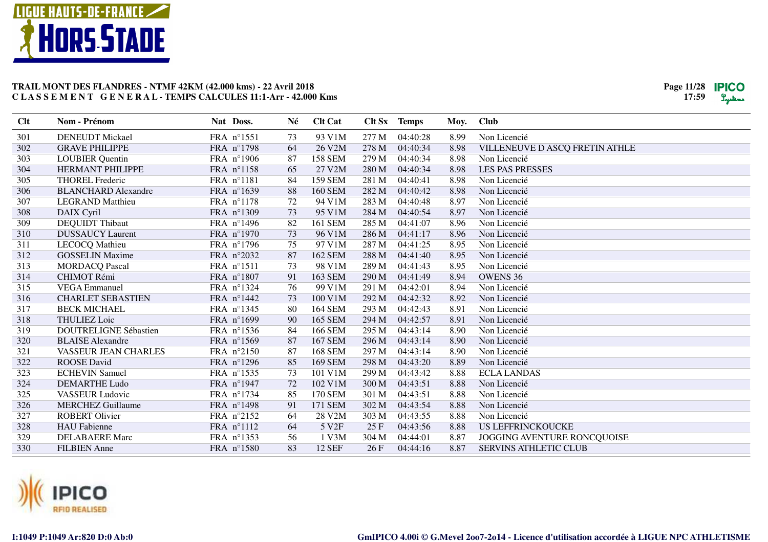**TRAIL MONT DES FLANDRES - NTMF 42KM (42.000 kms) - 22 Avril 2018**
**C L A S S E M E N T G E N E R A L - TEMPS CALCULES 11:1-Arr - 42.000 Kms**

| Clt | Nom - Prénom | Nat | Doss. | Né | Clt Cat | Clt Sx | Temps | Moy. | Club |
|---|---|---|---|---|---|---|---|---|---|
| 301 | DENEUDT Mickael | FRA | n°1551 | 73 | 93 V1M | 277 M | 04:40:28 | 8.99 | Non Licencié |
| 302 | GRAVE PHILIPPE | FRA | n°1798 | 64 | 26 V2M | 278 M | 04:40:34 | 8.98 | VILLENEUVE D ASCQ FRETIN ATHLE |
| 303 | LOUBIER Quentin | FRA | n°1906 | 87 | 158 SEM | 279 M | 04:40:34 | 8.98 | Non Licencié |
| 304 | HERMANT PHILIPPE | FRA | n°1158 | 65 | 27 V2M | 280 M | 04:40:34 | 8.98 | LES PAS PRESSES |
| 305 | THOREL Frederic | FRA | n°1181 | 84 | 159 SEM | 281 M | 04:40:41 | 8.98 | Non Licencié |
| 306 | BLANCHARD Alexandre | FRA | n°1639 | 88 | 160 SEM | 282 M | 04:40:42 | 8.98 | Non Licencié |
| 307 | LEGRAND Matthieu | FRA | n°1178 | 72 | 94 V1M | 283 M | 04:40:48 | 8.97 | Non Licencié |
| 308 | DAIX Cyril | FRA | n°1309 | 73 | 95 V1M | 284 M | 04:40:54 | 8.97 | Non Licencié |
| 309 | DEQUIDT Thibaut | FRA | n°1496 | 82 | 161 SEM | 285 M | 04:41:07 | 8.96 | Non Licencié |
| 310 | DUSSAUCY Laurent | FRA | n°1970 | 73 | 96 V1M | 286 M | 04:41:17 | 8.96 | Non Licencié |
| 311 | LECOCQ Mathieu | FRA | n°1796 | 75 | 97 V1M | 287 M | 04:41:25 | 8.95 | Non Licencié |
| 312 | GOSSELIN Maxime | FRA | n°2032 | 87 | 162 SEM | 288 M | 04:41:40 | 8.95 | Non Licencié |
| 313 | MORDACQ Pascal | FRA | n°1511 | 73 | 98 V1M | 289 M | 04:41:43 | 8.95 | Non Licencié |
| 314 | CHIMOT Rémi | FRA | n°1807 | 91 | 163 SEM | 290 M | 04:41:49 | 8.94 | OWENS 36 |
| 315 | VEGA Emmanuel | FRA | n°1324 | 76 | 99 V1M | 291 M | 04:42:01 | 8.94 | Non Licencié |
| 316 | CHARLET SEBASTIEN | FRA | n°1442 | 73 | 100 V1M | 292 M | 04:42:32 | 8.92 | Non Licencié |
| 317 | BECK MICHAEL | FRA | n°1345 | 80 | 164 SEM | 293 M | 04:42:43 | 8.91 | Non Licencié |
| 318 | THULIEZ Loic | FRA | n°1699 | 90 | 165 SEM | 294 M | 04:42:57 | 8.91 | Non Licencié |
| 319 | DOUTRELIGNE Sébastien | FRA | n°1536 | 84 | 166 SEM | 295 M | 04:43:14 | 8.90 | Non Licencié |
| 320 | BLAISE Alexandre | FRA | n°1569 | 87 | 167 SEM | 296 M | 04:43:14 | 8.90 | Non Licencié |
| 321 | VASSEUR JEAN CHARLES | FRA | n°2150 | 87 | 168 SEM | 297 M | 04:43:14 | 8.90 | Non Licencié |
| 322 | ROOSE David | FRA | n°1296 | 85 | 169 SEM | 298 M | 04:43:20 | 8.89 | Non Licencié |
| 323 | ECHEVIN Samuel | FRA | n°1535 | 73 | 101 V1M | 299 M | 04:43:42 | 8.88 | ECLA LANDAS |
| 324 | DEMARTHE Ludo | FRA | n°1947 | 72 | 102 V1M | 300 M | 04:43:51 | 8.88 | Non Licencié |
| 325 | VASSEUR Ludovic | FRA | n°1734 | 85 | 170 SEM | 301 M | 04:43:51 | 8.88 | Non Licencié |
| 326 | MERCHEZ Guillaume | FRA | n°1498 | 91 | 171 SEM | 302 M | 04:43:54 | 8.88 | Non Licencié |
| 327 | ROBERT Olivier | FRA | n°2152 | 64 | 28 V2M | 303 M | 04:43:55 | 8.88 | Non Licencié |
| 328 | HAU Fabienne | FRA | n°1112 | 64 | 5 V2F | 25 F | 04:43:56 | 8.88 | US LEFFRINCKOUCKE |
| 329 | DELABAERE Marc | FRA | n°1353 | 56 | 1 V3M | 304 M | 04:44:01 | 8.87 | JOGGING AVENTURE RONCQUOISE |
| 330 | FILBIEN Anne | FRA | n°1580 | 83 | 12 SEF | 26 F | 04:44:16 | 8.87 | SERVINS ATHLETIC CLUB |

I:1049 P:1049 Ar:820 D:0 Ab:0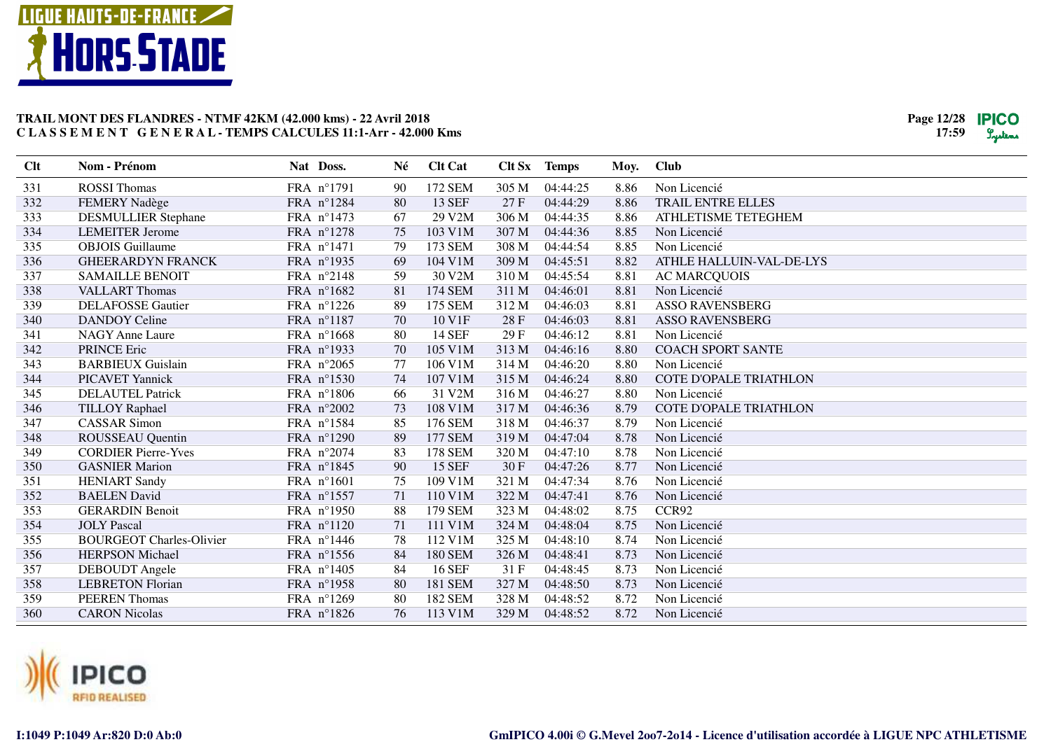**TRAIL MONT DES FLANDRES - NTMF 42KM (42.000 kms) - 22 Avril 2018**
**C L A S S E M E N T G E N E R A L - TEMPS CALCULES 11:1-Arr - 42.000 Kms**

| Clt | Nom - Prénom | Nat | Doss. | Né | Clt Cat | Clt Sx | Temps | Moy. | Club |
|---|---|---|---|---|---|---|---|---|---|
| 331 | ROSSI Thomas | FRA | n°1791 | 90 | 172 SEM | 305 M | 04:44:25 | 8.86 | Non Licencié |
| 332 | FEMERY Nadège | FRA | n°1284 | 80 | 13 SEF | 27 F | 04:44:29 | 8.86 | TRAIL ENTRE ELLES |
| 333 | DESMULLIER Stephane | FRA | n°1473 | 67 | 29 V2M | 306 M | 04:44:35 | 8.86 | ATHLETISME TETEGHEM |
| 334 | LEMEITER Jerome | FRA | n°1278 | 75 | 103 V1M | 307 M | 04:44:36 | 8.85 | Non Licencié |
| 335 | OBJOIS Guillaume | FRA | n°1471 | 79 | 173 SEM | 308 M | 04:44:54 | 8.85 | Non Licencié |
| 336 | GHEERARDYN FRANCK | FRA | n°1935 | 69 | 104 V1M | 309 M | 04:45:51 | 8.82 | ATHLE HALLUIN-VAL-DE-LYS |
| 337 | SAMAILLE BENOIT | FRA | n°2148 | 59 | 30 V2M | 310 M | 04:45:54 | 8.81 | AC MARCQUOIS |
| 338 | VALLART Thomas | FRA | n°1682 | 81 | 174 SEM | 311 M | 04:46:01 | 8.81 | Non Licencié |
| 339 | DELAFOSSE Gautier | FRA | n°1226 | 89 | 175 SEM | 312 M | 04:46:03 | 8.81 | ASSO RAVENSBERG |
| 340 | DANDOY Celine | FRA | n°1187 | 70 | 10 V1F | 28 F | 04:46:03 | 8.81 | ASSO RAVENSBERG |
| 341 | NAGY Anne Laure | FRA | n°1668 | 80 | 14 SEF | 29 F | 04:46:12 | 8.81 | Non Licencié |
| 342 | PRINCE Eric | FRA | n°1933 | 70 | 105 V1M | 313 M | 04:46:16 | 8.80 | COACH SPORT SANTE |
| 343 | BARBIEUX Guislain | FRA | n°2065 | 77 | 106 V1M | 314 M | 04:46:20 | 8.80 | Non Licencié |
| 344 | PICAVET Yannick | FRA | n°1530 | 74 | 107 V1M | 315 M | 04:46:24 | 8.80 | COTE D'OPALE TRIATHLON |
| 345 | DELAUTEL Patrick | FRA | n°1806 | 66 | 31 V2M | 316 M | 04:46:27 | 8.80 | Non Licencié |
| 346 | TILLOY Raphael | FRA | n°2002 | 73 | 108 V1M | 317 M | 04:46:36 | 8.79 | COTE D'OPALE TRIATHLON |
| 347 | CASSAR Simon | FRA | n°1584 | 85 | 176 SEM | 318 M | 04:46:37 | 8.79 | Non Licencié |
| 348 | ROUSSEAU Quentin | FRA | n°1290 | 89 | 177 SEM | 319 M | 04:47:04 | 8.78 | Non Licencié |
| 349 | CORDIER Pierre-Yves | FRA | n°2074 | 83 | 178 SEM | 320 M | 04:47:10 | 8.78 | Non Licencié |
| 350 | GASNIER Marion | FRA | n°1845 | 90 | 15 SEF | 30 F | 04:47:26 | 8.77 | Non Licencié |
| 351 | HENIART Sandy | FRA | n°1601 | 75 | 109 V1M | 321 M | 04:47:34 | 8.76 | Non Licencié |
| 352 | BAELEN David | FRA | n°1557 | 71 | 110 V1M | 322 M | 04:47:41 | 8.76 | Non Licencié |
| 353 | GERARDIN Benoit | FRA | n°1950 | 88 | 179 SEM | 323 M | 04:48:02 | 8.75 | CCR92 |
| 354 | JOLY Pascal | FRA | n°1120 | 71 | 111 V1M | 324 M | 04:48:04 | 8.75 | Non Licencié |
| 355 | BOURGEOT Charles-Olivier | FRA | n°1446 | 78 | 112 V1M | 325 M | 04:48:10 | 8.74 | Non Licencié |
| 356 | HERPSON Michael | FRA | n°1556 | 84 | 180 SEM | 326 M | 04:48:41 | 8.73 | Non Licencié |
| 357 | DEBOUDT Angele | FRA | n°1405 | 84 | 16 SEF | 31 F | 04:48:45 | 8.73 | Non Licencié |
| 358 | LEBRETON Florian | FRA | n°1958 | 80 | 181 SEM | 327 M | 04:48:50 | 8.73 | Non Licencié |
| 359 | PEEREN Thomas | FRA | n°1269 | 80 | 182 SEM | 328 M | 04:48:52 | 8.72 | Non Licencié |
| 360 | CARON Nicolas | FRA | n°1826 | 76 | 113 V1M | 329 M | 04:48:52 | 8.72 | Non Licencié |

I:1049 P:1049 Ar:820 D:0 Ab:0

GmIPICO 4.00i © G.Mevel 2oo7-2o14 - Licence d'utilisation accordée à LIGUE NPC ATHLETISME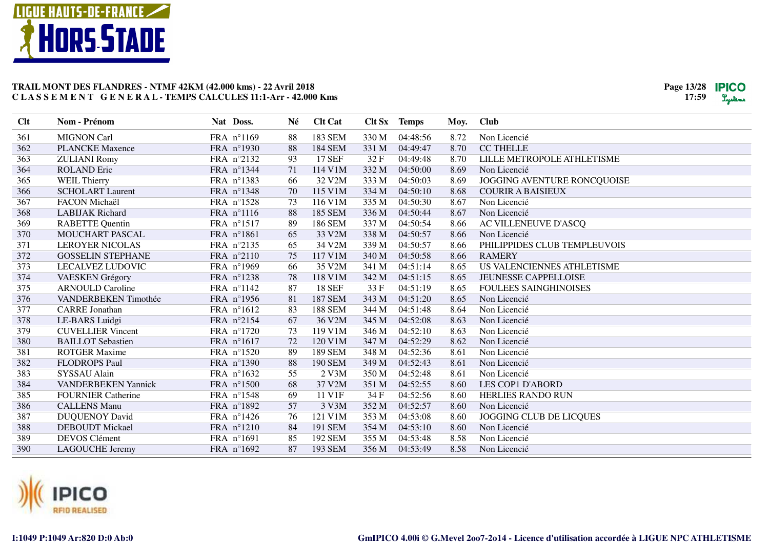**TRAIL MONT DES FLANDRES - NTMF 42KM (42.000 kms) - 22 Avril 2018**
**C L A S S E M E N T   G E N E R A L - TEMPS CALCULES 11:1-Arr - 42.000 Kms**

| Clt | Nom - Prénom | Nat | Doss. | Né | Clt Cat | Clt Sx | Temps | Moy. | Club |
|---|---|---|---|---|---|---|---|---|---|
| 361 | MIGNON Carl | FRA | n°1169 | 88 | 183 SEM | 330 M | 04:48:56 | 8.72 | Non Licencié |
| 362 | PLANCKE Maxence | FRA | n°1930 | 88 | 184 SEM | 331 M | 04:49:47 | 8.70 | CC THELLE |
| 363 | ZULIANI Romy | FRA | n°2132 | 93 | 17 SEF | 32 F | 04:49:48 | 8.70 | LILLE METROPOLE ATHLETISME |
| 364 | ROLAND Eric | FRA | n°1344 | 71 | 114 V1M | 332 M | 04:50:00 | 8.69 | Non Licencié |
| 365 | WEIL Thierry | FRA | n°1383 | 66 | 32 V2M | 333 M | 04:50:03 | 8.69 | JOGGING AVENTURE RONCQUOISE |
| 366 | SCHOLART Laurent | FRA | n°1348 | 70 | 115 V1M | 334 M | 04:50:10 | 8.68 | COURIR A BAISIEUX |
| 367 | FACON Michaël | FRA | n°1528 | 73 | 116 V1M | 335 M | 04:50:30 | 8.67 | Non Licencié |
| 368 | LABIJAK Richard | FRA | n°1116 | 88 | 185 SEM | 336 M | 04:50:44 | 8.67 | Non Licencié |
| 369 | RABETTE Quentin | FRA | n°1517 | 89 | 186 SEM | 337 M | 04:50:54 | 8.66 | AC VILLENEUVE D'ASCQ |
| 370 | MOUCHART PASCAL | FRA | n°1861 | 65 | 33 V2M | 338 M | 04:50:57 | 8.66 | Non Licencié |
| 371 | LEROYER NICOLAS | FRA | n°2135 | 65 | 34 V2M | 339 M | 04:50:57 | 8.66 | PHILIPPIDES CLUB TEMPLEUVOIS |
| 372 | GOSSELIN STEPHANE | FRA | n°2110 | 75 | 117 V1M | 340 M | 04:50:58 | 8.66 | RAMERY |
| 373 | LECALVEZ LUDOVIC | FRA | n°1969 | 66 | 35 V2M | 341 M | 04:51:14 | 8.65 | US VALENCIENNES ATHLETISME |
| 374 | VAESKEN Grégory | FRA | n°1238 | 78 | 118 V1M | 342 M | 04:51:15 | 8.65 | JEUNESSE CAPPELLOISE |
| 375 | ARNOULD Caroline | FRA | n°1142 | 87 | 18 SEF | 33 F | 04:51:19 | 8.65 | FOULEES SAINGHINOISES |
| 376 | VANDERBEKEN Timothée | FRA | n°1956 | 81 | 187 SEM | 343 M | 04:51:20 | 8.65 | Non Licencié |
| 377 | CARRE Jonathan | FRA | n°1612 | 83 | 188 SEM | 344 M | 04:51:48 | 8.64 | Non Licencié |
| 378 | LE-BARS Luidgi | FRA | n°2154 | 67 | 36 V2M | 345 M | 04:52:08 | 8.63 | Non Licencié |
| 379 | CUVELLIER Vincent | FRA | n°1720 | 73 | 119 V1M | 346 M | 04:52:10 | 8.63 | Non Licencié |
| 380 | BAILLOT Sebastien | FRA | n°1617 | 72 | 120 V1M | 347 M | 04:52:29 | 8.62 | Non Licencié |
| 381 | ROTGER Maxime | FRA | n°1520 | 89 | 189 SEM | 348 M | 04:52:36 | 8.61 | Non Licencié |
| 382 | FLODROPS Paul | FRA | n°1390 | 88 | 190 SEM | 349 M | 04:52:43 | 8.61 | Non Licencié |
| 383 | SYSSAU Alain | FRA | n°1632 | 55 | 2 V3M | 350 M | 04:52:48 | 8.61 | Non Licencié |
| 384 | VANDERBEKEN Yannick | FRA | n°1500 | 68 | 37 V2M | 351 M | 04:52:55 | 8.60 | LES COP1 D'ABORD |
| 385 | FOURNIER Catherine | FRA | n°1548 | 69 | 11 V1F | 34 F | 04:52:56 | 8.60 | HERLIES RANDO RUN |
| 386 | CALLENS Manu | FRA | n°1892 | 57 | 3 V3M | 352 M | 04:52:57 | 8.60 | Non Licencié |
| 387 | DUQUENOY David | FRA | n°1426 | 76 | 121 V1M | 353 M | 04:53:08 | 8.60 | JOGGING CLUB DE LICQUES |
| 388 | DEBOUDT Mickael | FRA | n°1210 | 84 | 191 SEM | 354 M | 04:53:10 | 8.60 | Non Licencié |
| 389 | DEVOS Clément | FRA | n°1691 | 85 | 192 SEM | 355 M | 04:53:48 | 8.58 | Non Licencié |
| 390 | LAGOUCHE Jeremy | FRA | n°1692 | 87 | 193 SEM | 356 M | 04:53:49 | 8.58 | Non Licencié |

I:1049 P:1049 Ar:820 D:0 Ab:0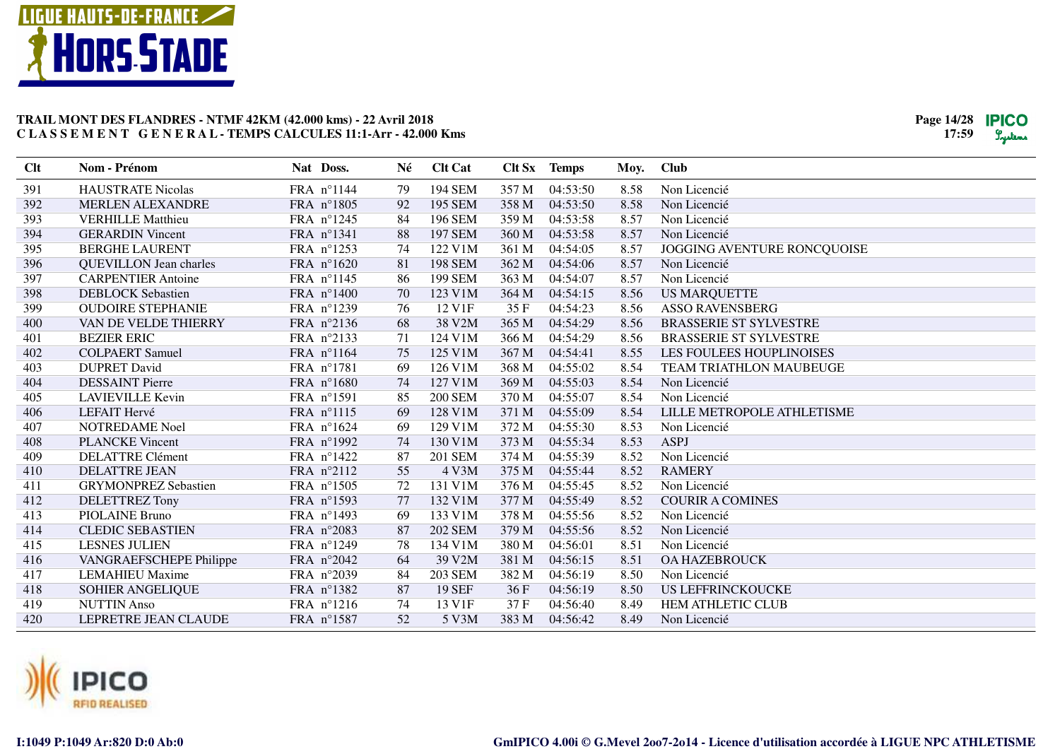**TRAIL MONT DES FLANDRES - NTMF 42KM (42.000 kms) - 22 Avril 2018**
**C L A S S E M E N T G E N E R A L - TEMPS CALCULES 11:1-Arr - 42.000 Kms**

| Clt | Nom - Prénom | Nat | Doss. | Né | Clt Cat | Clt Sx | Temps | Moy. | Club |
|---|---|---|---|---|---|---|---|---|---|
| 391 | HAUSTRATE Nicolas | FRA | n°1144 | 79 | 194 SEM | 357 M | 04:53:50 | 8.58 | Non Licencié |
| 392 | MERLEN ALEXANDRE | FRA | n°1805 | 92 | 195 SEM | 358 M | 04:53:50 | 8.58 | Non Licencié |
| 393 | VERHILLE Matthieu | FRA | n°1245 | 84 | 196 SEM | 359 M | 04:53:58 | 8.57 | Non Licencié |
| 394 | GERARDIN Vincent | FRA | n°1341 | 88 | 197 SEM | 360 M | 04:53:58 | 8.57 | Non Licencié |
| 395 | BERGHE LAURENT | FRA | n°1253 | 74 | 122 V1M | 361 M | 04:54:05 | 8.57 | JOGGING AVENTURE RONCQUOISE |
| 396 | QUEVILLON Jean charles | FRA | n°1620 | 81 | 198 SEM | 362 M | 04:54:06 | 8.57 | Non Licencié |
| 397 | CARPENTIER Antoine | FRA | n°1145 | 86 | 199 SEM | 363 M | 04:54:07 | 8.57 | Non Licencié |
| 398 | DEBLOCK Sebastien | FRA | n°1400 | 70 | 123 V1M | 364 M | 04:54:15 | 8.56 | US MARQUETTE |
| 399 | OUDOIRE STEPHANIE | FRA | n°1239 | 76 | 12 V1F | 35 F | 04:54:23 | 8.56 | ASSO RAVENSBERG |
| 400 | VAN DE VELDE THIERRY | FRA | n°2136 | 68 | 38 V2M | 365 M | 04:54:29 | 8.56 | BRASSERIE ST SYLVESTRE |
| 401 | BEZIER ERIC | FRA | n°2133 | 71 | 124 V1M | 366 M | 04:54:29 | 8.56 | BRASSERIE ST SYLVESTRE |
| 402 | COLPAERT Samuel | FRA | n°1164 | 75 | 125 V1M | 367 M | 04:54:41 | 8.55 | LES FOULEES HOUPLINOISES |
| 403 | DUPRET David | FRA | n°1781 | 69 | 126 V1M | 368 M | 04:55:02 | 8.54 | TEAM TRIATHLON MAUBEUGE |
| 404 | DESSAINT Pierre | FRA | n°1680 | 74 | 127 V1M | 369 M | 04:55:03 | 8.54 | Non Licencié |
| 405 | LAVIEVILLE Kevin | FRA | n°1591 | 85 | 200 SEM | 370 M | 04:55:07 | 8.54 | Non Licencié |
| 406 | LEFAIT Hervé | FRA | n°1115 | 69 | 128 V1M | 371 M | 04:55:09 | 8.54 | LILLE METROPOLE ATHLETISME |
| 407 | NOTREDAME Noel | FRA | n°1624 | 69 | 129 V1M | 372 M | 04:55:30 | 8.53 | Non Licencié |
| 408 | PLANCKE Vincent | FRA | n°1992 | 74 | 130 V1M | 373 M | 04:55:34 | 8.53 | ASPJ |
| 409 | DELATTRE Clément | FRA | n°1422 | 87 | 201 SEM | 374 M | 04:55:39 | 8.52 | Non Licencié |
| 410 | DELATTRE JEAN | FRA | n°2112 | 55 | 4 V3M | 375 M | 04:55:44 | 8.52 | RAMERY |
| 411 | GRYMONPREZ Sebastien | FRA | n°1505 | 72 | 131 V1M | 376 M | 04:55:45 | 8.52 | Non Licencié |
| 412 | DELETTREZ Tony | FRA | n°1593 | 77 | 132 V1M | 377 M | 04:55:49 | 8.52 | COURIR A COMINES |
| 413 | PIOLAINE Bruno | FRA | n°1493 | 69 | 133 V1M | 378 M | 04:55:56 | 8.52 | Non Licencié |
| 414 | CLEDIC SEBASTIEN | FRA | n°2083 | 87 | 202 SEM | 379 M | 04:55:56 | 8.52 | Non Licencié |
| 415 | LESNES JULIEN | FRA | n°1249 | 78 | 134 V1M | 380 M | 04:56:01 | 8.51 | Non Licencié |
| 416 | VANGRAEFSCHEPE Philippe | FRA | n°2042 | 64 | 39 V2M | 381 M | 04:56:15 | 8.51 | OA HAZEBROUCK |
| 417 | LEMAHIEU Maxime | FRA | n°2039 | 84 | 203 SEM | 382 M | 04:56:19 | 8.50 | Non Licencié |
| 418 | SOHIER ANGELIQUE | FRA | n°1382 | 87 | 19 SEF | 36 F | 04:56:19 | 8.50 | US LEFFRINCKOUCKE |
| 419 | NUTTIN Anso | FRA | n°1216 | 74 | 13 V1F | 37 F | 04:56:40 | 8.49 | HEM ATHLETIC CLUB |
| 420 | LEPRETRE JEAN CLAUDE | FRA | n°1587 | 52 | 5 V3M | 383 M | 04:56:42 | 8.49 | Non Licencié |

I:1049 P:1049 Ar:820 D:0 Ab:0

GmIPICO 4.00i © G.Mevel 2oo7-2o14 - Licence d'utilisation accordée à LIGUE NPC ATHLETISME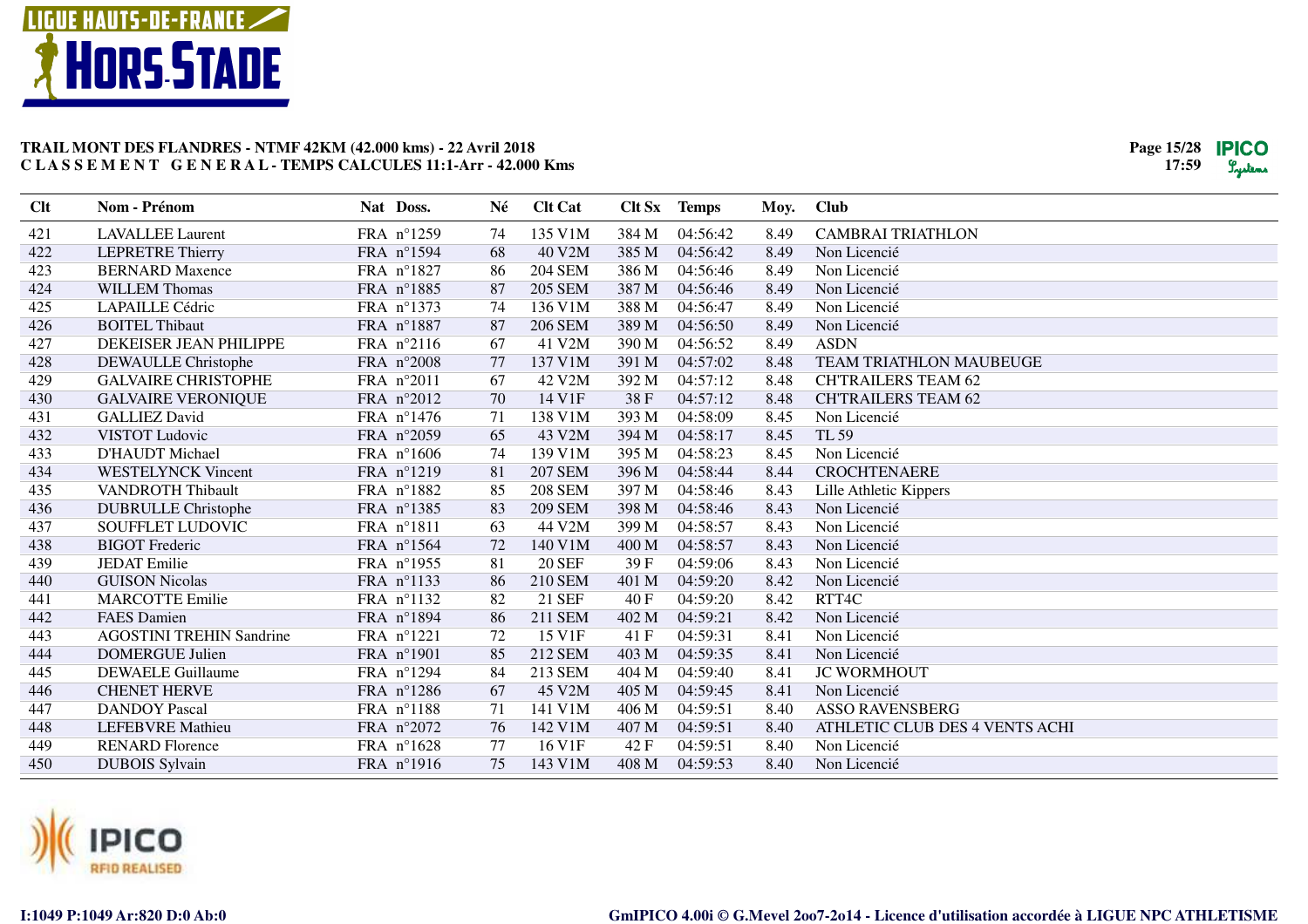**TRAIL MONT DES FLANDRES - NTMF 42KM (42.000 kms) - 22 Avril 2018**
**C L A S S E M E N T   G E N E R A L - TEMPS CALCULES 11:1-Arr - 42.000 Kms**

| Clt | Nom - Prénom | Nat | Doss. | Né | Clt Cat | Clt Sx | Temps | Moy. | Club |
|---|---|---|---|---|---|---|---|---|---|
| 421 | LAVALLEE Laurent | FRA | n°1259 | 74 | 135 V1M | 384 M | 04:56:42 | 8.49 | CAMBRAI TRIATHLON |
| 422 | LEPRETRE Thierry | FRA | n°1594 | 68 | 40 V2M | 385 M | 04:56:42 | 8.49 | Non Licencié |
| 423 | BERNARD Maxence | FRA | n°1827 | 86 | 204 SEM | 386 M | 04:56:46 | 8.49 | Non Licencié |
| 424 | WILLEM Thomas | FRA | n°1885 | 87 | 205 SEM | 387 M | 04:56:46 | 8.49 | Non Licencié |
| 425 | LAPAILLE Cédric | FRA | n°1373 | 74 | 136 V1M | 388 M | 04:56:47 | 8.49 | Non Licencié |
| 426 | BOITEL Thibaut | FRA | n°1887 | 87 | 206 SEM | 389 M | 04:56:50 | 8.49 | Non Licencié |
| 427 | DEKEISER JEAN PHILIPPE | FRA | n°2116 | 67 | 41 V2M | 390 M | 04:56:52 | 8.49 | ASDN |
| 428 | DEWAULLE Christophe | FRA | n°2008 | 77 | 137 V1M | 391 M | 04:57:02 | 8.48 | TEAM TRIATHLON MAUBEUGE |
| 429 | GALVAIRE CHRISTOPHE | FRA | n°2011 | 67 | 42 V2M | 392 M | 04:57:12 | 8.48 | CH'TRAILERS TEAM 62 |
| 430 | GALVAIRE VERONIQUE | FRA | n°2012 | 70 | 14 V1F | 38 F | 04:57:12 | 8.48 | CH'TRAILERS TEAM 62 |
| 431 | GALLIEZ David | FRA | n°1476 | 71 | 138 V1M | 393 M | 04:58:09 | 8.45 | Non Licencié |
| 432 | VISTOT Ludovic | FRA | n°2059 | 65 | 43 V2M | 394 M | 04:58:17 | 8.45 | TL 59 |
| 433 | D'HAUDT Michael | FRA | n°1606 | 74 | 139 V1M | 395 M | 04:58:23 | 8.45 | Non Licencié |
| 434 | WESTELYNCK Vincent | FRA | n°1219 | 81 | 207 SEM | 396 M | 04:58:44 | 8.44 | CROCHTENAERE |
| 435 | VANDROTH Thibault | FRA | n°1882 | 85 | 208 SEM | 397 M | 04:58:46 | 8.43 | Lille Athletic Kippers |
| 436 | DUBRULLE Christophe | FRA | n°1385 | 83 | 209 SEM | 398 M | 04:58:46 | 8.43 | Non Licencié |
| 437 | SOUFFLET LUDOVIC | FRA | n°1811 | 63 | 44 V2M | 399 M | 04:58:57 | 8.43 | Non Licencié |
| 438 | BIGOT Frederic | FRA | n°1564 | 72 | 140 V1M | 400 M | 04:58:57 | 8.43 | Non Licencié |
| 439 | JEDAT Emilie | FRA | n°1955 | 81 | 20 SEF | 39 F | 04:59:06 | 8.43 | Non Licencié |
| 440 | GUISON Nicolas | FRA | n°1133 | 86 | 210 SEM | 401 M | 04:59:20 | 8.42 | Non Licencié |
| 441 | MARCOTTE Emilie | FRA | n°1132 | 82 | 21 SEF | 40 F | 04:59:20 | 8.42 | RTT4C |
| 442 | FAES Damien | FRA | n°1894 | 86 | 211 SEM | 402 M | 04:59:21 | 8.42 | Non Licencié |
| 443 | AGOSTINI TREHIN Sandrine | FRA | n°1221 | 72 | 15 V1F | 41 F | 04:59:31 | 8.41 | Non Licencié |
| 444 | DOMERGUE Julien | FRA | n°1901 | 85 | 212 SEM | 403 M | 04:59:35 | 8.41 | Non Licencié |
| 445 | DEWAELE Guillaume | FRA | n°1294 | 84 | 213 SEM | 404 M | 04:59:40 | 8.41 | JC WORMHOUT |
| 446 | CHENET HERVE | FRA | n°1286 | 67 | 45 V2M | 405 M | 04:59:45 | 8.41 | Non Licencié |
| 447 | DANDOY Pascal | FRA | n°1188 | 71 | 141 V1M | 406 M | 04:59:51 | 8.40 | ASSO RAVENSBERG |
| 448 | LEFEBVRE Mathieu | FRA | n°2072 | 76 | 142 V1M | 407 M | 04:59:51 | 8.40 | ATHLETIC CLUB DES 4 VENTS ACHI |
| 449 | RENARD Florence | FRA | n°1628 | 77 | 16 V1F | 42 F | 04:59:51 | 8.40 | Non Licencié |
| 450 | DUBOIS Sylvain | FRA | n°1916 | 75 | 143 V1M | 408 M | 04:59:53 | 8.40 | Non Licencié |

I:1049 P:1049 Ar:820 D:0 Ab:0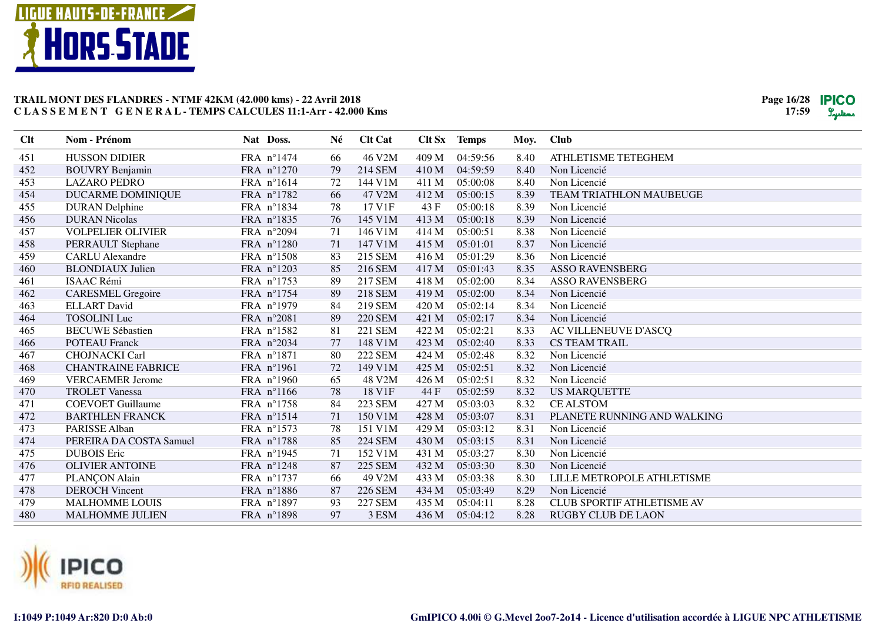**TRAIL MONT DES FLANDRES - NTMF 42KM (42.000 kms) - 22 Avril 2018**
**C L A S S E M E N T G E N E R A L - TEMPS CALCULES 11:1-Arr - 42.000 Kms**

| Clt | Nom - Prénom | Nat | Doss. | Né | Clt Cat | Clt Sx | Temps | Moy. | Club |
|---|---|---|---|---|---|---|---|---|---|
| 451 | HUSSON DIDIER | FRA | n°1474 | 66 | 46 V2M | 409 M | 04:59:56 | 8.40 | ATHLETISME TETEGHEM |
| 452 | BOUVRY Benjamin | FRA | n°1270 | 79 | 214 SEM | 410 M | 04:59:59 | 8.40 | Non Licencié |
| 453 | LAZARO PEDRO | FRA | n°1614 | 72 | 144 V1M | 411 M | 05:00:08 | 8.40 | Non Licencié |
| 454 | DUCARME DOMINIQUE | FRA | n°1782 | 66 | 47 V2M | 412 M | 05:00:15 | 8.39 | TEAM TRIATHLON MAUBEUGE |
| 455 | DURAN Delphine | FRA | n°1834 | 78 | 17 V1F | 43 F | 05:00:18 | 8.39 | Non Licencié |
| 456 | DURAN Nicolas | FRA | n°1835 | 76 | 145 V1M | 413 M | 05:00:18 | 8.39 | Non Licencié |
| 457 | VOLPELIER OLIVIER | FRA | n°2094 | 71 | 146 V1M | 414 M | 05:00:51 | 8.38 | Non Licencié |
| 458 | PERRAULT Stephane | FRA | n°1280 | 71 | 147 V1M | 415 M | 05:01:01 | 8.37 | Non Licencié |
| 459 | CARLU Alexandre | FRA | n°1508 | 83 | 215 SEM | 416 M | 05:01:29 | 8.36 | Non Licencié |
| 460 | BLONDIAUX Julien | FRA | n°1203 | 85 | 216 SEM | 417 M | 05:01:43 | 8.35 | ASSO RAVENSBERG |
| 461 | ISAAC Rémi | FRA | n°1753 | 89 | 217 SEM | 418 M | 05:02:00 | 8.34 | ASSO RAVENSBERG |
| 462 | CARESMEL Gregoire | FRA | n°1754 | 89 | 218 SEM | 419 M | 05:02:00 | 8.34 | Non Licencié |
| 463 | ELLART David | FRA | n°1979 | 84 | 219 SEM | 420 M | 05:02:14 | 8.34 | Non Licencié |
| 464 | TOSOLINI Luc | FRA | n°2081 | 89 | 220 SEM | 421 M | 05:02:17 | 8.34 | Non Licencié |
| 465 | BECUWE Sébastien | FRA | n°1582 | 81 | 221 SEM | 422 M | 05:02:21 | 8.33 | AC VILLENEUVE D'ASCQ |
| 466 | POTEAU Franck | FRA | n°2034 | 77 | 148 V1M | 423 M | 05:02:40 | 8.33 | CS TEAM TRAIL |
| 467 | CHOJNACKI Carl | FRA | n°1871 | 80 | 222 SEM | 424 M | 05:02:48 | 8.32 | Non Licencié |
| 468 | CHANTRAINE FABRICE | FRA | n°1961 | 72 | 149 V1M | 425 M | 05:02:51 | 8.32 | Non Licencié |
| 469 | VERCAEMER Jerome | FRA | n°1960 | 65 | 48 V2M | 426 M | 05:02:51 | 8.32 | Non Licencié |
| 470 | TROLET Vanessa | FRA | n°1166 | 78 | 18 V1F | 44 F | 05:02:59 | 8.32 | US MARQUETTE |
| 471 | COEVOET Guillaume | FRA | n°1758 | 84 | 223 SEM | 427 M | 05:03:03 | 8.32 | CE ALSTOM |
| 472 | BARTHLEN FRANCK | FRA | n°1514 | 71 | 150 V1M | 428 M | 05:03:07 | 8.31 | PLANETE RUNNING AND WALKING |
| 473 | PARISSE Alban | FRA | n°1573 | 78 | 151 V1M | 429 M | 05:03:12 | 8.31 | Non Licencié |
| 474 | PEREIRA DA COSTA Samuel | FRA | n°1788 | 85 | 224 SEM | 430 M | 05:03:15 | 8.31 | Non Licencié |
| 475 | DUBOIS Eric | FRA | n°1945 | 71 | 152 V1M | 431 M | 05:03:27 | 8.30 | Non Licencié |
| 476 | OLIVIER ANTOINE | FRA | n°1248 | 87 | 225 SEM | 432 M | 05:03:30 | 8.30 | Non Licencié |
| 477 | PLANÇON Alain | FRA | n°1737 | 66 | 49 V2M | 433 M | 05:03:38 | 8.30 | LILLE METROPOLE ATHLETISME |
| 478 | DEROCH Vincent | FRA | n°1886 | 87 | 226 SEM | 434 M | 05:03:49 | 8.29 | Non Licencié |
| 479 | MALHOMME LOUIS | FRA | n°1897 | 93 | 227 SEM | 435 M | 05:04:11 | 8.28 | CLUB SPORTIF ATHLETISME AV |
| 480 | MALHOMME JULIEN | FRA | n°1898 | 97 | 3 ESM | 436 M | 05:04:12 | 8.28 | RUGBY CLUB DE LAON |

I:1049 P:1049 Ar:820 D:0 Ab:0

GmIPICO 4.00i © G.Mevel 2oo7-2o14 - Licence d'utilisation accordée à LIGUE NPC ATHLETISME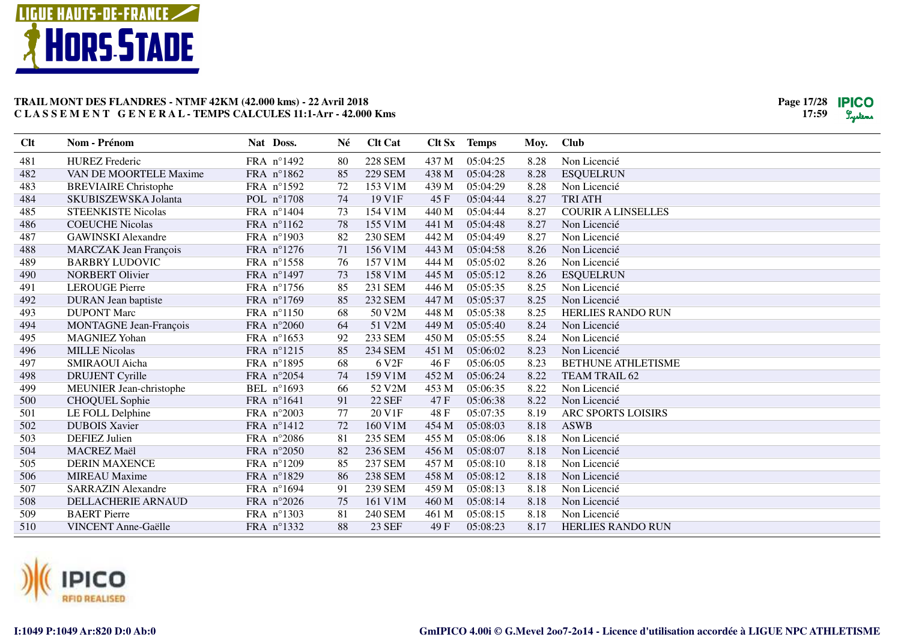**TRAIL MONT DES FLANDRES - NTMF 42KM (42.000 kms) - 22 Avril 2018**
**C L A S S E M E N T   G E N E R A L - TEMPS CALCULES 11:1-Arr - 42.000 Kms**

| Clt | Nom - Prénom | Nat | Doss. | Né | Clt Cat | Clt Sx | Temps | Moy. | Club |
|---|---|---|---|---|---|---|---|---|---|
| 481 | HUREZ Frederic | FRA | n°1492 | 80 | 228 SEM | 437 M | 05:04:25 | 8.28 | Non Licencié |
| 482 | VAN DE MOORTELE Maxime | FRA | n°1862 | 85 | 229 SEM | 438 M | 05:04:28 | 8.28 | ESQUELRUN |
| 483 | BREVIAIRE Christophe | FRA | n°1592 | 72 | 153 V1M | 439 M | 05:04:29 | 8.28 | Non Licencié |
| 484 | SKUBISZEWSKA Jolanta | POL | n°1708 | 74 | 19 V1F | 45 F | 05:04:44 | 8.27 | TRI ATH |
| 485 | STEENKISTE Nicolas | FRA | n°1404 | 73 | 154 V1M | 440 M | 05:04:44 | 8.27 | COURIR A LINSELLES |
| 486 | COEUCHE Nicolas | FRA | n°1162 | 78 | 155 V1M | 441 M | 05:04:48 | 8.27 | Non Licencié |
| 487 | GAWINSKI Alexandre | FRA | n°1903 | 82 | 230 SEM | 442 M | 05:04:49 | 8.27 | Non Licencié |
| 488 | MARCZAK Jean François | FRA | n°1276 | 71 | 156 V1M | 443 M | 05:04:58 | 8.26 | Non Licencié |
| 489 | BARBRY LUDOVIC | FRA | n°1558 | 76 | 157 V1M | 444 M | 05:05:02 | 8.26 | Non Licencié |
| 490 | NORBERT Olivier | FRA | n°1497 | 73 | 158 V1M | 445 M | 05:05:12 | 8.26 | ESQUELRUN |
| 491 | LEROUGE Pierre | FRA | n°1756 | 85 | 231 SEM | 446 M | 05:05:35 | 8.25 | Non Licencié |
| 492 | DURAN Jean baptiste | FRA | n°1769 | 85 | 232 SEM | 447 M | 05:05:37 | 8.25 | Non Licencié |
| 493 | DUPONT Marc | FRA | n°1150 | 68 | 50 V2M | 448 M | 05:05:38 | 8.25 | HERLIES RANDO RUN |
| 494 | MONTAGNE Jean-François | FRA | n°2060 | 64 | 51 V2M | 449 M | 05:05:40 | 8.24 | Non Licencié |
| 495 | MAGNIEZ Yohan | FRA | n°1653 | 92 | 233 SEM | 450 M | 05:05:55 | 8.24 | Non Licencié |
| 496 | MILLE Nicolas | FRA | n°1215 | 85 | 234 SEM | 451 M | 05:06:02 | 8.23 | Non Licencié |
| 497 | SMIRAOUI Aicha | FRA | n°1895 | 68 | 6 V2F | 46 F | 05:06:05 | 8.23 | BETHUNE ATHLETISME |
| 498 | DRUJENT Cyrille | FRA | n°2054 | 74 | 159 V1M | 452 M | 05:06:24 | 8.22 | TEAM TRAIL 62 |
| 499 | MEUNIER Jean-christophe | BEL | n°1693 | 66 | 52 V2M | 453 M | 05:06:35 | 8.22 | Non Licencié |
| 500 | CHOQUEL Sophie | FRA | n°1641 | 91 | 22 SEF | 47 F | 05:06:38 | 8.22 | Non Licencié |
| 501 | LE FOLL Delphine | FRA | n°2003 | 77 | 20 V1F | 48 F | 05:07:35 | 8.19 | ARC SPORTS LOISIRS |
| 502 | DUBOIS Xavier | FRA | n°1412 | 72 | 160 V1M | 454 M | 05:08:03 | 8.18 | ASWB |
| 503 | DEFIEZ Julien | FRA | n°2086 | 81 | 235 SEM | 455 M | 05:08:06 | 8.18 | Non Licencié |
| 504 | MACREZ Maël | FRA | n°2050 | 82 | 236 SEM | 456 M | 05:08:07 | 8.18 | Non Licencié |
| 505 | DERIN MAXENCE | FRA | n°1209 | 85 | 237 SEM | 457 M | 05:08:10 | 8.18 | Non Licencié |
| 506 | MIREAU Maxime | FRA | n°1829 | 86 | 238 SEM | 458 M | 05:08:12 | 8.18 | Non Licencié |
| 507 | SARRAZIN Alexandre | FRA | n°1694 | 91 | 239 SEM | 459 M | 05:08:13 | 8.18 | Non Licencié |
| 508 | DELLACHERIE ARNAUD | FRA | n°2026 | 75 | 161 V1M | 460 M | 05:08:14 | 8.18 | Non Licencié |
| 509 | BAERT Pierre | FRA | n°1303 | 81 | 240 SEM | 461 M | 05:08:15 | 8.18 | Non Licencié |
| 510 | VINCENT Anne-Gaëlle | FRA | n°1332 | 88 | 23 SEF | 49 F | 05:08:23 | 8.17 | HERLIES RANDO RUN |

I:1049 P:1049 Ar:820 D:0 Ab:0

GmIPICO 4.00i © G.Mevel 2oo7-2o14 - Licence d'utilisation accordée à LIGUE NPC ATHLETISME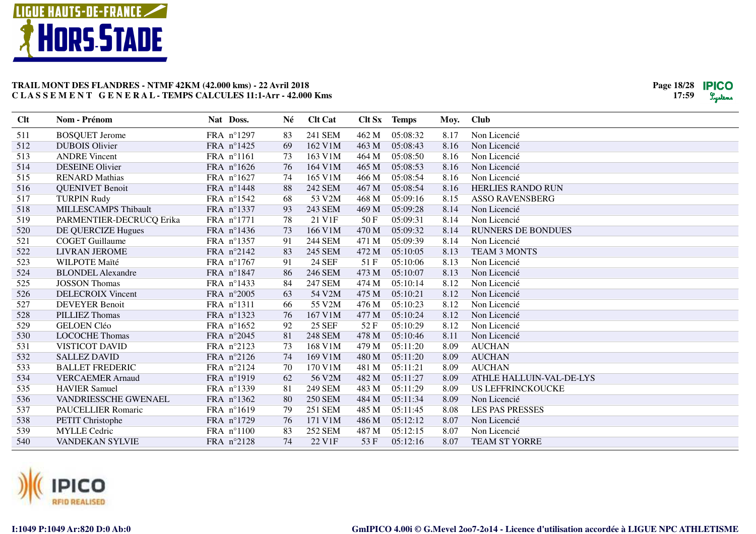# TRAIL MONT DES FLANDRES - NTMF 42KM (42.000 kms) - 22 Avril 2018

**C L A S S E M E N T   G E N E R A L - TEMPS CALCULES 11:1-Arr - 42.000 Kms**

| Clt | Nom - Prénom | Nat | Doss. | Né | Clt Cat | Clt Sx | Temps | Moy. | Club |
|---|---|---|---|---|---|---|---|---|---|
| 511 | BOSQUET Jerome | FRA | n°1297 | 83 | 241 SEM | 462 M | 05:08:32 | 8.17 | Non Licencié |
| 512 | DUBOIS Olivier | FRA | n°1425 | 69 | 162 V1M | 463 M | 05:08:43 | 8.16 | Non Licencié |
| 513 | ANDRE Vincent | FRA | n°1161 | 73 | 163 V1M | 464 M | 05:08:50 | 8.16 | Non Licencié |
| 514 | DESEINE Olivier | FRA | n°1626 | 76 | 164 V1M | 465 M | 05:08:53 | 8.16 | Non Licencié |
| 515 | RENARD Mathias | FRA | n°1627 | 74 | 165 V1M | 466 M | 05:08:54 | 8.16 | Non Licencié |
| 516 | QUENIVET Benoit | FRA | n°1448 | 88 | 242 SEM | 467 M | 05:08:54 | 8.16 | HERLIES RANDO RUN |
| 517 | TURPIN Rudy | FRA | n°1542 | 68 | 53 V2M | 468 M | 05:09:16 | 8.15 | ASSO RAVENSBERG |
| 518 | MILLESCAMPS Thibault | FRA | n°1337 | 93 | 243 SEM | 469 M | 05:09:28 | 8.14 | Non Licencié |
| 519 | PARMENTIER-DECRUCQ Erika | FRA | n°1771 | 78 | 21 V1F | 50 F | 05:09:31 | 8.14 | Non Licencié |
| 520 | DE QUERCIZE Hugues | FRA | n°1436 | 73 | 166 V1M | 470 M | 05:09:32 | 8.14 | RUNNERS DE BONDUES |
| 521 | COGET Guillaume | FRA | n°1357 | 91 | 244 SEM | 471 M | 05:09:39 | 8.14 | Non Licencié |
| 522 | LIVRAN JEROME | FRA | n°2142 | 83 | 245 SEM | 472 M | 05:10:05 | 8.13 | TEAM 3 MONTS |
| 523 | WILPOTE Maïté | FRA | n°1767 | 91 | 24 SEF | 51 F | 05:10:06 | 8.13 | Non Licencié |
| 524 | BLONDEL Alexandre | FRA | n°1847 | 86 | 246 SEM | 473 M | 05:10:07 | 8.13 | Non Licencié |
| 525 | JOSSON Thomas | FRA | n°1433 | 84 | 247 SEM | 474 M | 05:10:14 | 8.12 | Non Licencié |
| 526 | DELECROIX Vincent | FRA | n°2005 | 63 | 54 V2M | 475 M | 05:10:21 | 8.12 | Non Licencié |
| 527 | DEVEYER Benoit | FRA | n°1311 | 66 | 55 V2M | 476 M | 05:10:23 | 8.12 | Non Licencié |
| 528 | PILLIEZ Thomas | FRA | n°1323 | 76 | 167 V1M | 477 M | 05:10:24 | 8.12 | Non Licencié |
| 529 | GELOEN Cléo | FRA | n°1652 | 92 | 25 SEF | 52 F | 05:10:29 | 8.12 | Non Licencié |
| 530 | LOCOCHE Thomas | FRA | n°2045 | 81 | 248 SEM | 478 M | 05:10:46 | 8.11 | Non Licencié |
| 531 | VISTICOT DAVID | FRA | n°2123 | 73 | 168 V1M | 479 M | 05:11:20 | 8.09 | AUCHAN |
| 532 | SALLEZ DAVID | FRA | n°2126 | 74 | 169 V1M | 480 M | 05:11:20 | 8.09 | AUCHAN |
| 533 | BALLET FREDERIC | FRA | n°2124 | 70 | 170 V1M | 481 M | 05:11:21 | 8.09 | AUCHAN |
| 534 | VERCAEMER Arnaud | FRA | n°1919 | 62 | 56 V2M | 482 M | 05:11:27 | 8.09 | ATHLE HALLUIN-VAL-DE-LYS |
| 535 | HAVIER Samuel | FRA | n°1339 | 81 | 249 SEM | 483 M | 05:11:29 | 8.09 | US LEFFRINCKOUCKE |
| 536 | VANDRIESSCHE GWENAEL | FRA | n°1362 | 80 | 250 SEM | 484 M | 05:11:34 | 8.09 | Non Licencié |
| 537 | PAUCELLIER Romaric | FRA | n°1619 | 79 | 251 SEM | 485 M | 05:11:45 | 8.08 | LES PAS PRESSES |
| 538 | PETIT Christophe | FRA | n°1729 | 76 | 171 V1M | 486 M | 05:12:12 | 8.07 | Non Licencié |
| 539 | MYLLE Cedric | FRA | n°1100 | 83 | 252 SEM | 487 M | 05:12:15 | 8.07 | Non Licencié |
| 540 | VANDEKAN SYLVIE | FRA | n°2128 | 74 | 22 V1F | 53 F | 05:12:16 | 8.07 | TEAM ST YORRE |

I:1049 P:1049 Ar:820 D:0 Ab:0

GmIPICO 4.00i © G.Mevel 2oo7-2o14 - Licence d'utilisation accordée à LIGUE NPC ATHLETISME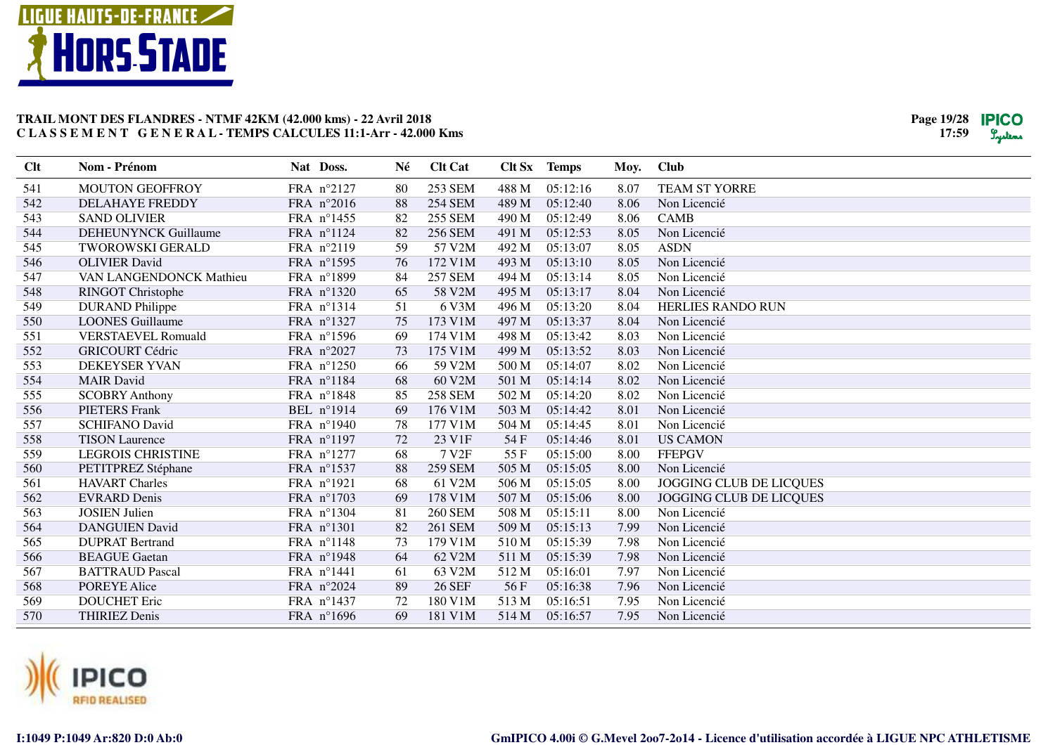**TRAIL MONT DES FLANDRES - NTMF 42KM (42.000 kms) - 22 Avril 2018**
**C L A S S E M E N T   G E N E R A L - TEMPS CALCULES 11:1-Arr - 42.000 Kms**

| Clt | Nom - Prénom | Nat | Doss. | Né | Clt Cat | Clt Sx | Temps | Moy. | Club |
|---|---|---|---|---|---|---|---|---|---|
| 541 | MOUTON GEOFFROY | FRA | n°2127 | 80 | 253 SEM | 488 M | 05:12:16 | 8.07 | TEAM ST YORRE |
| 542 | DELAHAYE FREDDY | FRA | n°2016 | 88 | 254 SEM | 489 M | 05:12:40 | 8.06 | Non Licencié |
| 543 | SAND OLIVIER | FRA | n°1455 | 82 | 255 SEM | 490 M | 05:12:49 | 8.06 | CAMB |
| 544 | DEHEUNYNCK Guillaume | FRA | n°1124 | 82 | 256 SEM | 491 M | 05:12:53 | 8.05 | Non Licencié |
| 545 | TWOROWSKI GERALD | FRA | n°2119 | 59 | 57 V2M | 492 M | 05:13:07 | 8.05 | ASDN |
| 546 | OLIVIER David | FRA | n°1595 | 76 | 172 V1M | 493 M | 05:13:10 | 8.05 | Non Licencié |
| 547 | VAN LANGENDONCK Mathieu | FRA | n°1899 | 84 | 257 SEM | 494 M | 05:13:14 | 8.05 | Non Licencié |
| 548 | RINGOT Christophe | FRA | n°1320 | 65 | 58 V2M | 495 M | 05:13:17 | 8.04 | Non Licencié |
| 549 | DURAND Philippe | FRA | n°1314 | 51 | 6 V3M | 496 M | 05:13:20 | 8.04 | HERLIES RANDO RUN |
| 550 | LOONES Guillaume | FRA | n°1327 | 75 | 173 V1M | 497 M | 05:13:37 | 8.04 | Non Licencié |
| 551 | VERSTAEVEL Romuald | FRA | n°1596 | 69 | 174 V1M | 498 M | 05:13:42 | 8.03 | Non Licencié |
| 552 | GRICOURT Cédric | FRA | n°2027 | 73 | 175 V1M | 499 M | 05:13:52 | 8.03 | Non Licencié |
| 553 | DEKEYSER YVAN | FRA | n°1250 | 66 | 59 V2M | 500 M | 05:14:07 | 8.02 | Non Licencié |
| 554 | MAIR David | FRA | n°1184 | 68 | 60 V2M | 501 M | 05:14:14 | 8.02 | Non Licencié |
| 555 | SCOBRY Anthony | FRA | n°1848 | 85 | 258 SEM | 502 M | 05:14:20 | 8.02 | Non Licencié |
| 556 | PIETERS Frank | BEL | n°1914 | 69 | 176 V1M | 503 M | 05:14:42 | 8.01 | Non Licencié |
| 557 | SCHIFANO David | FRA | n°1940 | 78 | 177 V1M | 504 M | 05:14:45 | 8.01 | Non Licencié |
| 558 | TISON Laurence | FRA | n°1197 | 72 | 23 V1F | 54 F | 05:14:46 | 8.01 | US CAMON |
| 559 | LEGROIS CHRISTINE | FRA | n°1277 | 68 | 7 V2F | 55 F | 05:15:00 | 8.00 | FFEPGV |
| 560 | PETITPREZ Stéphane | FRA | n°1537 | 88 | 259 SEM | 505 M | 05:15:05 | 8.00 | Non Licencié |
| 561 | HAVART Charles | FRA | n°1921 | 68 | 61 V2M | 506 M | 05:15:05 | 8.00 | JOGGING CLUB DE LICQUES |
| 562 | EVRARD Denis | FRA | n°1703 | 69 | 178 V1M | 507 M | 05:15:06 | 8.00 | JOGGING CLUB DE LICQUES |
| 563 | JOSIEN Julien | FRA | n°1304 | 81 | 260 SEM | 508 M | 05:15:11 | 8.00 | Non Licencié |
| 564 | DANGUIEN David | FRA | n°1301 | 82 | 261 SEM | 509 M | 05:15:13 | 7.99 | Non Licencié |
| 565 | DUPRAT Bertrand | FRA | n°1148 | 73 | 179 V1M | 510 M | 05:15:39 | 7.98 | Non Licencié |
| 566 | BEAGUE Gaetan | FRA | n°1948 | 64 | 62 V2M | 511 M | 05:15:39 | 7.98 | Non Licencié |
| 567 | BATTRAUD Pascal | FRA | n°1441 | 61 | 63 V2M | 512 M | 05:16:01 | 7.97 | Non Licencié |
| 568 | POREYE Alice | FRA | n°2024 | 89 | 26 SEF | 56 F | 05:16:38 | 7.96 | Non Licencié |
| 569 | DOUCHET Eric | FRA | n°1437 | 72 | 180 V1M | 513 M | 05:16:51 | 7.95 | Non Licencié |
| 570 | THIRIEZ Denis | FRA | n°1696 | 69 | 181 V1M | 514 M | 05:16:57 | 7.95 | Non Licencié |

I:1049 P:1049 Ar:820 D:0 Ab:0

GmIPICO 4.00i © G.Mevel 2oo7-2o14 - Licence d'utilisation accordée à LIGUE NPC ATHLETISME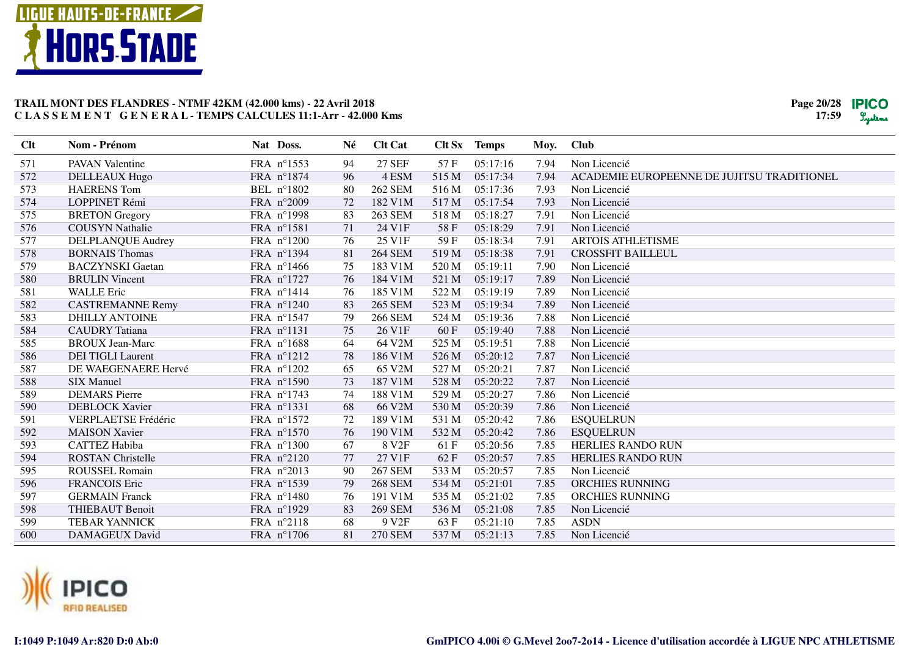# TRAIL MONT DES FLANDRES - NTMF 42KM (42.000 kms) - 22 Avril 2018

**C L A S S E M E N T   G E N E R A L - TEMPS CALCULES 11:1-Arr - 42.000 Kms**

| Clt | Nom - Prénom | Nat | Doss. | Né | Clt Cat | Clt Sx | Temps | Moy. | Club |
|---|---|---|---|---|---|---|---|---|---|
| 571 | PAVAN Valentine | FRA | n°1553 | 94 | 27 SEF | 57 F | 05:17:16 | 7.94 | Non Licencié |
| 572 | DELLEAUX Hugo | FRA | n°1874 | 96 | 4 ESM | 515 M | 05:17:34 | 7.94 | ACADEMIE EUROPEENNE DE JUJITSU TRADITIONEL |
| 573 | HAERENS Tom | BEL | n°1802 | 80 | 262 SEM | 516 M | 05:17:36 | 7.93 | Non Licencié |
| 574 | LOPPINET Rémi | FRA | n°2009 | 72 | 182 V1M | 517 M | 05:17:54 | 7.93 | Non Licencié |
| 575 | BRETON Gregory | FRA | n°1998 | 83 | 263 SEM | 518 M | 05:18:27 | 7.91 | Non Licencié |
| 576 | COUSYN Nathalie | FRA | n°1581 | 71 | 24 V1F | 58 F | 05:18:29 | 7.91 | Non Licencié |
| 577 | DELPLANQUE Audrey | FRA | n°1200 | 76 | 25 V1F | 59 F | 05:18:34 | 7.91 | ARTOIS ATHLETISME |
| 578 | BORNAIS Thomas | FRA | n°1394 | 81 | 264 SEM | 519 M | 05:18:38 | 7.91 | CROSSFIT BAILLEUL |
| 579 | BACZYNSKI Gaetan | FRA | n°1466 | 75 | 183 V1M | 520 M | 05:19:11 | 7.90 | Non Licencié |
| 580 | BRULIN Vincent | FRA | n°1727 | 76 | 184 V1M | 521 M | 05:19:17 | 7.89 | Non Licencié |
| 581 | WALLE Eric | FRA | n°1414 | 76 | 185 V1M | 522 M | 05:19:19 | 7.89 | Non Licencié |
| 582 | CASTREMANNE Remy | FRA | n°1240 | 83 | 265 SEM | 523 M | 05:19:34 | 7.89 | Non Licencié |
| 583 | DHILLY ANTOINE | FRA | n°1547 | 79 | 266 SEM | 524 M | 05:19:36 | 7.88 | Non Licencié |
| 584 | CAUDRY Tatiana | FRA | n°1131 | 75 | 26 V1F | 60 F | 05:19:40 | 7.88 | Non Licencié |
| 585 | BROUX Jean-Marc | FRA | n°1688 | 64 | 64 V2M | 525 M | 05:19:51 | 7.88 | Non Licencié |
| 586 | DEI TIGLI Laurent | FRA | n°1212 | 78 | 186 V1M | 526 M | 05:20:12 | 7.87 | Non Licencié |
| 587 | DE WAEGENAERE Hervé | FRA | n°1202 | 65 | 65 V2M | 527 M | 05:20:21 | 7.87 | Non Licencié |
| 588 | SIX Manuel | FRA | n°1590 | 73 | 187 V1M | 528 M | 05:20:22 | 7.87 | Non Licencié |
| 589 | DEMARS Pierre | FRA | n°1743 | 74 | 188 V1M | 529 M | 05:20:27 | 7.86 | Non Licencié |
| 590 | DEBLOCK Xavier | FRA | n°1331 | 68 | 66 V2M | 530 M | 05:20:39 | 7.86 | Non Licencié |
| 591 | VERPLAETSE Frédéric | FRA | n°1572 | 72 | 189 V1M | 531 M | 05:20:42 | 7.86 | ESQUELRUN |
| 592 | MAISON Xavier | FRA | n°1570 | 76 | 190 V1M | 532 M | 05:20:42 | 7.86 | ESQUELRUN |
| 593 | CATTEZ Habiba | FRA | n°1300 | 67 | 8 V2F | 61 F | 05:20:56 | 7.85 | HERLIES RANDO RUN |
| 594 | ROSTAN Christelle | FRA | n°2120 | 77 | 27 V1F | 62 F | 05:20:57 | 7.85 | HERLIES RANDO RUN |
| 595 | ROUSSEL Romain | FRA | n°2013 | 90 | 267 SEM | 533 M | 05:20:57 | 7.85 | Non Licencié |
| 596 | FRANCOIS Eric | FRA | n°1539 | 79 | 268 SEM | 534 M | 05:21:01 | 7.85 | ORCHIES RUNNING |
| 597 | GERMAIN Franck | FRA | n°1480 | 76 | 191 V1M | 535 M | 05:21:02 | 7.85 | ORCHIES RUNNING |
| 598 | THIEBAUT Benoit | FRA | n°1929 | 83 | 269 SEM | 536 M | 05:21:08 | 7.85 | Non Licencié |
| 599 | TEBAR YANNICK | FRA | n°2118 | 68 | 9 V2F | 63 F | 05:21:10 | 7.85 | ASDN |
| 600 | DAMAGEUX David | FRA | n°1706 | 81 | 270 SEM | 537 M | 05:21:13 | 7.85 | Non Licencié |

I:1049 P:1049 Ar:820 D:0 Ab:0

GmIPICO 4.00i © G.Mevel 2oo7-2o14 - Licence d'utilisation accordée à LIGUE NPC ATHLETISME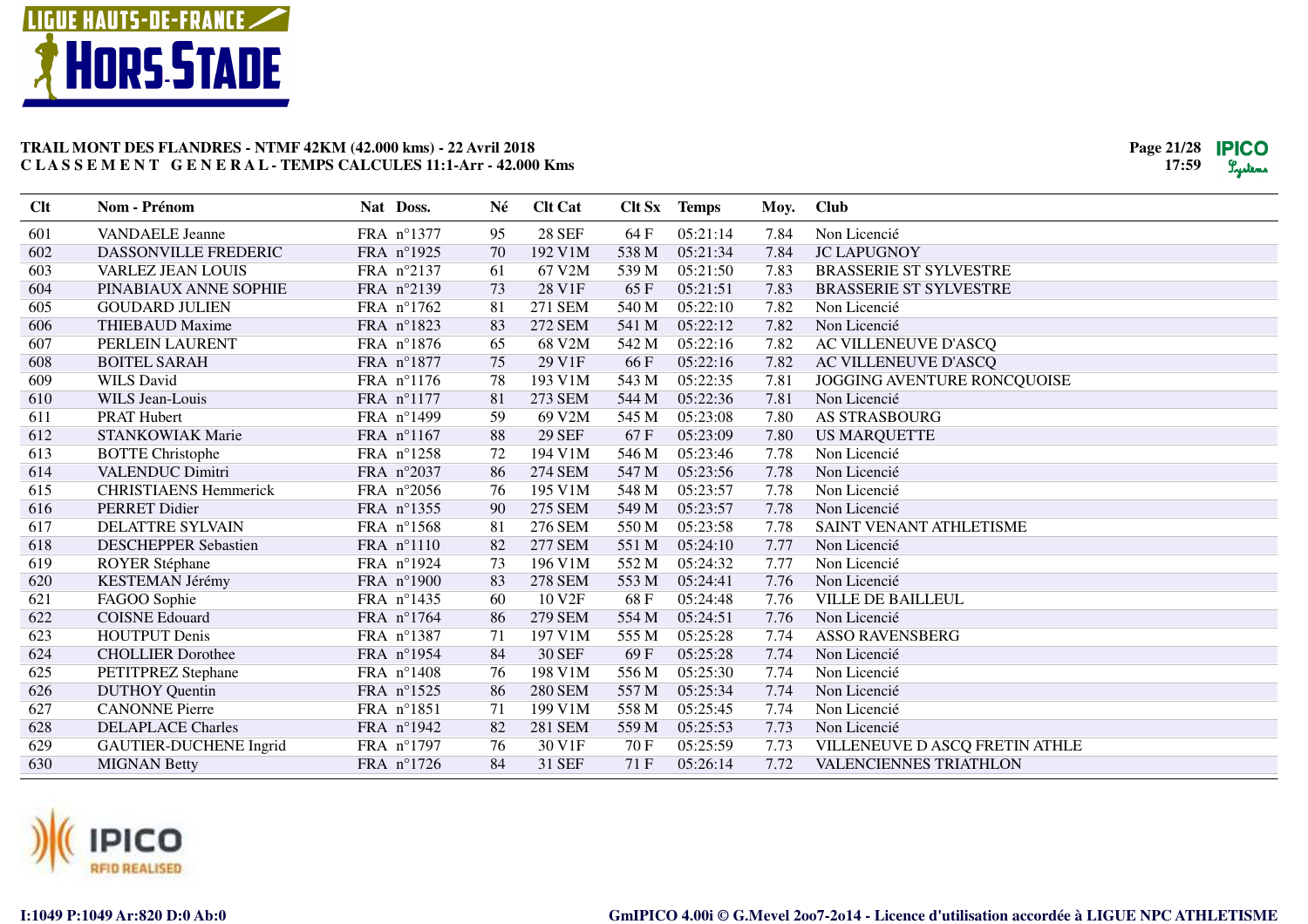**TRAIL MONT DES FLANDRES - NTMF 42KM (42.000 kms) - 22 Avril 2018**
**C L A S S E M E N T G E N E R A L - TEMPS CALCULES 11:1-Arr - 42.000 Kms**

| Clt | Nom - Prénom | Nat | Doss. | Né | Clt Cat | Clt Sx | Temps | Moy. | Club |
|---|---|---|---|---|---|---|---|---|---|
| 601 | VANDAELE Jeanne | FRA | n°1377 | 95 | 28 SEF | 64 F | 05:21:14 | 7.84 | Non Licencié |
| 602 | DASSONVILLE FREDERIC | FRA | n°1925 | 70 | 192 V1M | 538 M | 05:21:34 | 7.84 | JC LAPUGNOY |
| 603 | VARLEZ JEAN LOUIS | FRA | n°2137 | 61 | 67 V2M | 539 M | 05:21:50 | 7.83 | BRASSERIE ST SYLVESTRE |
| 604 | PINABIAUX ANNE SOPHIE | FRA | n°2139 | 73 | 28 V1F | 65 F | 05:21:51 | 7.83 | BRASSERIE ST SYLVESTRE |
| 605 | GOUDARD JULIEN | FRA | n°1762 | 81 | 271 SEM | 540 M | 05:22:10 | 7.82 | Non Licencié |
| 606 | THIEBAUD Maxime | FRA | n°1823 | 83 | 272 SEM | 541 M | 05:22:12 | 7.82 | Non Licencié |
| 607 | PERLEIN LAURENT | FRA | n°1876 | 65 | 68 V2M | 542 M | 05:22:16 | 7.82 | AC VILLENEUVE D'ASCQ |
| 608 | BOITEL SARAH | FRA | n°1877 | 75 | 29 V1F | 66 F | 05:22:16 | 7.82 | AC VILLENEUVE D'ASCQ |
| 609 | WILS David | FRA | n°1176 | 78 | 193 V1M | 543 M | 05:22:35 | 7.81 | JOGGING AVENTURE RONCQUOISE |
| 610 | WILS Jean-Louis | FRA | n°1177 | 81 | 273 SEM | 544 M | 05:22:36 | 7.81 | Non Licencié |
| 611 | PRAT Hubert | FRA | n°1499 | 59 | 69 V2M | 545 M | 05:23:08 | 7.80 | AS STRASBOURG |
| 612 | STANKOWIAK Marie | FRA | n°1167 | 88 | 29 SEF | 67 F | 05:23:09 | 7.80 | US MARQUETTE |
| 613 | BOTTE Christophe | FRA | n°1258 | 72 | 194 V1M | 546 M | 05:23:46 | 7.78 | Non Licencié |
| 614 | VALENDUC Dimitri | FRA | n°2037 | 86 | 274 SEM | 547 M | 05:23:56 | 7.78 | Non Licencié |
| 615 | CHRISTIAENS Hemmerick | FRA | n°2056 | 76 | 195 V1M | 548 M | 05:23:57 | 7.78 | Non Licencié |
| 616 | PERRET Didier | FRA | n°1355 | 90 | 275 SEM | 549 M | 05:23:57 | 7.78 | Non Licencié |
| 617 | DELATTRE SYLVAIN | FRA | n°1568 | 81 | 276 SEM | 550 M | 05:23:58 | 7.78 | SAINT VENANT ATHLETISME |
| 618 | DESCHEPPER Sebastien | FRA | n°1110 | 82 | 277 SEM | 551 M | 05:24:10 | 7.77 | Non Licencié |
| 619 | ROYER Stéphane | FRA | n°1924 | 73 | 196 V1M | 552 M | 05:24:32 | 7.77 | Non Licencié |
| 620 | KESTEMAN Jérémy | FRA | n°1900 | 83 | 278 SEM | 553 M | 05:24:41 | 7.76 | Non Licencié |
| 621 | FAGOO Sophie | FRA | n°1435 | 60 | 10 V2F | 68 F | 05:24:48 | 7.76 | VILLE DE BAILLEUL |
| 622 | COISNE Edouard | FRA | n°1764 | 86 | 279 SEM | 554 M | 05:24:51 | 7.76 | Non Licencié |
| 623 | HOUTPUT Denis | FRA | n°1387 | 71 | 197 V1M | 555 M | 05:25:28 | 7.74 | ASSO RAVENSBERG |
| 624 | CHOLLIER Dorothee | FRA | n°1954 | 84 | 30 SEF | 69 F | 05:25:28 | 7.74 | Non Licencié |
| 625 | PETITPREZ Stephane | FRA | n°1408 | 76 | 198 V1M | 556 M | 05:25:30 | 7.74 | Non Licencié |
| 626 | DUTHOY Quentin | FRA | n°1525 | 86 | 280 SEM | 557 M | 05:25:34 | 7.74 | Non Licencié |
| 627 | CANONNE Pierre | FRA | n°1851 | 71 | 199 V1M | 558 M | 05:25:45 | 7.74 | Non Licencié |
| 628 | DELAPLACE Charles | FRA | n°1942 | 82 | 281 SEM | 559 M | 05:25:53 | 7.73 | Non Licencié |
| 629 | GAUTIER-DUCHENE Ingrid | FRA | n°1797 | 76 | 30 V1F | 70 F | 05:25:59 | 7.73 | VILLENEUVE D ASCQ FRETIN ATHLE |
| 630 | MIGNAN Betty | FRA | n°1726 | 84 | 31 SEF | 71 F | 05:26:14 | 7.72 | VALENCIENNES TRIATHLON |

I:1049 P:1049 Ar:820 D:0 Ab:0

GmIPICO 4.00i © G.Mevel 2oo7-2o14 - Licence d'utilisation accordée à LIGUE NPC ATHLETISME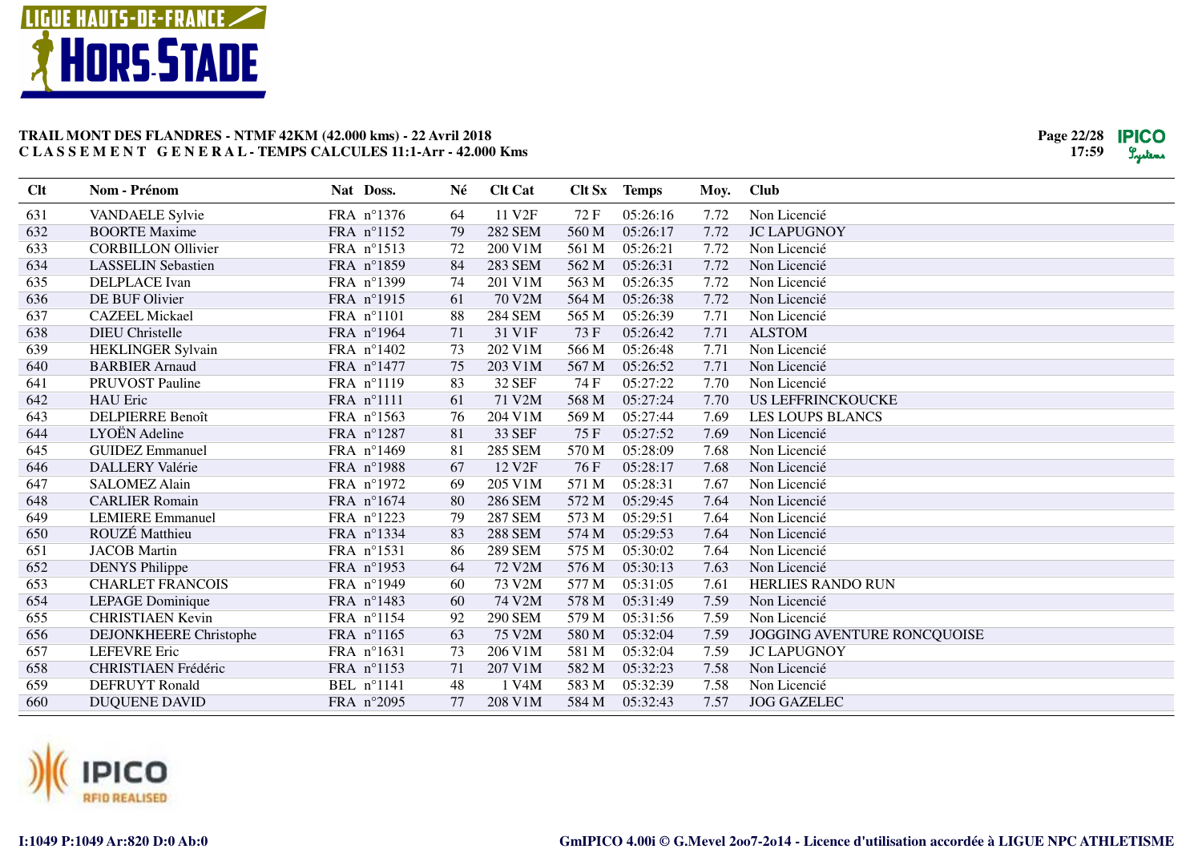## TRAIL MONT DES FLANDRES - NTMF 42KM (42.000 kms) - 22 Avril 2018
## C L A S S E M E N T   G E N E R A L - TEMPS CALCULES 11:1-Arr - 42.000 Kms

| Clt | Nom - Prénom | Nat | Doss. | Né | Clt Cat | Clt Sx | Temps | Moy. | Club |
|---|---|---|---|---|---|---|---|---|---|
| 631 | VANDAELE Sylvie | FRA | n°1376 | 64 | 11 V2F | 72 F | 05:26:16 | 7.72 | Non Licencié |
| 632 | BOORTE Maxime | FRA | n°1152 | 79 | 282 SEM | 560 M | 05:26:17 | 7.72 | JC LAPUGNOY |
| 633 | CORBILLON Ollivier | FRA | n°1513 | 72 | 200 V1M | 561 M | 05:26:21 | 7.72 | Non Licencié |
| 634 | LASSELIN Sebastien | FRA | n°1859 | 84 | 283 SEM | 562 M | 05:26:31 | 7.72 | Non Licencié |
| 635 | DELPLACE Ivan | FRA | n°1399 | 74 | 201 V1M | 563 M | 05:26:35 | 7.72 | Non Licencié |
| 636 | DE BUF Olivier | FRA | n°1915 | 61 | 70 V2M | 564 M | 05:26:38 | 7.72 | Non Licencié |
| 637 | CAZEEL Mickael | FRA | n°1101 | 88 | 284 SEM | 565 M | 05:26:39 | 7.71 | Non Licencié |
| 638 | DIEU Christelle | FRA | n°1964 | 71 | 31 V1F | 73 F | 05:26:42 | 7.71 | ALSTOM |
| 639 | HEKLINGER Sylvain | FRA | n°1402 | 73 | 202 V1M | 566 M | 05:26:48 | 7.71 | Non Licencié |
| 640 | BARBIER Arnaud | FRA | n°1477 | 75 | 203 V1M | 567 M | 05:26:52 | 7.71 | Non Licencié |
| 641 | PRUVOST Pauline | FRA | n°1119 | 83 | 32 SEF | 74 F | 05:27:22 | 7.70 | Non Licencié |
| 642 | HAU Eric | FRA | n°1111 | 61 | 71 V2M | 568 M | 05:27:24 | 7.70 | US LEFFRINCKOUCKE |
| 643 | DELPIERRE Benoît | FRA | n°1563 | 76 | 204 V1M | 569 M | 05:27:44 | 7.69 | LES LOUPS BLANCS |
| 644 | LYOËN Adeline | FRA | n°1287 | 81 | 33 SEF | 75 F | 05:27:52 | 7.69 | Non Licencié |
| 645 | GUIDEZ Emmanuel | FRA | n°1469 | 81 | 285 SEM | 570 M | 05:28:09 | 7.68 | Non Licencié |
| 646 | DALLERY Valérie | FRA | n°1988 | 67 | 12 V2F | 76 F | 05:28:17 | 7.68 | Non Licencié |
| 647 | SALOMEZ Alain | FRA | n°1972 | 69 | 205 V1M | 571 M | 05:28:31 | 7.67 | Non Licencié |
| 648 | CARLIER Romain | FRA | n°1674 | 80 | 286 SEM | 572 M | 05:29:45 | 7.64 | Non Licencié |
| 649 | LEMIERE Emmanuel | FRA | n°1223 | 79 | 287 SEM | 573 M | 05:29:51 | 7.64 | Non Licencié |
| 650 | ROUZÉ Matthieu | FRA | n°1334 | 83 | 288 SEM | 574 M | 05:29:53 | 7.64 | Non Licencié |
| 651 | JACOB Martin | FRA | n°1531 | 86 | 289 SEM | 575 M | 05:30:02 | 7.64 | Non Licencié |
| 652 | DENYS Philippe | FRA | n°1953 | 64 | 72 V2M | 576 M | 05:30:13 | 7.63 | Non Licencié |
| 653 | CHARLET FRANCOIS | FRA | n°1949 | 60 | 73 V2M | 577 M | 05:31:05 | 7.61 | HERLIES RANDO RUN |
| 654 | LEPAGE Dominique | FRA | n°1483 | 60 | 74 V2M | 578 M | 05:31:49 | 7.59 | Non Licencié |
| 655 | CHRISTIAEN Kevin | FRA | n°1154 | 92 | 290 SEM | 579 M | 05:31:56 | 7.59 | Non Licencié |
| 656 | DEJONKHEERE Christophe | FRA | n°1165 | 63 | 75 V2M | 580 M | 05:32:04 | 7.59 | JOGGING AVENTURE RONCQUOISE |
| 657 | LEFEVRE Eric | FRA | n°1631 | 73 | 206 V1M | 581 M | 05:32:04 | 7.59 | JC LAPUGNOY |
| 658 | CHRISTIAEN Frédéric | FRA | n°1153 | 71 | 207 V1M | 582 M | 05:32:23 | 7.58 | Non Licencié |
| 659 | DEFRUYT Ronald | BEL | n°1141 | 48 | 1 V4M | 583 M | 05:32:39 | 7.58 | Non Licencié |
| 660 | DUQUENE DAVID | FRA | n°2095 | 77 | 208 V1M | 584 M | 05:32:43 | 7.57 | JOG GAZELEC |

I:1049 P:1049 Ar:820 D:0 Ab:0

GmIPICO 4.00i © G.Mevel 2oo7-2o14 - Licence d'utilisation accordée à LIGUE NPC ATHLETISME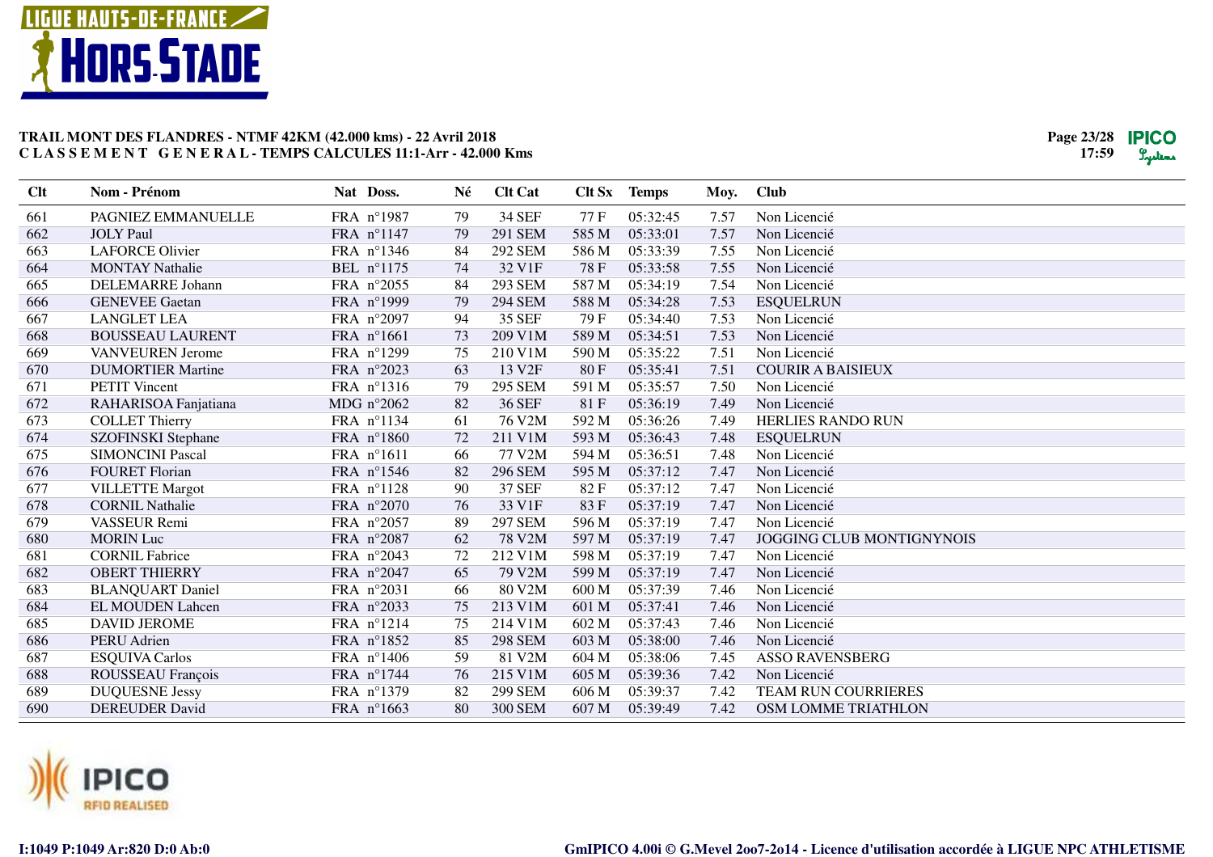**TRAIL MONT DES FLANDRES - NTMF 42KM (42.000 kms) - 22 Avril 2018**
**C L A S S E M E N T G E N E R A L - TEMPS CALCULES 11:1-Arr - 42.000 Kms**

| Clt | Nom - Prénom | Nat | Doss. | Né | Clt Cat | Clt Sx | Temps | Moy. | Club |
|---|---|---|---|---|---|---|---|---|---|
| 661 | PAGNIEZ EMMANUELLE | FRA | n°1987 | 79 | 34 SEF | 77 F | 05:32:45 | 7.57 | Non Licencié |
| 662 | JOLY Paul | FRA | n°1147 | 79 | 291 SEM | 585 M | 05:33:01 | 7.57 | Non Licencié |
| 663 | LAFORCE Olivier | FRA | n°1346 | 84 | 292 SEM | 586 M | 05:33:39 | 7.55 | Non Licencié |
| 664 | MONTAY Nathalie | BEL | n°1175 | 74 | 32 V1F | 78 F | 05:33:58 | 7.55 | Non Licencié |
| 665 | DELEMARRE Johann | FRA | n°2055 | 84 | 293 SEM | 587 M | 05:34:19 | 7.54 | Non Licencié |
| 666 | GENEVEE Gaetan | FRA | n°1999 | 79 | 294 SEM | 588 M | 05:34:28 | 7.53 | ESQUELRUN |
| 667 | LANGLET LEA | FRA | n°2097 | 94 | 35 SEF | 79 F | 05:34:40 | 7.53 | Non Licencié |
| 668 | BOUSSEAU LAURENT | FRA | n°1661 | 73 | 209 V1M | 589 M | 05:34:51 | 7.53 | Non Licencié |
| 669 | VANVEUREN Jerome | FRA | n°1299 | 75 | 210 V1M | 590 M | 05:35:22 | 7.51 | Non Licencié |
| 670 | DUMORTIER Martine | FRA | n°2023 | 63 | 13 V2F | 80 F | 05:35:41 | 7.51 | COURIR A BAISIEUX |
| 671 | PETIT Vincent | FRA | n°1316 | 79 | 295 SEM | 591 M | 05:35:57 | 7.50 | Non Licencié |
| 672 | RAHARISOA Fanjatiana | MDG | n°2062 | 82 | 36 SEF | 81 F | 05:36:19 | 7.49 | Non Licencié |
| 673 | COLLET Thierry | FRA | n°1134 | 61 | 76 V2M | 592 M | 05:36:26 | 7.49 | HERLIES RANDO RUN |
| 674 | SZOFINSKI Stephane | FRA | n°1860 | 72 | 211 V1M | 593 M | 05:36:43 | 7.48 | ESQUELRUN |
| 675 | SIMONCINI Pascal | FRA | n°1611 | 66 | 77 V2M | 594 M | 05:36:51 | 7.48 | Non Licencié |
| 676 | FOURET Florian | FRA | n°1546 | 82 | 296 SEM | 595 M | 05:37:12 | 7.47 | Non Licencié |
| 677 | VILLETTE Margot | FRA | n°1128 | 90 | 37 SEF | 82 F | 05:37:12 | 7.47 | Non Licencié |
| 678 | CORNIL Nathalie | FRA | n°2070 | 76 | 33 V1F | 83 F | 05:37:19 | 7.47 | Non Licencié |
| 679 | VASSEUR Remi | FRA | n°2057 | 89 | 297 SEM | 596 M | 05:37:19 | 7.47 | Non Licencié |
| 680 | MORIN Luc | FRA | n°2087 | 62 | 78 V2M | 597 M | 05:37:19 | 7.47 | JOGGING CLUB MONTIGNYNOIS |
| 681 | CORNIL Fabrice | FRA | n°2043 | 72 | 212 V1M | 598 M | 05:37:19 | 7.47 | Non Licencié |
| 682 | OBERT THIERRY | FRA | n°2047 | 65 | 79 V2M | 599 M | 05:37:19 | 7.47 | Non Licencié |
| 683 | BLANQUART Daniel | FRA | n°2031 | 66 | 80 V2M | 600 M | 05:37:39 | 7.46 | Non Licencié |
| 684 | EL MOUDEN Lahcen | FRA | n°2033 | 75 | 213 V1M | 601 M | 05:37:41 | 7.46 | Non Licencié |
| 685 | DAVID JEROME | FRA | n°1214 | 75 | 214 V1M | 602 M | 05:37:43 | 7.46 | Non Licencié |
| 686 | PERU Adrien | FRA | n°1852 | 85 | 298 SEM | 603 M | 05:38:00 | 7.46 | Non Licencié |
| 687 | ESQUIVA Carlos | FRA | n°1406 | 59 | 81 V2M | 604 M | 05:38:06 | 7.45 | ASSO RAVENSBERG |
| 688 | ROUSSEAU François | FRA | n°1744 | 76 | 215 V1M | 605 M | 05:39:36 | 7.42 | Non Licencié |
| 689 | DUQUESNE Jessy | FRA | n°1379 | 82 | 299 SEM | 606 M | 05:39:37 | 7.42 | TEAM RUN COURRIERES |
| 690 | DEREUDER David | FRA | n°1663 | 80 | 300 SEM | 607 M | 05:39:49 | 7.42 | OSM LOMME TRIATHLON |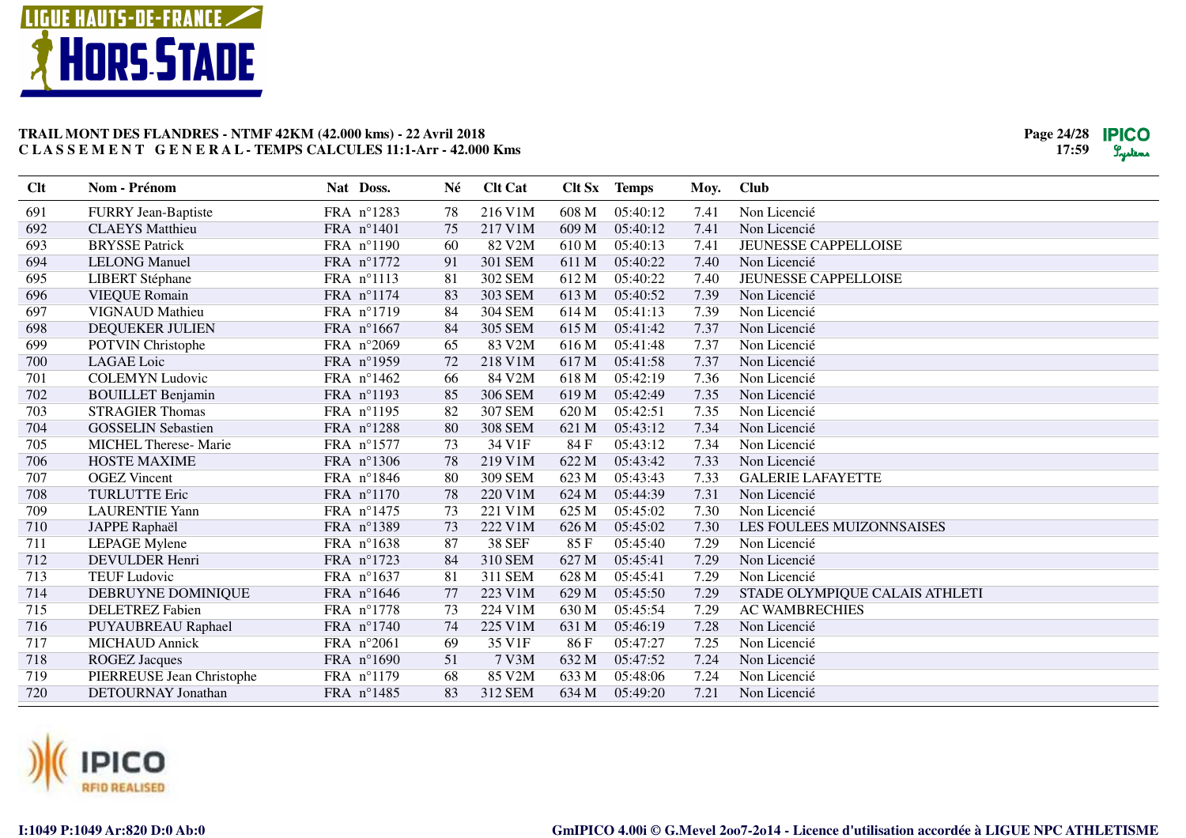# TRAIL MONT DES FLANDRES - NTMF 42KM (42.000 kms) - 22 Avril 2018
## C L A S S E M E N T G E N E R A L - TEMPS CALCULES 11:1-Arr - 42.000 Kms

| Clt | Nom - Prénom | Nat | Doss. | Né | Clt Cat | Clt Sx | Temps | Moy. | Club |
|---|---|---|---|---|---|---|---|---|---|
| 691 | FURRY Jean-Baptiste | FRA | n°1283 | 78 | 216 V1M | 608 M | 05:40:12 | 7.41 | Non Licencié |
| 692 | CLAEYS Matthieu | FRA | n°1401 | 75 | 217 V1M | 609 M | 05:40:12 | 7.41 | Non Licencié |
| 693 | BRYSSE Patrick | FRA | n°1190 | 60 | 82 V2M | 610 M | 05:40:13 | 7.41 | JEUNESSE CAPPELLOISE |
| 694 | LELONG Manuel | FRA | n°1772 | 91 | 301 SEM | 611 M | 05:40:22 | 7.40 | Non Licencié |
| 695 | LIBERT Stéphane | FRA | n°1113 | 81 | 302 SEM | 612 M | 05:40:22 | 7.40 | JEUNESSE CAPPELLOISE |
| 696 | VIEQUE Romain | FRA | n°1174 | 83 | 303 SEM | 613 M | 05:40:52 | 7.39 | Non Licencié |
| 697 | VIGNAUD Mathieu | FRA | n°1719 | 84 | 304 SEM | 614 M | 05:41:13 | 7.39 | Non Licencié |
| 698 | DEQUEKER JULIEN | FRA | n°1667 | 84 | 305 SEM | 615 M | 05:41:42 | 7.37 | Non Licencié |
| 699 | POTVIN Christophe | FRA | n°2069 | 65 | 83 V2M | 616 M | 05:41:48 | 7.37 | Non Licencié |
| 700 | LAGAE Loic | FRA | n°1959 | 72 | 218 V1M | 617 M | 05:41:58 | 7.37 | Non Licencié |
| 701 | COLEMYN Ludovic | FRA | n°1462 | 66 | 84 V2M | 618 M | 05:42:19 | 7.36 | Non Licencié |
| 702 | BOUILLET Benjamin | FRA | n°1193 | 85 | 306 SEM | 619 M | 05:42:49 | 7.35 | Non Licencié |
| 703 | STRAGIER Thomas | FRA | n°1195 | 82 | 307 SEM | 620 M | 05:42:51 | 7.35 | Non Licencié |
| 704 | GOSSELIN Sebastien | FRA | n°1288 | 80 | 308 SEM | 621 M | 05:43:12 | 7.34 | Non Licencié |
| 705 | MICHEL Therese- Marie | FRA | n°1577 | 73 | 34 V1F | 84 F | 05:43:12 | 7.34 | Non Licencié |
| 706 | HOSTE MAXIME | FRA | n°1306 | 78 | 219 V1M | 622 M | 05:43:42 | 7.33 | Non Licencié |
| 707 | OGEZ Vincent | FRA | n°1846 | 80 | 309 SEM | 623 M | 05:43:43 | 7.33 | GALERIE LAFAYETTE |
| 708 | TURLUTTE Eric | FRA | n°1170 | 78 | 220 V1M | 624 M | 05:44:39 | 7.31 | Non Licencié |
| 709 | LAURENTIE Yann | FRA | n°1475 | 73 | 221 V1M | 625 M | 05:45:02 | 7.30 | Non Licencié |
| 710 | JAPPE Raphaël | FRA | n°1389 | 73 | 222 V1M | 626 M | 05:45:02 | 7.30 | LES FOULEES MUIZONNSAISES |
| 711 | LEPAGE Mylene | FRA | n°1638 | 87 | 38 SEF | 85 F | 05:45:40 | 7.29 | Non Licencié |
| 712 | DEVULDER Henri | FRA | n°1723 | 84 | 310 SEM | 627 M | 05:45:41 | 7.29 | Non Licencié |
| 713 | TEUF Ludovic | FRA | n°1637 | 81 | 311 SEM | 628 M | 05:45:41 | 7.29 | Non Licencié |
| 714 | DEBRUYNE DOMINIQUE | FRA | n°1646 | 77 | 223 V1M | 629 M | 05:45:50 | 7.29 | STADE OLYMPIQUE CALAIS ATHLETI |
| 715 | DELETREZ Fabien | FRA | n°1778 | 73 | 224 V1M | 630 M | 05:45:54 | 7.29 | AC WAMBRECHIES |
| 716 | PUYAUBREAU Raphael | FRA | n°1740 | 74 | 225 V1M | 631 M | 05:46:19 | 7.28 | Non Licencié |
| 717 | MICHAUD Annick | FRA | n°2061 | 69 | 35 V1F | 86 F | 05:47:27 | 7.25 | Non Licencié |
| 718 | ROGEZ Jacques | FRA | n°1690 | 51 | 7 V3M | 632 M | 05:47:52 | 7.24 | Non Licencié |
| 719 | PIERREUSE Jean Christophe | FRA | n°1179 | 68 | 85 V2M | 633 M | 05:48:06 | 7.24 | Non Licencié |
| 720 | DETOURNAY Jonathan | FRA | n°1485 | 83 | 312 SEM | 634 M | 05:49:20 | 7.21 | Non Licencié |

I:1049 P:1049 Ar:820 D:0 Ab:0

GmIPICO 4.00i © G.Mevel 2oo7-2o14 - Licence d'utilisation accordée à LIGUE NPC ATHLETISME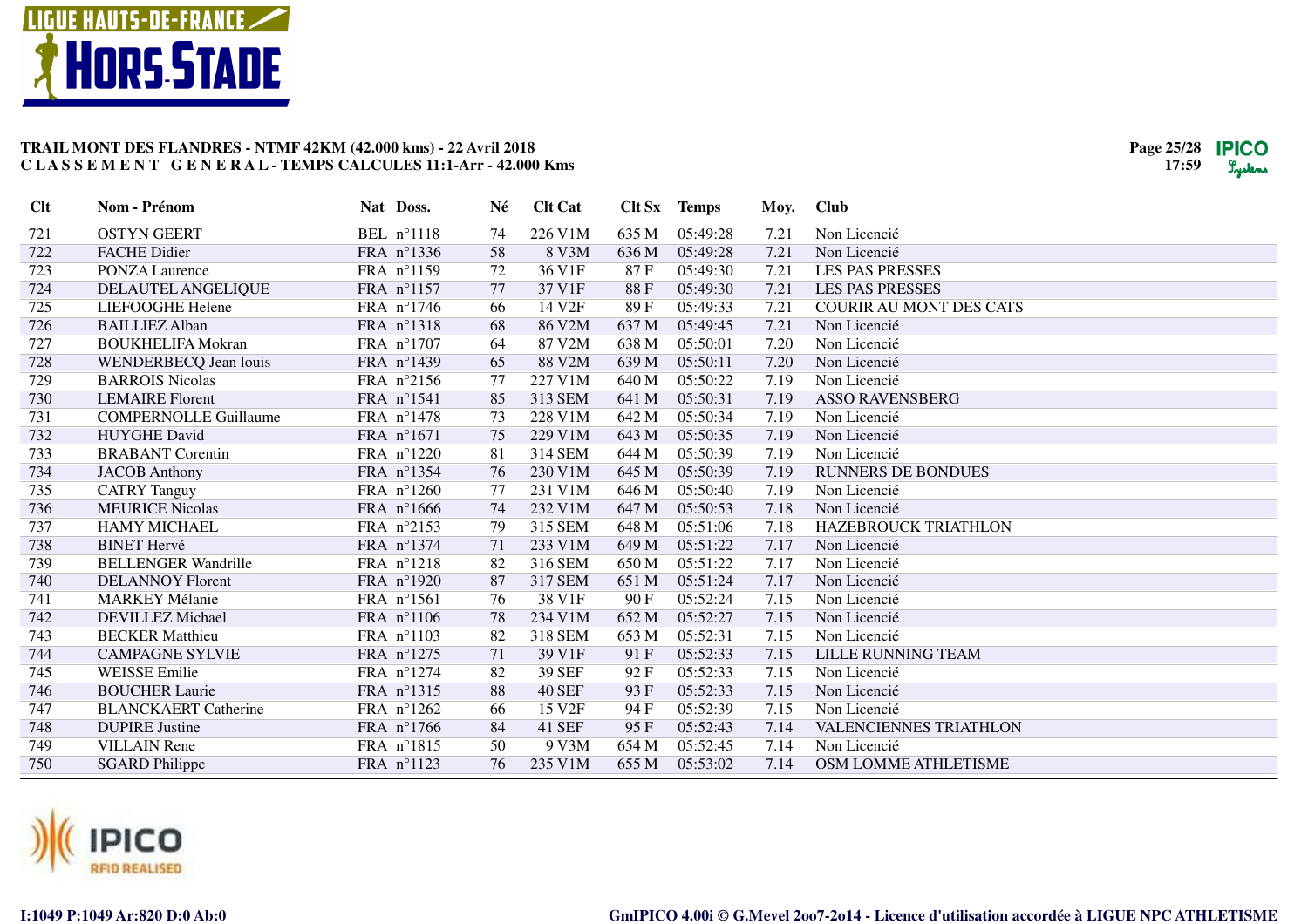## TRAIL MONT DES FLANDRES - NTMF 42KM (42.000 kms) - 22 Avril 2018
## C L A S S E M E N T   G E N E R A L - TEMPS CALCULES 11:1-Arr - 42.000 Kms

| Clt | Nom - Prénom | Nat | Doss. | Né | Clt Cat | Clt Sx | Temps | Moy. | Club |
|---|---|---|---|---|---|---|---|---|---|
| 721 | OSTYN GEERT | BEL | n°1118 | 74 | 226 V1M | 635 M | 05:49:28 | 7.21 | Non Licencié |
| 722 | FACHE Didier | FRA | n°1336 | 58 | 8 V3M | 636 M | 05:49:28 | 7.21 | Non Licencié |
| 723 | PONZA Laurence | FRA | n°1159 | 72 | 36 V1F | 87 F | 05:49:30 | 7.21 | LES PAS PRESSES |
| 724 | DELAUTEL ANGELIQUE | FRA | n°1157 | 77 | 37 V1F | 88 F | 05:49:30 | 7.21 | LES PAS PRESSES |
| 725 | LIEFOOGHE Helene | FRA | n°1746 | 66 | 14 V2F | 89 F | 05:49:33 | 7.21 | COURIR AU MONT DES CATS |
| 726 | BAILLIEZ Alban | FRA | n°1318 | 68 | 86 V2M | 637 M | 05:49:45 | 7.21 | Non Licencié |
| 727 | BOUKHELIFA Mokran | FRA | n°1707 | 64 | 87 V2M | 638 M | 05:50:01 | 7.20 | Non Licencié |
| 728 | WENDERBECQ Jean louis | FRA | n°1439 | 65 | 88 V2M | 639 M | 05:50:11 | 7.20 | Non Licencié |
| 729 | BARROIS Nicolas | FRA | n°2156 | 77 | 227 V1M | 640 M | 05:50:22 | 7.19 | Non Licencié |
| 730 | LEMAIRE Florent | FRA | n°1541 | 85 | 313 SEM | 641 M | 05:50:31 | 7.19 | ASSO RAVENSBERG |
| 731 | COMPERNOLLE Guillaume | FRA | n°1478 | 73 | 228 V1M | 642 M | 05:50:34 | 7.19 | Non Licencié |
| 732 | HUYGHE David | FRA | n°1671 | 75 | 229 V1M | 643 M | 05:50:35 | 7.19 | Non Licencié |
| 733 | BRABANT Corentin | FRA | n°1220 | 81 | 314 SEM | 644 M | 05:50:39 | 7.19 | Non Licencié |
| 734 | JACOB Anthony | FRA | n°1354 | 76 | 230 V1M | 645 M | 05:50:39 | 7.19 | RUNNERS DE BONDUES |
| 735 | CATRY Tanguy | FRA | n°1260 | 77 | 231 V1M | 646 M | 05:50:40 | 7.19 | Non Licencié |
| 736 | MEURICE Nicolas | FRA | n°1666 | 74 | 232 V1M | 647 M | 05:50:53 | 7.18 | Non Licencié |
| 737 | HAMY MICHAEL | FRA | n°2153 | 79 | 315 SEM | 648 M | 05:51:06 | 7.18 | HAZEBROUCK TRIATHLON |
| 738 | BINET Hervé | FRA | n°1374 | 71 | 233 V1M | 649 M | 05:51:22 | 7.17 | Non Licencié |
| 739 | BELLENGER Wandrille | FRA | n°1218 | 82 | 316 SEM | 650 M | 05:51:22 | 7.17 | Non Licencié |
| 740 | DELANNOY Florent | FRA | n°1920 | 87 | 317 SEM | 651 M | 05:51:24 | 7.17 | Non Licencié |
| 741 | MARKEY Mélanie | FRA | n°1561 | 76 | 38 V1F | 90 F | 05:52:24 | 7.15 | Non Licencié |
| 742 | DEVILLEZ Michael | FRA | n°1106 | 78 | 234 V1M | 652 M | 05:52:27 | 7.15 | Non Licencié |
| 743 | BECKER Matthieu | FRA | n°1103 | 82 | 318 SEM | 653 M | 05:52:31 | 7.15 | Non Licencié |
| 744 | CAMPAGNE SYLVIE | FRA | n°1275 | 71 | 39 V1F | 91 F | 05:52:33 | 7.15 | LILLE RUNNING TEAM |
| 745 | WEISSE Emilie | FRA | n°1274 | 82 | 39 SEF | 92 F | 05:52:33 | 7.15 | Non Licencié |
| 746 | BOUCHER Laurie | FRA | n°1315 | 88 | 40 SEF | 93 F | 05:52:33 | 7.15 | Non Licencié |
| 747 | BLANCKAERT Catherine | FRA | n°1262 | 66 | 15 V2F | 94 F | 05:52:39 | 7.15 | Non Licencié |
| 748 | DUPIRE Justine | FRA | n°1766 | 84 | 41 SEF | 95 F | 05:52:43 | 7.14 | VALENCIENNES TRIATHLON |
| 749 | VILLAIN Rene | FRA | n°1815 | 50 | 9 V3M | 654 M | 05:52:45 | 7.14 | Non Licencié |
| 750 | SGARD Philippe | FRA | n°1123 | 76 | 235 V1M | 655 M | 05:53:02 | 7.14 | OSM LOMME ATHLETISME |

I:1049 P:1049 Ar:820 D:0 Ab:0

GmIPICO 4.00i © G.Mevel 2oo7-2o14 - Licence d'utilisation accordée à LIGUE NPC ATHLETISME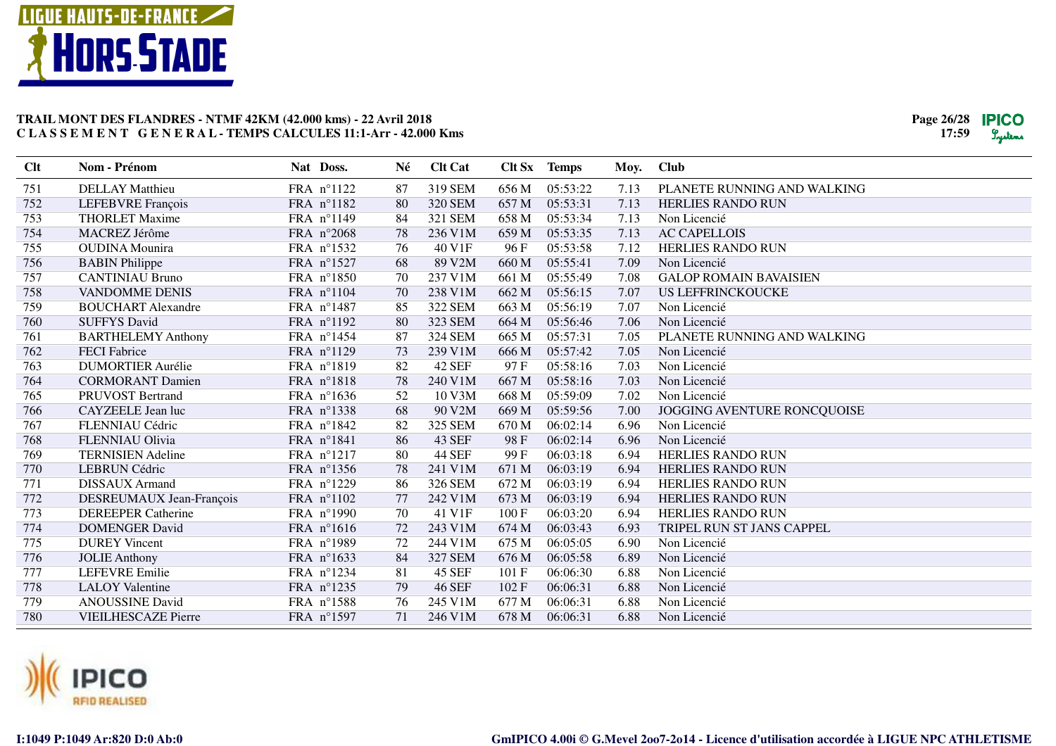**TRAIL MONT DES FLANDRES - NTMF 42KM (42.000 kms) - 22 Avril 2018**
**C L A S S E M E N T   G E N E R A L - TEMPS CALCULES 11:1-Arr - 42.000 Kms**

| Clt | Nom - Prénom | Nat | Doss. | Né | Clt Cat | Clt Sx | Temps | Moy. | Club |
|---|---|---|---|---|---|---|---|---|---|
| 751 | DELLAY Matthieu | FRA | n°1122 | 87 | 319 SEM | 656 M | 05:53:22 | 7.13 | PLANETE RUNNING AND WALKING |
| 752 | LEFEBVRE François | FRA | n°1182 | 80 | 320 SEM | 657 M | 05:53:31 | 7.13 | HERLIES RANDO RUN |
| 753 | THORLET Maxime | FRA | n°1149 | 84 | 321 SEM | 658 M | 05:53:34 | 7.13 | Non Licencié |
| 754 | MACREZ Jérôme | FRA | n°2068 | 78 | 236 V1M | 659 M | 05:53:35 | 7.13 | AC CAPELLOIS |
| 755 | OUDINA Mounira | FRA | n°1532 | 76 | 40 V1F | 96 F | 05:53:58 | 7.12 | HERLIES RANDO RUN |
| 756 | BABIN Philippe | FRA | n°1527 | 68 | 89 V2M | 660 M | 05:55:41 | 7.09 | Non Licencié |
| 757 | CANTINIAU Bruno | FRA | n°1850 | 70 | 237 V1M | 661 M | 05:55:49 | 7.08 | GALOP ROMAIN BAVAISIEN |
| 758 | VANDOMME DENIS | FRA | n°1104 | 70 | 238 V1M | 662 M | 05:56:15 | 7.07 | US LEFFRINCKOUCKE |
| 759 | BOUCHART Alexandre | FRA | n°1487 | 85 | 322 SEM | 663 M | 05:56:19 | 7.07 | Non Licencié |
| 760 | SUFFYS David | FRA | n°1192 | 80 | 323 SEM | 664 M | 05:56:46 | 7.06 | Non Licencié |
| 761 | BARTHELEMY Anthony | FRA | n°1454 | 87 | 324 SEM | 665 M | 05:57:31 | 7.05 | PLANETE RUNNING AND WALKING |
| 762 | FECI Fabrice | FRA | n°1129 | 73 | 239 V1M | 666 M | 05:57:42 | 7.05 | Non Licencié |
| 763 | DUMORTIER Aurélie | FRA | n°1819 | 82 | 42 SEF | 97 F | 05:58:16 | 7.03 | Non Licencié |
| 764 | CORMORANT Damien | FRA | n°1818 | 78 | 240 V1M | 667 M | 05:58:16 | 7.03 | Non Licencié |
| 765 | PRUVOST Bertrand | FRA | n°1636 | 52 | 10 V3M | 668 M | 05:59:09 | 7.02 | Non Licencié |
| 766 | CAYZEELE Jean luc | FRA | n°1338 | 68 | 90 V2M | 669 M | 05:59:56 | 7.00 | JOGGING AVENTURE RONCQUOISE |
| 767 | FLENNIAU Cédric | FRA | n°1842 | 82 | 325 SEM | 670 M | 06:02:14 | 6.96 | Non Licencié |
| 768 | FLENNIAU Olivia | FRA | n°1841 | 86 | 43 SEF | 98 F | 06:02:14 | 6.96 | Non Licencié |
| 769 | TERNISIEN Adeline | FRA | n°1217 | 80 | 44 SEF | 99 F | 06:03:18 | 6.94 | HERLIES RANDO RUN |
| 770 | LEBRUN Cédric | FRA | n°1356 | 78 | 241 V1M | 671 M | 06:03:19 | 6.94 | HERLIES RANDO RUN |
| 771 | DISSAUX Armand | FRA | n°1229 | 86 | 326 SEM | 672 M | 06:03:19 | 6.94 | HERLIES RANDO RUN |
| 772 | DESREUMAUX Jean-François | FRA | n°1102 | 77 | 242 V1M | 673 M | 06:03:19 | 6.94 | HERLIES RANDO RUN |
| 773 | DEREEPER Catherine | FRA | n°1990 | 70 | 41 V1F | 100 F | 06:03:20 | 6.94 | HERLIES RANDO RUN |
| 774 | DOMENGER David | FRA | n°1616 | 72 | 243 V1M | 674 M | 06:03:43 | 6.93 | TRIPEL RUN ST JANS CAPPEL |
| 775 | DUREY Vincent | FRA | n°1989 | 72 | 244 V1M | 675 M | 06:05:05 | 6.90 | Non Licencié |
| 776 | JOLIE Anthony | FRA | n°1633 | 84 | 327 SEM | 676 M | 06:05:58 | 6.89 | Non Licencié |
| 777 | LEFEVRE Emilie | FRA | n°1234 | 81 | 45 SEF | 101 F | 06:06:30 | 6.88 | Non Licencié |
| 778 | LALOY Valentine | FRA | n°1235 | 79 | 46 SEF | 102 F | 06:06:31 | 6.88 | Non Licencié |
| 779 | ANOUSSINE David | FRA | n°1588 | 76 | 245 V1M | 677 M | 06:06:31 | 6.88 | Non Licencié |
| 780 | VIEILHESCAZE Pierre | FRA | n°1597 | 71 | 246 V1M | 678 M | 06:06:31 | 6.88 | Non Licencié |

I:1049 P:1049 Ar:820 D:0 Ab:0

GmIPICO 4.00i © G.Mevel 2oo7-2o14 - Licence d'utilisation accordée à LIGUE NPC ATHLETISME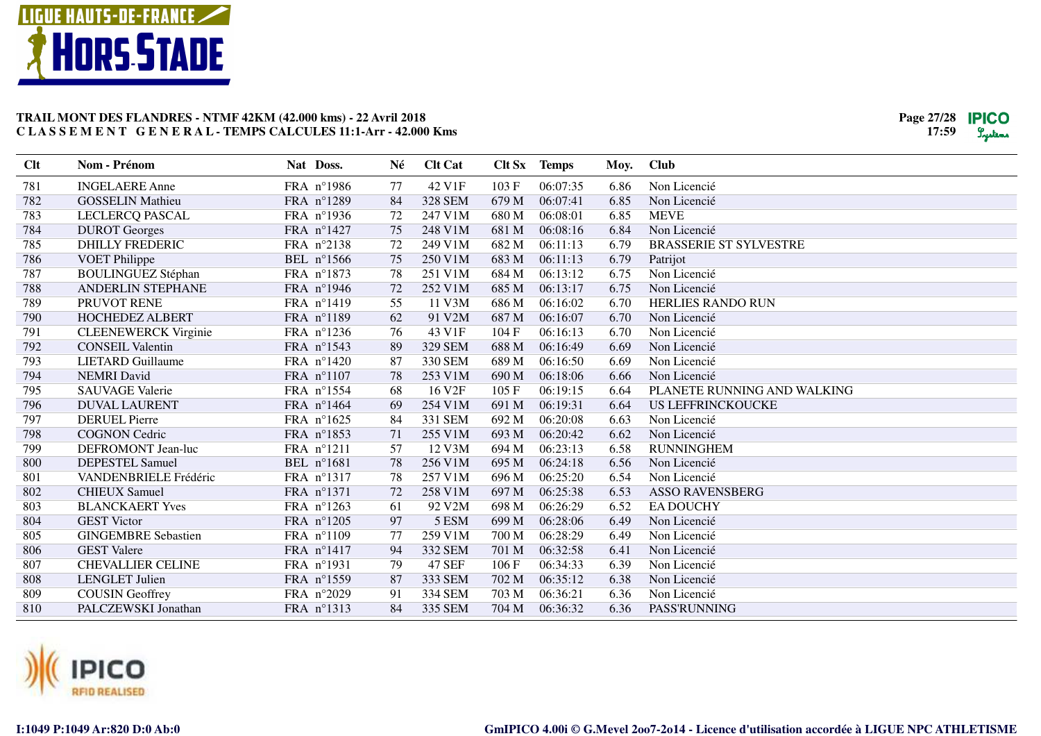**TRAIL MONT DES FLANDRES - NTMF 42KM (42.000 kms) - 22 Avril 2018**
**C L A S S E M E N T G E N E R A L - TEMPS CALCULES 11:1-Arr - 42.000 Kms**

| Clt | Nom - Prénom | Nat | Doss. | Né | Clt Cat | Clt Sx | Temps | Moy. | Club |
|---|---|---|---|---|---|---|---|---|---|
| 781 | INGELAERE Anne | FRA | n°1986 | 77 | 42 V1F | 103 F | 06:07:35 | 6.86 | Non Licencié |
| 782 | GOSSELIN Mathieu | FRA | n°1289 | 84 | 328 SEM | 679 M | 06:07:41 | 6.85 | Non Licencié |
| 783 | LECLERCQ PASCAL | FRA | n°1936 | 72 | 247 V1M | 680 M | 06:08:01 | 6.85 | MEVE |
| 784 | DUROT Georges | FRA | n°1427 | 75 | 248 V1M | 681 M | 06:08:16 | 6.84 | Non Licencié |
| 785 | DHILLY FREDERIC | FRA | n°2138 | 72 | 249 V1M | 682 M | 06:11:13 | 6.79 | BRASSERIE ST SYLVESTRE |
| 786 | VOET Philippe | BEL | n°1566 | 75 | 250 V1M | 683 M | 06:11:13 | 6.79 | Patrijot |
| 787 | BOULINGUEZ Stéphan | FRA | n°1873 | 78 | 251 V1M | 684 M | 06:13:12 | 6.75 | Non Licencié |
| 788 | ANDERLIN STEPHANE | FRA | n°1946 | 72 | 252 V1M | 685 M | 06:13:17 | 6.75 | Non Licencié |
| 789 | PRUVOT RENE | FRA | n°1419 | 55 | 11 V3M | 686 M | 06:16:02 | 6.70 | HERLIES RANDO RUN |
| 790 | HOCHEDEZ ALBERT | FRA | n°1189 | 62 | 91 V2M | 687 M | 06:16:07 | 6.70 | Non Licencié |
| 791 | CLEENEWERCK Virginie | FRA | n°1236 | 76 | 43 V1F | 104 F | 06:16:13 | 6.70 | Non Licencié |
| 792 | CONSEIL Valentin | FRA | n°1543 | 89 | 329 SEM | 688 M | 06:16:49 | 6.69 | Non Licencié |
| 793 | LIETARD Guillaume | FRA | n°1420 | 87 | 330 SEM | 689 M | 06:16:50 | 6.69 | Non Licencié |
| 794 | NEMRI David | FRA | n°1107 | 78 | 253 V1M | 690 M | 06:18:06 | 6.66 | Non Licencié |
| 795 | SAUVAGE Valerie | FRA | n°1554 | 68 | 16 V2F | 105 F | 06:19:15 | 6.64 | PLANETE RUNNING AND WALKING |
| 796 | DUVAL LAURENT | FRA | n°1464 | 69 | 254 V1M | 691 M | 06:19:31 | 6.64 | US LEFFRINCKOUCKE |
| 797 | DERUEL Pierre | FRA | n°1625 | 84 | 331 SEM | 692 M | 06:20:08 | 6.63 | Non Licencié |
| 798 | COGNON Cedric | FRA | n°1853 | 71 | 255 V1M | 693 M | 06:20:42 | 6.62 | Non Licencié |
| 799 | DEFROMONT Jean-luc | FRA | n°1211 | 57 | 12 V3M | 694 M | 06:23:13 | 6.58 | RUNNINGHEM |
| 800 | DEPESTEL Samuel | BEL | n°1681 | 78 | 256 V1M | 695 M | 06:24:18 | 6.56 | Non Licencié |
| 801 | VANDENBRIELE Frédéric | FRA | n°1317 | 78 | 257 V1M | 696 M | 06:25:20 | 6.54 | Non Licencié |
| 802 | CHIEUX Samuel | FRA | n°1371 | 72 | 258 V1M | 697 M | 06:25:38 | 6.53 | ASSO RAVENSBERG |
| 803 | BLANCKAERT Yves | FRA | n°1263 | 61 | 92 V2M | 698 M | 06:26:29 | 6.52 | EA DOUCHY |
| 804 | GEST Victor | FRA | n°1205 | 97 | 5 ESM | 699 M | 06:28:06 | 6.49 | Non Licencié |
| 805 | GINGEMBRE Sebastien | FRA | n°1109 | 77 | 259 V1M | 700 M | 06:28:29 | 6.49 | Non Licencié |
| 806 | GEST Valere | FRA | n°1417 | 94 | 332 SEM | 701 M | 06:32:58 | 6.41 | Non Licencié |
| 807 | CHEVALLIER CELINE | FRA | n°1931 | 79 | 47 SEF | 106 F | 06:34:33 | 6.39 | Non Licencié |
| 808 | LENGLET Julien | FRA | n°1559 | 87 | 333 SEM | 702 M | 06:35:12 | 6.38 | Non Licencié |
| 809 | COUSIN Geoffrey | FRA | n°2029 | 91 | 334 SEM | 703 M | 06:36:21 | 6.36 | Non Licencié |
| 810 | PALCZEWSKI Jonathan | FRA | n°1313 | 84 | 335 SEM | 704 M | 06:36:32 | 6.36 | PASS'RUNNING |

I:1049 P:1049 Ar:820 D:0 Ab:0

GmIPICO 4.00i © G.Mevel 2oo7-2o14 - Licence d'utilisation accordée à LIGUE NPC ATHLETISME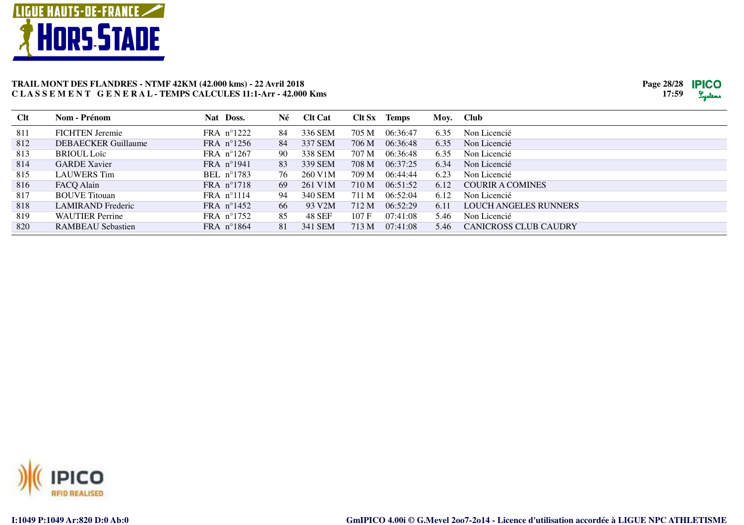**TRAIL MONT DES FLANDRES - NTMF 42KM (42.000 kms) - 22 Avril 2018**
**C L A S S E M E N T   G E N E R A L - TEMPS CALCULES 11:1-Arr - 42.000 Kms**

| Clt | Nom - Prénom | Nat | Doss. | Né | Clt Cat | Clt Sx | Temps | Moy. | Club |
|---|---|---|---|---|---|---|---|---|---|
| 811 | FICHTEN Jeremie | FRA | n°1222 | 84 | 336 SEM | 705 M | 06:36:47 | 6.35 | Non Licencié |
| 812 | DEBAECKER Guillaume | FRA | n°1256 | 84 | 337 SEM | 706 M | 06:36:48 | 6.35 | Non Licencié |
| 813 | BRIOUL Loïc | FRA | n°1267 | 90 | 338 SEM | 707 M | 06:36:48 | 6.35 | Non Licencié |
| 814 | GARDE Xavier | FRA | n°1941 | 83 | 339 SEM | 708 M | 06:37:25 | 6.34 | Non Licencié |
| 815 | LAUWERS Tim | BEL | n°1783 | 76 | 260 V1M | 709 M | 06:44:44 | 6.23 | Non Licencié |
| 816 | FACQ Alain | FRA | n°1718 | 69 | 261 V1M | 710 M | 06:51:52 | 6.12 | COURIR A COMINES |
| 817 | BOUVE Titouan | FRA | n°1114 | 94 | 340 SEM | 711 M | 06:52:04 | 6.12 | Non Licencié |
| 818 | LAMIRAND Frederic | FRA | n°1452 | 66 | 93 V2M | 712 M | 06:52:29 | 6.11 | LOUCH ANGELES RUNNERS |
| 819 | WAUTIER Perrine | FRA | n°1752 | 85 | 48 SEF | 107 F | 07:41:08 | 5.46 | Non Licencié |
| 820 | RAMBEAU Sebastien | FRA | n°1864 | 81 | 341 SEM | 713 M | 07:41:08 | 5.46 | CANICROSS CLUB CAUDRY |

I:1049 P:1049 Ar:820 D:0 Ab:0